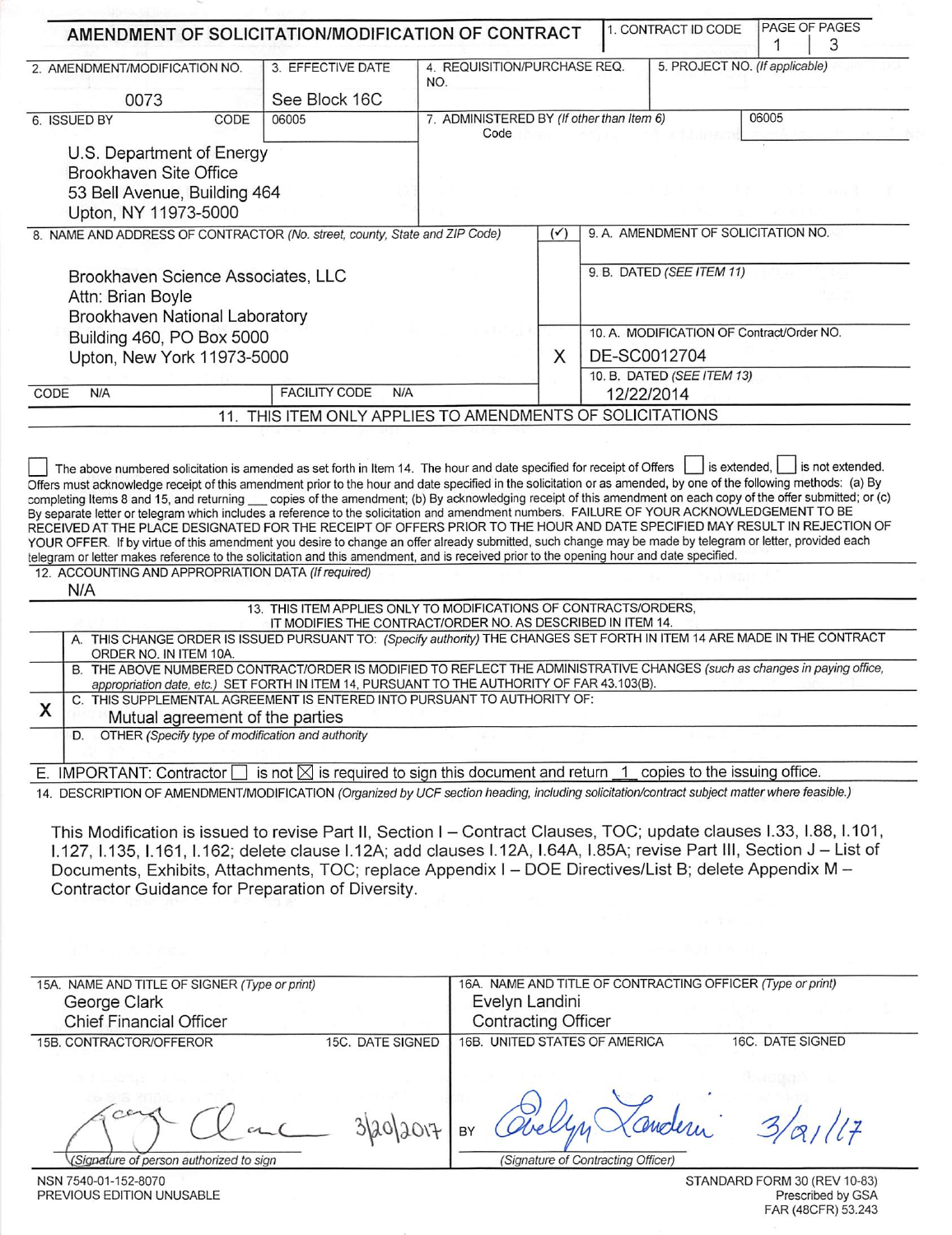# AMENDMENT OF SOLICITATION/MODIFICATION OF CONTRACT

| 1. CONTRACT ID CODE | PAGE OF PAGES |
|---|---|
| | 1 \| 3 |

| 2. AMENDMENT/MODIFICATION NO. | 3. EFFECTIVE DATE | 4. REQUISITION/PURCHASE REQ. NO. | 5. PROJECT NO. (If applicable) |
|---|---|---|---|
| 0073 | See Block 16C | | |

| 6. ISSUED BY | CODE 06005 | 7. ADMINISTERED BY (If other than Item 6) | Code 06005 |
|---|---|---|---|
| U.S. Department of Energy<br>Brookhaven Site Office<br>53 Bell Avenue, Building 464<br>Upton, NY 11973-5000 | | | |

8. NAME AND ADDRESS OF CONTRACTOR (No. street, county, State and ZIP Code)

Brookhaven Science Associates, LLC
Attn: Brian Boyle
Brookhaven National Laboratory
Building 460, PO Box 5000
Upton, New York 11973-5000

CODE N/A | FACILITY CODE N/A

(✓)

9. A. AMENDMENT OF SOLICITATION NO.

9. B. DATED (SEE ITEM 11)

X 10. A. MODIFICATION OF Contract/Order NO.
DE-SC0012704

10. B. DATED (SEE ITEM 13)
12/22/2014

## 11. THIS ITEM ONLY APPLIES TO AMENDMENTS OF SOLICITATIONS

☐ The above numbered solicitation is amended as set forth in Item 14. The hour and date specified for receipt of Offers ☐ is extended, ☐ is not extended. Offers must acknowledge receipt of this amendment prior to the hour and date specified in the solicitation or as amended, by one of the following methods: (a) By completing Items 8 and 15, and returning ___ copies of the amendment; (b) By acknowledging receipt of this amendment on each copy of the offer submitted; or (c) By separate letter or telegram which includes a reference to the solicitation and amendment numbers. FAILURE OF YOUR ACKNOWLEDGEMENT TO BE RECEIVED AT THE PLACE DESIGNATED FOR THE RECEIPT OF OFFERS PRIOR TO THE HOUR AND DATE SPECIFIED MAY RESULT IN REJECTION OF YOUR OFFER. If by virtue of this amendment you desire to change an offer already submitted, such change may be made by telegram or letter, provided each telegram or letter makes reference to the solicitation and this amendment, and is received prior to the opening hour and date specified.

12. ACCOUNTING AND APPROPRIATION DATA (If required)
N/A

## 13. THIS ITEM APPLIES ONLY TO MODIFICATIONS OF CONTRACTS/ORDERS, IT MODIFIES THE CONTRACT/ORDER NO. AS DESCRIBED IN ITEM 14.

| | |
|---|---|
| | A. THIS CHANGE ORDER IS ISSUED PURSUANT TO: (Specify authority) THE CHANGES SET FORTH IN ITEM 14 ARE MADE IN THE CONTRACT ORDER NO. IN ITEM 10A. |
| | B. THE ABOVE NUMBERED CONTRACT/ORDER IS MODIFIED TO REFLECT THE ADMINISTRATIVE CHANGES (such as changes in paying office, appropriation date, etc.) SET FORTH IN ITEM 14, PURSUANT TO THE AUTHORITY OF FAR 43.103(B). |
| X | C. THIS SUPPLEMENTAL AGREEMENT IS ENTERED INTO PURSUANT TO AUTHORITY OF: Mutual agreement of the parties |
| | D. OTHER (Specify type of modification and authority |

E. IMPORTANT: Contractor ☐ is not ☒ is required to sign this document and return 1 copies to the issuing office.

14. DESCRIPTION OF AMENDMENT/MODIFICATION (Organized by UCF section heading, including solicitation/contract subject matter where feasible.)

This Modification is issued to revise Part II, Section I – Contract Clauses, TOC; update clauses I.33, I.88, I.101, I.127, I.135, I.161, I.162; delete clause I.12A; add clauses I.12A, I.64A, I.85A; revise Part III, Section J – List of Documents, Exhibits, Attachments, TOC; replace Appendix I – DOE Directives/List B; delete Appendix M – Contractor Guidance for Preparation of Diversity.

| 15A. NAME AND TITLE OF SIGNER (Type or print) | | 16A. NAME AND TITLE OF CONTRACTING OFFICER (Type or print) | |
|---|---|---|---|
| George Clark<br>Chief Financial Officer | | Evelyn Landini<br>Contracting Officer | |
| 15B. CONTRACTOR/OFFEROR | 15C. DATE SIGNED | 16B. UNITED STATES OF AMERICA | 16C. DATE SIGNED |
| George Clark<br>(Signature of person authorized to sign) | 3/20/2017 | BY Evelyn Landini<br>(Signature of Contracting Officer) | 3/21/17 |

NSN 7540-01-152-8070
PREVIOUS EDITION UNUSABLE

STANDARD FORM 30 (REV 10-83)
Prescribed by GSA
FAR (48CFR) 53.243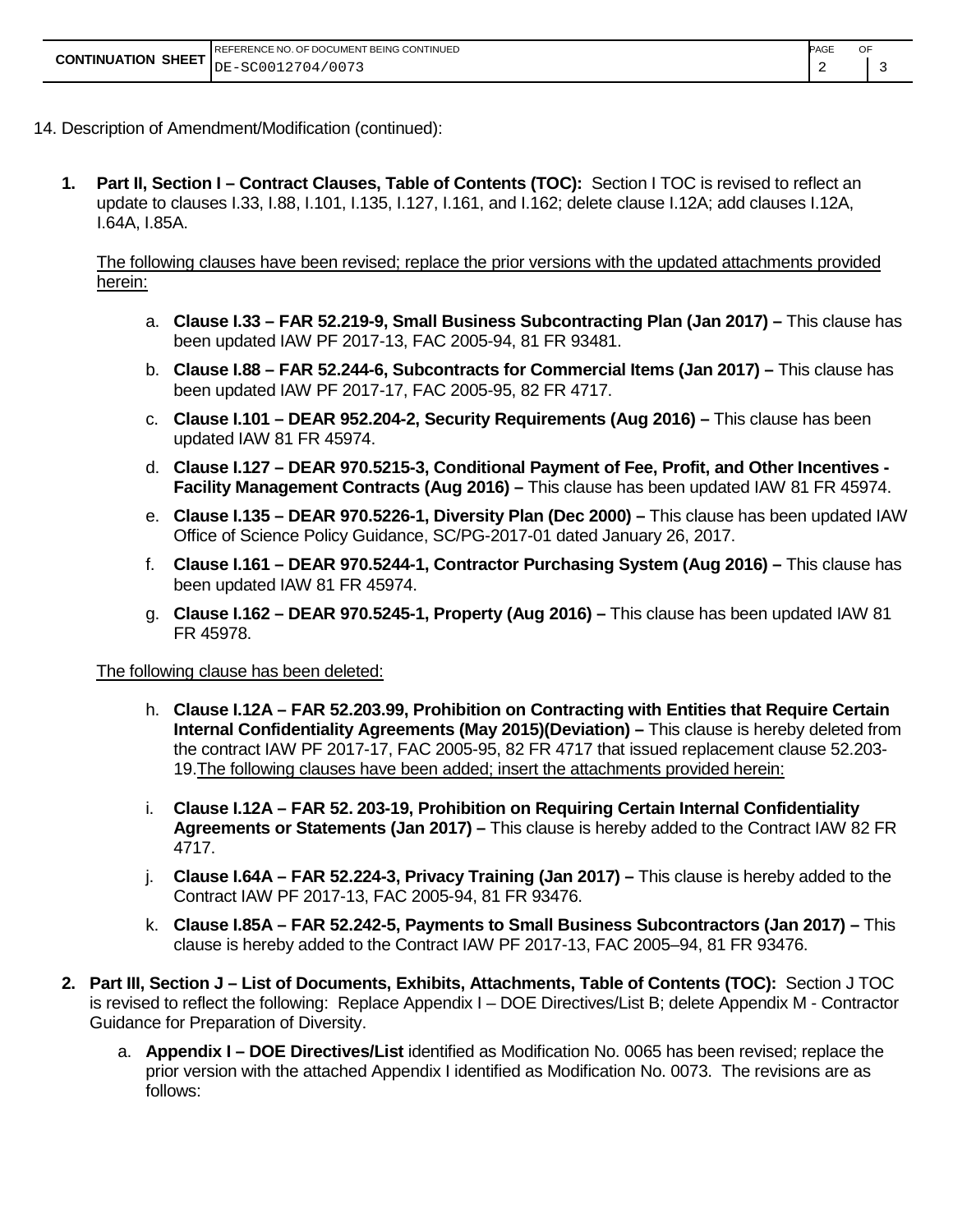14. Description of Amendment/Modification (continued):

1. **Part II, Section I – Contract Clauses, Table of Contents (TOC):** Section I TOC is revised to reflect an update to clauses I.33, I.88, I.101, I.135, I.127, I.161, and I.162; delete clause I.12A; add clauses I.12A, I.64A, I.85A.

   <u>The following clauses have been revised; replace the prior versions with the updated attachments provided herein:</u>

   a. **Clause I.33 – FAR 52.219-9, Small Business Subcontracting Plan (Jan 2017) –** This clause has been updated IAW PF 2017-13, FAC 2005-94, 81 FR 93481.

   b. **Clause I.88 – FAR 52.244-6, Subcontracts for Commercial Items (Jan 2017) –** This clause has been updated IAW PF 2017-17, FAC 2005-95, 82 FR 4717.

   c. **Clause I.101 – DEAR 952.204-2, Security Requirements (Aug 2016) –** This clause has been updated IAW 81 FR 45974.

   d. **Clause I.127 – DEAR 970.5215-3, Conditional Payment of Fee, Profit, and Other Incentives - Facility Management Contracts (Aug 2016) –** This clause has been updated IAW 81 FR 45974.

   e. **Clause I.135 – DEAR 970.5226-1, Diversity Plan (Dec 2000) –** This clause has been updated IAW Office of Science Policy Guidance, SC/PG-2017-01 dated January 26, 2017.

   f. **Clause I.161 – DEAR 970.5244-1, Contractor Purchasing System (Aug 2016) –** This clause has been updated IAW 81 FR 45974.

   g. **Clause I.162 – DEAR 970.5245-1, Property (Aug 2016) –** This clause has been updated IAW 81 FR 45978.

   <u>The following clause has been deleted:</u>

   h. **Clause I.12A – FAR 52.203.99, Prohibition on Contracting with Entities that Require Certain Internal Confidentiality Agreements (May 2015)(Deviation) –** This clause is hereby deleted from the contract IAW PF 2017-17, FAC 2005-95, 82 FR 4717 that issued replacement clause 52.203-19.<u>The following clauses have been added; insert the attachments provided herein:</u>

   i. **Clause I.12A – FAR 52. 203-19, Prohibition on Requiring Certain Internal Confidentiality Agreements or Statements (Jan 2017) –** This clause is hereby added to the Contract IAW 82 FR 4717.

   j. **Clause I.64A – FAR 52.224-3, Privacy Training (Jan 2017) –** This clause is hereby added to the Contract IAW PF 2017-13, FAC 2005-94, 81 FR 93476.

   k. **Clause I.85A – FAR 52.242-5, Payments to Small Business Subcontractors (Jan 2017) –** This clause is hereby added to the Contract IAW PF 2017-13, FAC 2005–94, 81 FR 93476.

2. **Part III, Section J – List of Documents, Exhibits, Attachments, Table of Contents (TOC):** Section J TOC is revised to reflect the following: Replace Appendix I – DOE Directives/List B; delete Appendix M - Contractor Guidance for Preparation of Diversity.

   a. **Appendix I – DOE Directives/List** identified as Modification No. 0065 has been revised; replace the prior version with the attached Appendix I identified as Modification No. 0073. The revisions are as follows: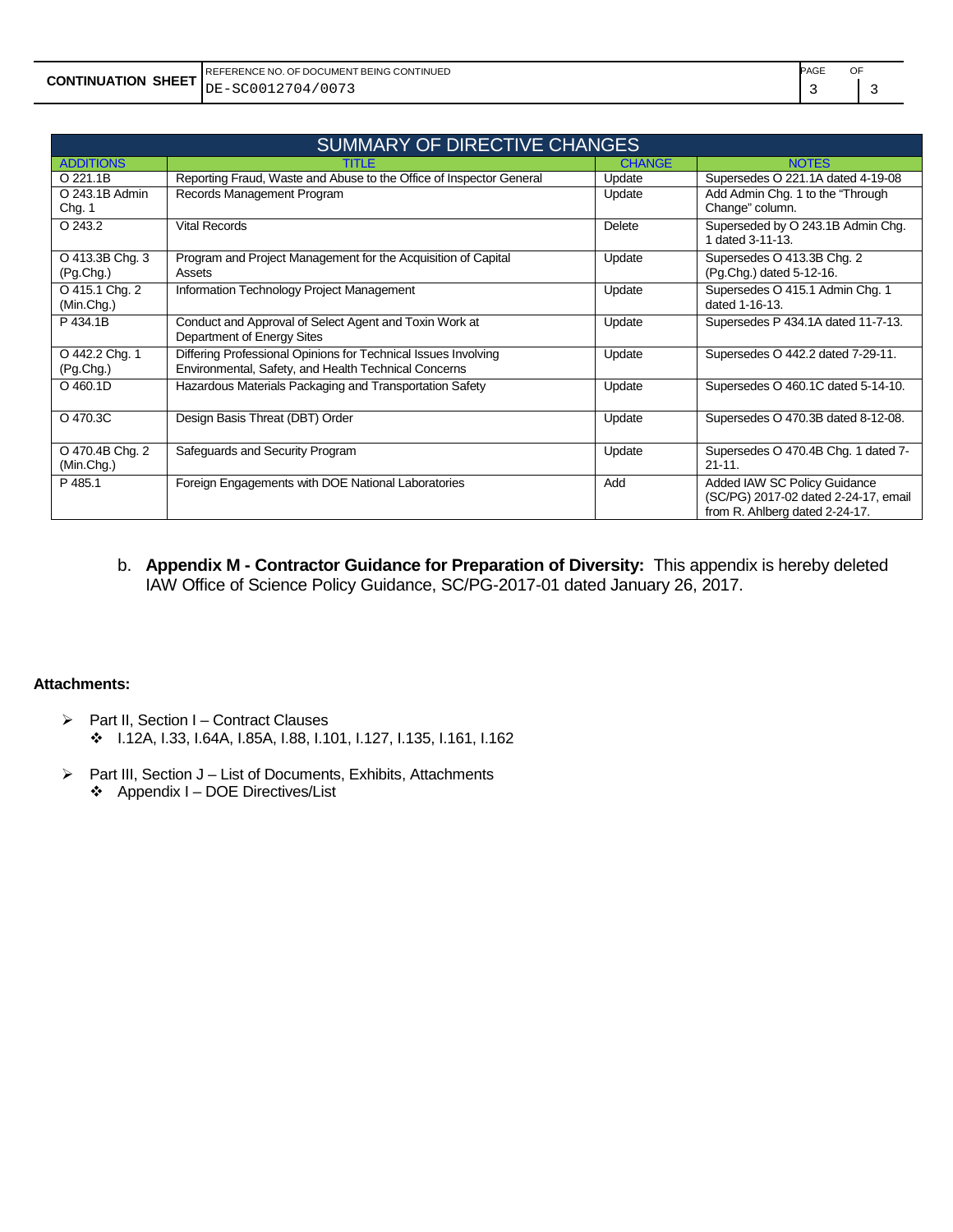| CONTINUATION SHEET | REFERENCE NO. OF DOCUMENT BEING CONTINUED DE-SC0012704/0073 | PAGE 3 | OF 3 |
|---|---|---|---|

| SUMMARY OF DIRECTIVE CHANGES | | | |
|---|---|---|---|
| ADDITIONS | TITLE | CHANGE | NOTES |
| O 221.1B | Reporting Fraud, Waste and Abuse to the Office of Inspector General | Update | Supersedes O 221.1A dated 4-19-08 |
| O 243.1B Admin Chg. 1 | Records Management Program | Update | Add Admin Chg. 1 to the "Through Change" column. |
| O 243.2 | Vital Records | Delete | Superseded by O 243.1B Admin Chg. 1 dated 3-11-13. |
| O 413.3B Chg. 3 (Pg.Chg.) | Program and Project Management for the Acquisition of Capital Assets | Update | Supersedes O 413.3B Chg. 2 (Pg.Chg.) dated 5-12-16. |
| O 415.1 Chg. 2 (Min.Chg.) | Information Technology Project Management | Update | Supersedes O 415.1 Admin Chg. 1 dated 1-16-13. |
| P 434.1B | Conduct and Approval of Select Agent and Toxin Work at Department of Energy Sites | Update | Supersedes P 434.1A dated 11-7-13. |
| O 442.2 Chg. 1 (Pg.Chg.) | Differing Professional Opinions for Technical Issues Involving Environmental, Safety, and Health Technical Concerns | Update | Supersedes O 442.2 dated 7-29-11. |
| O 460.1D | Hazardous Materials Packaging and Transportation Safety | Update | Supersedes O 460.1C dated 5-14-10. |
| O 470.3C | Design Basis Threat (DBT) Order | Update | Supersedes O 470.3B dated 8-12-08. |
| O 470.4B Chg. 2 (Min.Chg.) | Safeguards and Security Program | Update | Supersedes O 470.4B Chg. 1 dated 7-21-11. |
| P 485.1 | Foreign Engagements with DOE National Laboratories | Add | Added IAW SC Policy Guidance (SC/PG) 2017-02 dated 2-24-17, email from R. Ahlberg dated 2-24-17. |

b. **Appendix M - Contractor Guidance for Preparation of Diversity:** This appendix is hereby deleted IAW Office of Science Policy Guidance, SC/PG-2017-01 dated January 26, 2017.

**Attachments:**

- Part II, Section I – Contract Clauses
  - I.12A, I.33, I.64A, I.85A, I.88, I.101, I.127, I.135, I.161, I.162
- Part III, Section J – List of Documents, Exhibits, Attachments
  - Appendix I – DOE Directives/List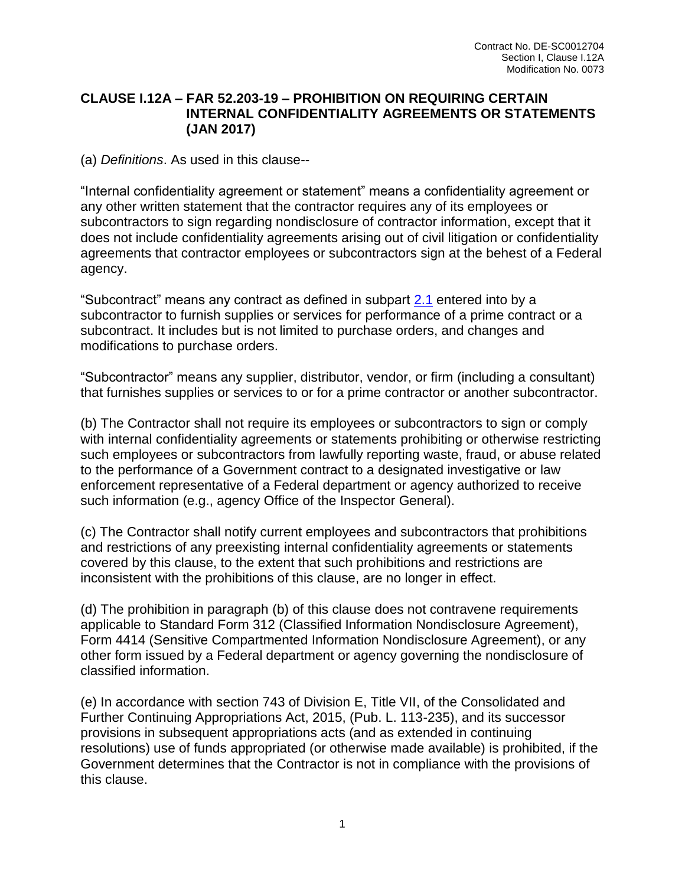## CLAUSE I.12A – FAR 52.203-19 – PROHIBITION ON REQUIRING CERTAIN INTERNAL CONFIDENTIALITY AGREEMENTS OR STATEMENTS (JAN 2017)

(a) *Definitions*. As used in this clause--

"Internal confidentiality agreement or statement" means a confidentiality agreement or any other written statement that the contractor requires any of its employees or subcontractors to sign regarding nondisclosure of contractor information, except that it does not include confidentiality agreements arising out of civil litigation or confidentiality agreements that contractor employees or subcontractors sign at the behest of a Federal agency.

"Subcontract" means any contract as defined in subpart 2.1 entered into by a subcontractor to furnish supplies or services for performance of a prime contract or a subcontract. It includes but is not limited to purchase orders, and changes and modifications to purchase orders.

"Subcontractor" means any supplier, distributor, vendor, or firm (including a consultant) that furnishes supplies or services to or for a prime contractor or another subcontractor.

(b) The Contractor shall not require its employees or subcontractors to sign or comply with internal confidentiality agreements or statements prohibiting or otherwise restricting such employees or subcontractors from lawfully reporting waste, fraud, or abuse related to the performance of a Government contract to a designated investigative or law enforcement representative of a Federal department or agency authorized to receive such information (e.g., agency Office of the Inspector General).

(c) The Contractor shall notify current employees and subcontractors that prohibitions and restrictions of any preexisting internal confidentiality agreements or statements covered by this clause, to the extent that such prohibitions and restrictions are inconsistent with the prohibitions of this clause, are no longer in effect.

(d) The prohibition in paragraph (b) of this clause does not contravene requirements applicable to Standard Form 312 (Classified Information Nondisclosure Agreement), Form 4414 (Sensitive Compartmented Information Nondisclosure Agreement), or any other form issued by a Federal department or agency governing the nondisclosure of classified information.

(e) In accordance with section 743 of Division E, Title VII, of the Consolidated and Further Continuing Appropriations Act, 2015, (Pub. L. 113-235), and its successor provisions in subsequent appropriations acts (and as extended in continuing resolutions) use of funds appropriated (or otherwise made available) is prohibited, if the Government determines that the Contractor is not in compliance with the provisions of this clause.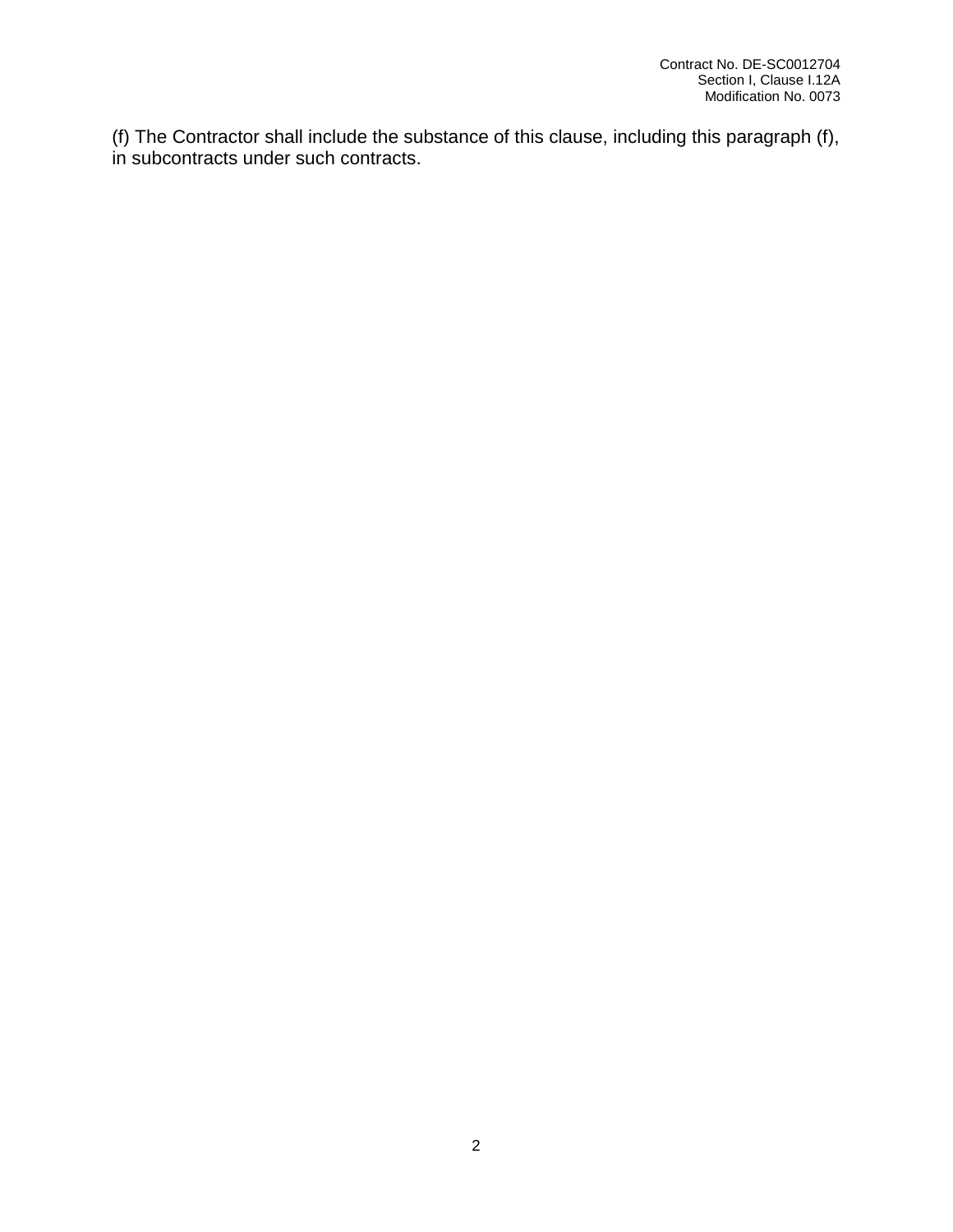(f) The Contractor shall include the substance of this clause, including this paragraph (f), in subcontracts under such contracts.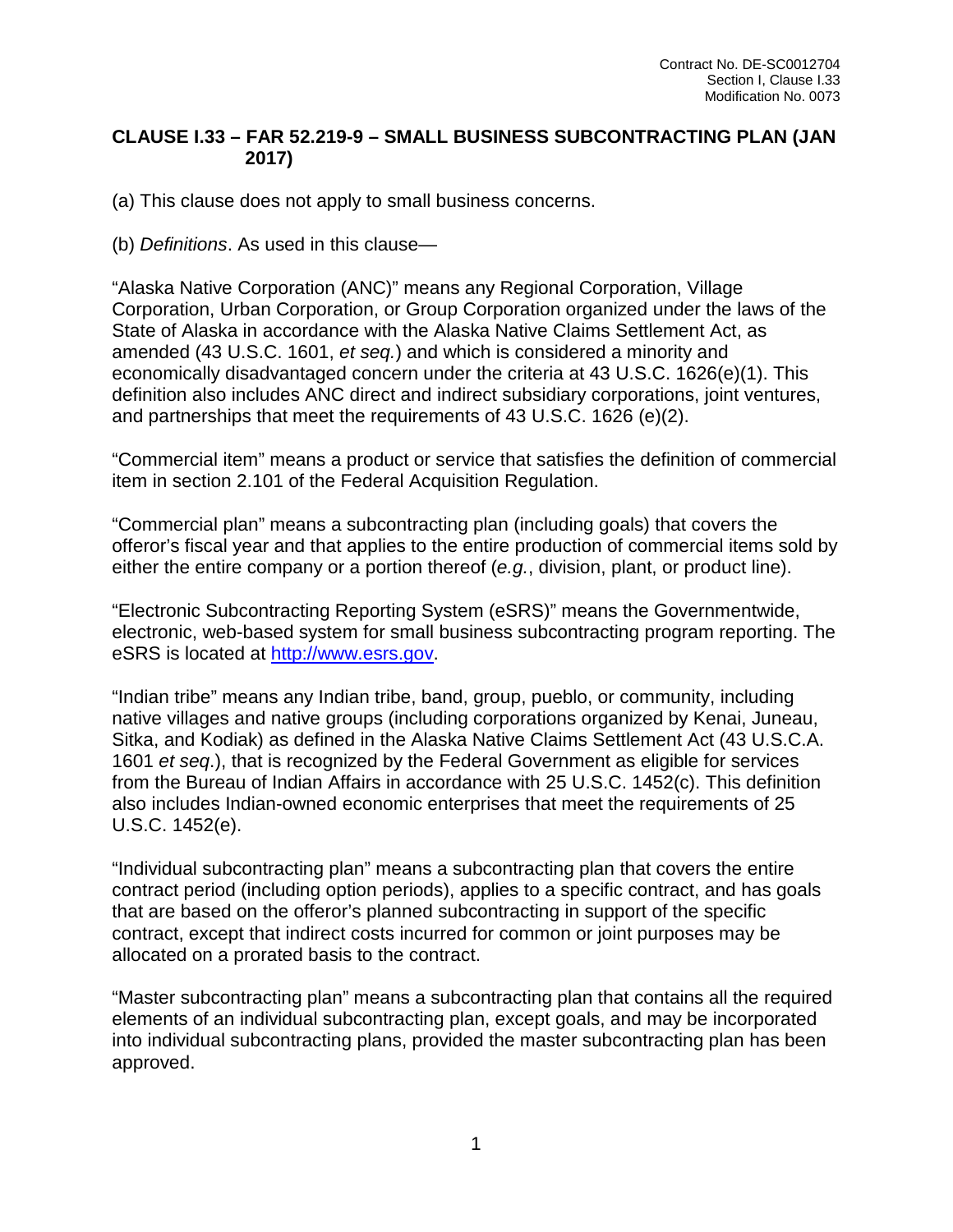## CLAUSE I.33 – FAR 52.219-9 – SMALL BUSINESS SUBCONTRACTING PLAN (JAN 2017)

(a) This clause does not apply to small business concerns.

(b) *Definitions*. As used in this clause—

"Alaska Native Corporation (ANC)" means any Regional Corporation, Village Corporation, Urban Corporation, or Group Corporation organized under the laws of the State of Alaska in accordance with the Alaska Native Claims Settlement Act, as amended (43 U.S.C. 1601, *et seq.*) and which is considered a minority and economically disadvantaged concern under the criteria at 43 U.S.C. 1626(e)(1). This definition also includes ANC direct and indirect subsidiary corporations, joint ventures, and partnerships that meet the requirements of 43 U.S.C. 1626 (e)(2).

"Commercial item" means a product or service that satisfies the definition of commercial item in section 2.101 of the Federal Acquisition Regulation.

"Commercial plan" means a subcontracting plan (including goals) that covers the offeror's fiscal year and that applies to the entire production of commercial items sold by either the entire company or a portion thereof (*e.g.*, division, plant, or product line).

"Electronic Subcontracting Reporting System (eSRS)" means the Governmentwide, electronic, web-based system for small business subcontracting program reporting. The eSRS is located at [http://www.esrs.gov](http://www.esrs.gov).

"Indian tribe" means any Indian tribe, band, group, pueblo, or community, including native villages and native groups (including corporations organized by Kenai, Juneau, Sitka, and Kodiak) as defined in the Alaska Native Claims Settlement Act (43 U.S.C.A. 1601 *et seq*.), that is recognized by the Federal Government as eligible for services from the Bureau of Indian Affairs in accordance with 25 U.S.C. 1452(c). This definition also includes Indian-owned economic enterprises that meet the requirements of 25 U.S.C. 1452(e).

"Individual subcontracting plan" means a subcontracting plan that covers the entire contract period (including option periods), applies to a specific contract, and has goals that are based on the offeror's planned subcontracting in support of the specific contract, except that indirect costs incurred for common or joint purposes may be allocated on a prorated basis to the contract.

"Master subcontracting plan" means a subcontracting plan that contains all the required elements of an individual subcontracting plan, except goals, and may be incorporated into individual subcontracting plans, provided the master subcontracting plan has been approved.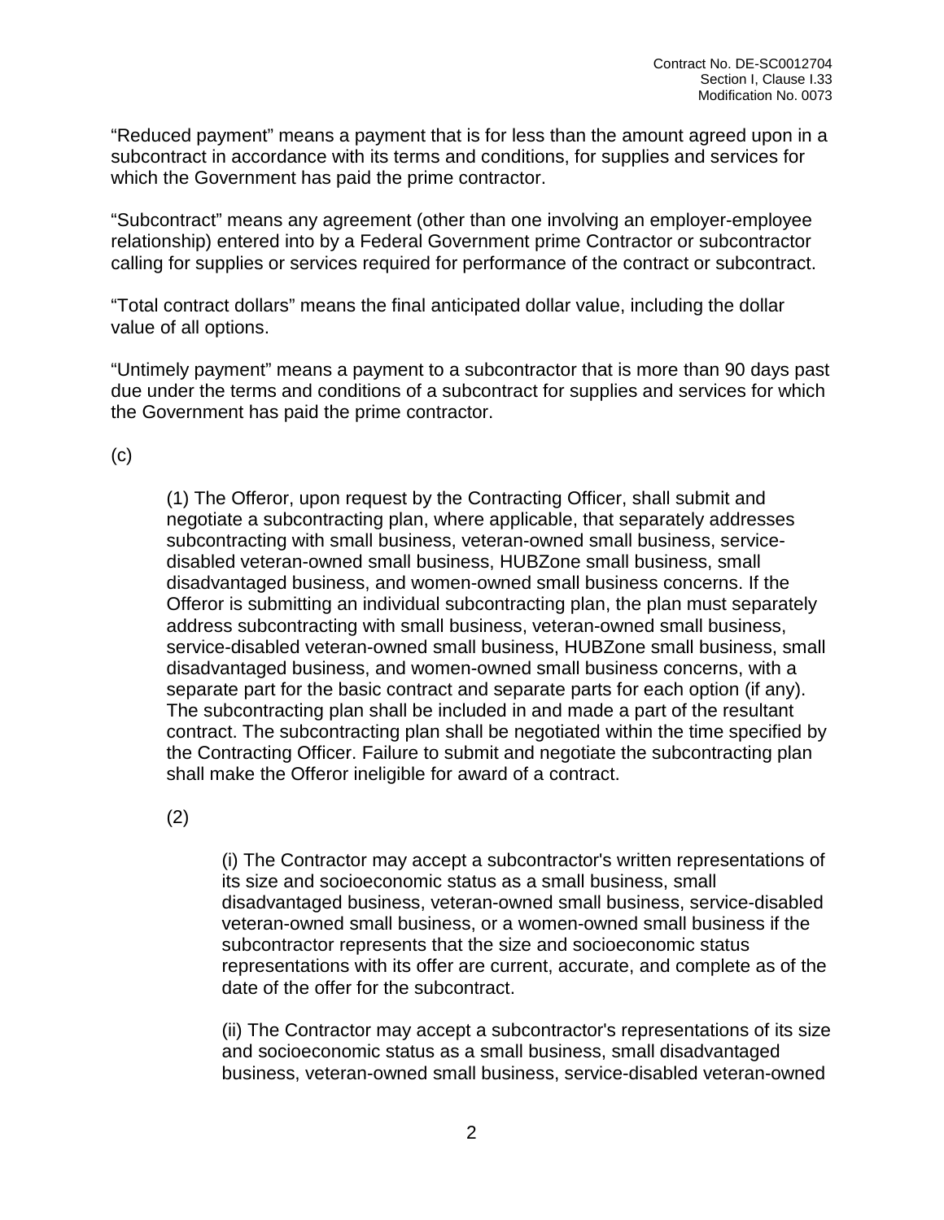"Reduced payment" means a payment that is for less than the amount agreed upon in a subcontract in accordance with its terms and conditions, for supplies and services for which the Government has paid the prime contractor.

"Subcontract" means any agreement (other than one involving an employer-employee relationship) entered into by a Federal Government prime Contractor or subcontractor calling for supplies or services required for performance of the contract or subcontract.

"Total contract dollars" means the final anticipated dollar value, including the dollar value of all options.

"Untimely payment" means a payment to a subcontractor that is more than 90 days past due under the terms and conditions of a subcontract for supplies and services for which the Government has paid the prime contractor.

(c)

(1) The Offeror, upon request by the Contracting Officer, shall submit and negotiate a subcontracting plan, where applicable, that separately addresses subcontracting with small business, veteran-owned small business, service-disabled veteran-owned small business, HUBZone small business, small disadvantaged business, and women-owned small business concerns. If the Offeror is submitting an individual subcontracting plan, the plan must separately address subcontracting with small business, veteran-owned small business, service-disabled veteran-owned small business, HUBZone small business, small disadvantaged business, and women-owned small business concerns, with a separate part for the basic contract and separate parts for each option (if any). The subcontracting plan shall be included in and made a part of the resultant contract. The subcontracting plan shall be negotiated within the time specified by the Contracting Officer. Failure to submit and negotiate the subcontracting plan shall make the Offeror ineligible for award of a contract.

(2)

(i) The Contractor may accept a subcontractor's written representations of its size and socioeconomic status as a small business, small disadvantaged business, veteran-owned small business, service-disabled veteran-owned small business, or a women-owned small business if the subcontractor represents that the size and socioeconomic status representations with its offer are current, accurate, and complete as of the date of the offer for the subcontract.

(ii) The Contractor may accept a subcontractor's representations of its size and socioeconomic status as a small business, small disadvantaged business, veteran-owned small business, service-disabled veteran-owned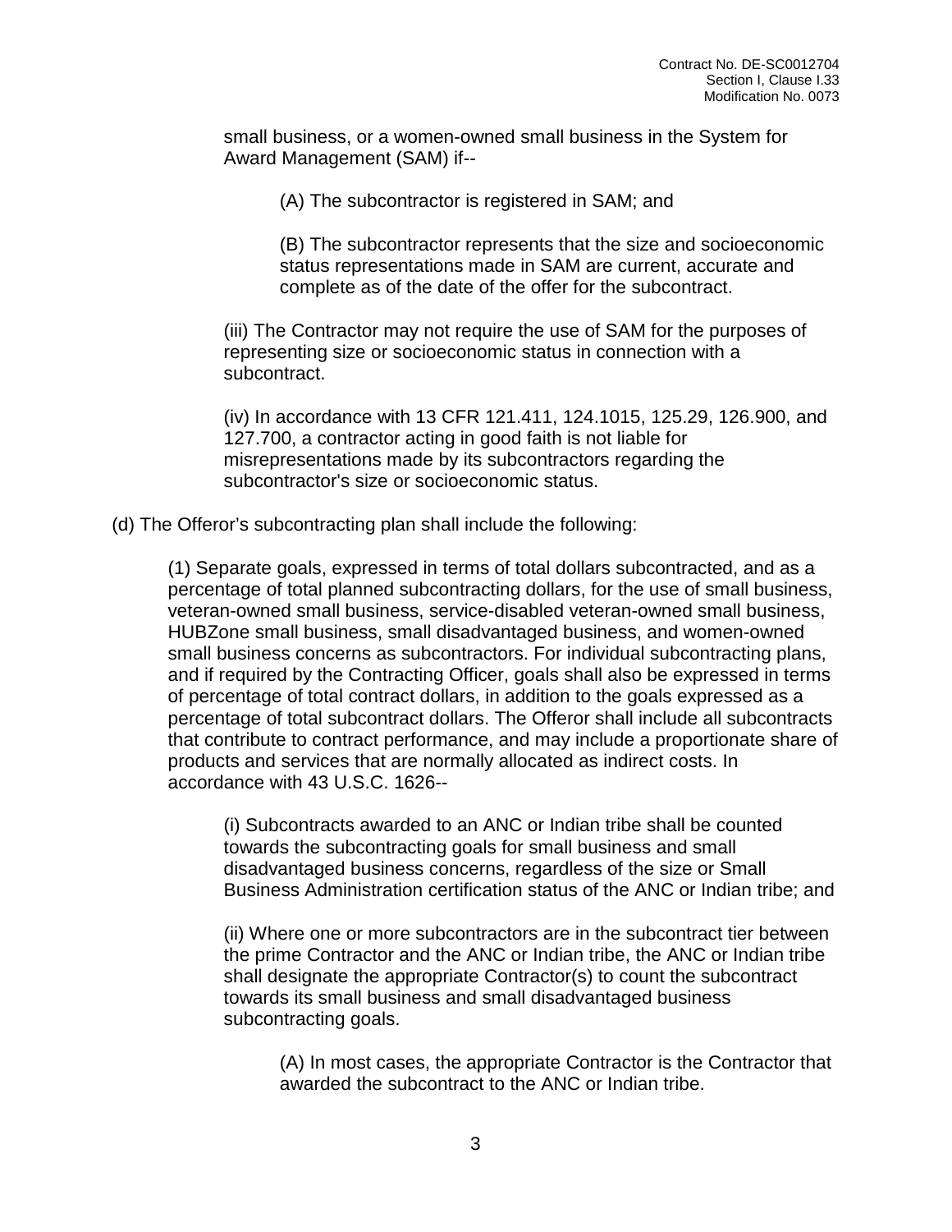small business, or a women-owned small business in the System for Award Management (SAM) if--

(A) The subcontractor is registered in SAM; and

(B) The subcontractor represents that the size and socioeconomic status representations made in SAM are current, accurate and complete as of the date of the offer for the subcontract.

(iii) The Contractor may not require the use of SAM for the purposes of representing size or socioeconomic status in connection with a subcontract.

(iv) In accordance with 13 CFR 121.411, 124.1015, 125.29, 126.900, and 127.700, a contractor acting in good faith is not liable for misrepresentations made by its subcontractors regarding the subcontractor's size or socioeconomic status.

(d) The Offeror's subcontracting plan shall include the following:

(1) Separate goals, expressed in terms of total dollars subcontracted, and as a percentage of total planned subcontracting dollars, for the use of small business, veteran-owned small business, service-disabled veteran-owned small business, HUBZone small business, small disadvantaged business, and women-owned small business concerns as subcontractors. For individual subcontracting plans, and if required by the Contracting Officer, goals shall also be expressed in terms of percentage of total contract dollars, in addition to the goals expressed as a percentage of total subcontract dollars. The Offeror shall include all subcontracts that contribute to contract performance, and may include a proportionate share of products and services that are normally allocated as indirect costs. In accordance with 43 U.S.C. 1626--

(i) Subcontracts awarded to an ANC or Indian tribe shall be counted towards the subcontracting goals for small business and small disadvantaged business concerns, regardless of the size or Small Business Administration certification status of the ANC or Indian tribe; and

(ii) Where one or more subcontractors are in the subcontract tier between the prime Contractor and the ANC or Indian tribe, the ANC or Indian tribe shall designate the appropriate Contractor(s) to count the subcontract towards its small business and small disadvantaged business subcontracting goals.

(A) In most cases, the appropriate Contractor is the Contractor that awarded the subcontract to the ANC or Indian tribe.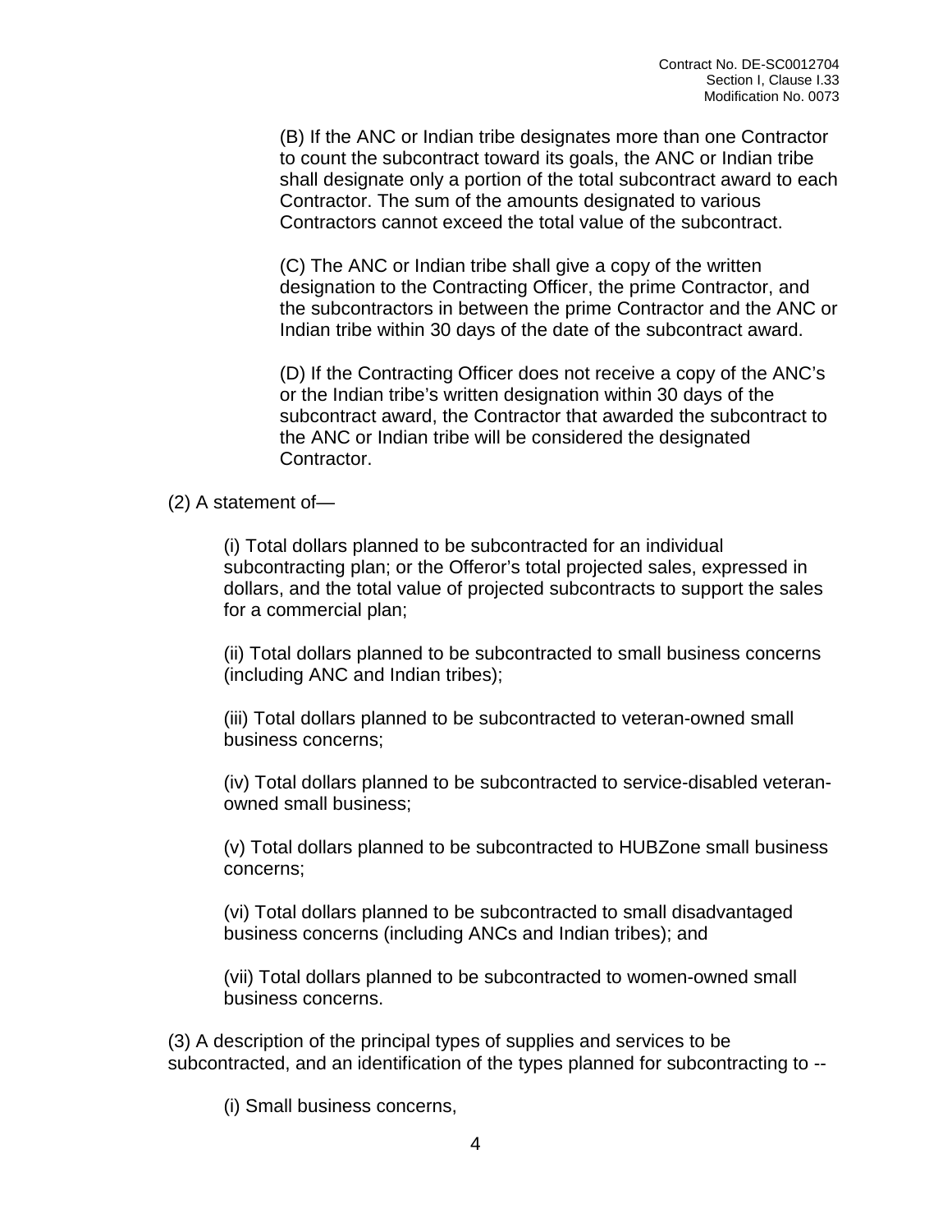(B) If the ANC or Indian tribe designates more than one Contractor to count the subcontract toward its goals, the ANC or Indian tribe shall designate only a portion of the total subcontract award to each Contractor. The sum of the amounts designated to various Contractors cannot exceed the total value of the subcontract.

(C) The ANC or Indian tribe shall give a copy of the written designation to the Contracting Officer, the prime Contractor, and the subcontractors in between the prime Contractor and the ANC or Indian tribe within 30 days of the date of the subcontract award.

(D) If the Contracting Officer does not receive a copy of the ANC's or the Indian tribe's written designation within 30 days of the subcontract award, the Contractor that awarded the subcontract to the ANC or Indian tribe will be considered the designated Contractor.

(2) A statement of—

(i) Total dollars planned to be subcontracted for an individual subcontracting plan; or the Offeror's total projected sales, expressed in dollars, and the total value of projected subcontracts to support the sales for a commercial plan;

(ii) Total dollars planned to be subcontracted to small business concerns (including ANC and Indian tribes);

(iii) Total dollars planned to be subcontracted to veteran-owned small business concerns;

(iv) Total dollars planned to be subcontracted to service-disabled veteran-owned small business;

(v) Total dollars planned to be subcontracted to HUBZone small business concerns;

(vi) Total dollars planned to be subcontracted to small disadvantaged business concerns (including ANCs and Indian tribes); and

(vii) Total dollars planned to be subcontracted to women-owned small business concerns.

(3) A description of the principal types of supplies and services to be subcontracted, and an identification of the types planned for subcontracting to --

(i) Small business concerns,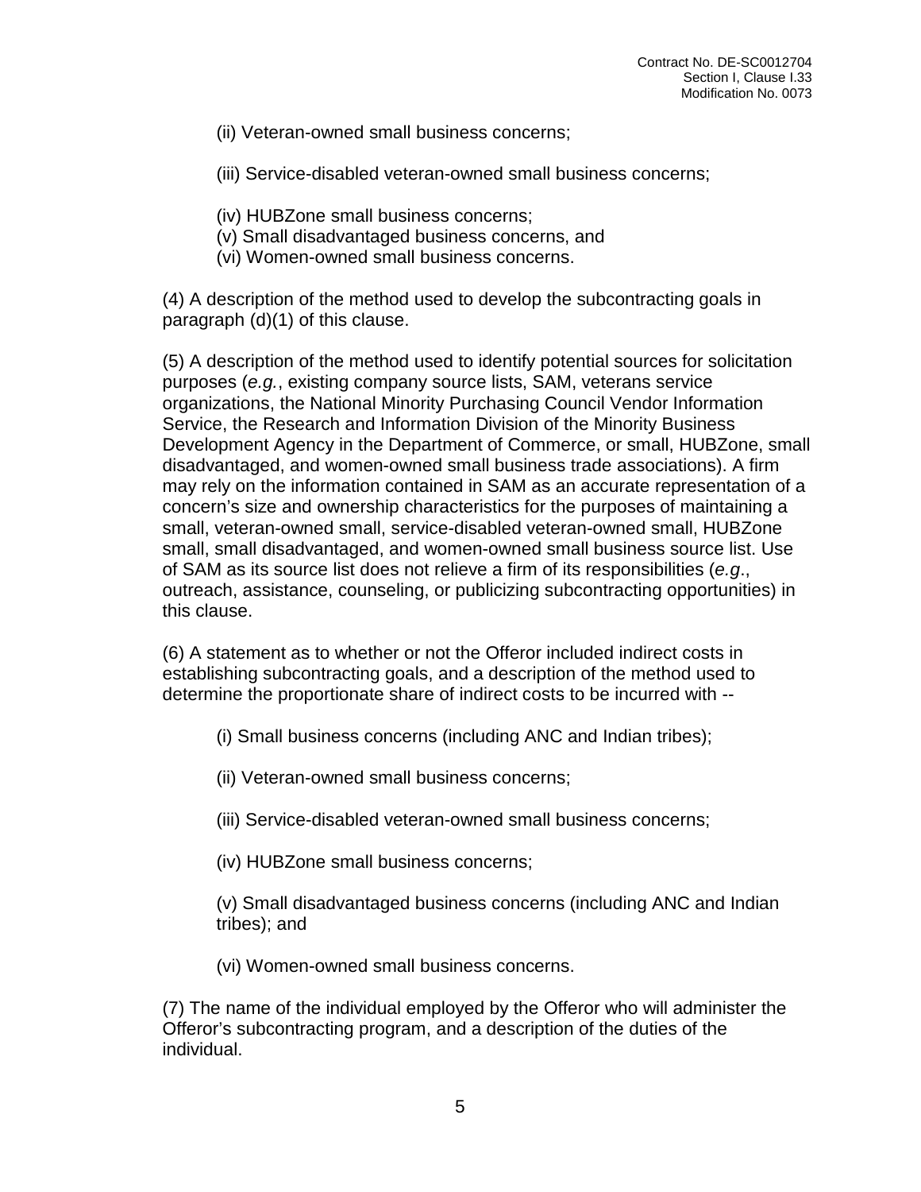(ii) Veteran-owned small business concerns;

(iii) Service-disabled veteran-owned small business concerns;

(iv) HUBZone small business concerns;
(v) Small disadvantaged business concerns, and
(vi) Women-owned small business concerns.

(4) A description of the method used to develop the subcontracting goals in paragraph (d)(1) of this clause.

(5) A description of the method used to identify potential sources for solicitation purposes (*e.g.*, existing company source lists, SAM, veterans service organizations, the National Minority Purchasing Council Vendor Information Service, the Research and Information Division of the Minority Business Development Agency in the Department of Commerce, or small, HUBZone, small disadvantaged, and women-owned small business trade associations). A firm may rely on the information contained in SAM as an accurate representation of a concern's size and ownership characteristics for the purposes of maintaining a small, veteran-owned small, service-disabled veteran-owned small, HUBZone small, small disadvantaged, and women-owned small business source list. Use of SAM as its source list does not relieve a firm of its responsibilities (*e.g*., outreach, assistance, counseling, or publicizing subcontracting opportunities) in this clause.

(6) A statement as to whether or not the Offeror included indirect costs in establishing subcontracting goals, and a description of the method used to determine the proportionate share of indirect costs to be incurred with --

(i) Small business concerns (including ANC and Indian tribes);

(ii) Veteran-owned small business concerns;

(iii) Service-disabled veteran-owned small business concerns;

(iv) HUBZone small business concerns;

(v) Small disadvantaged business concerns (including ANC and Indian tribes); and

(vi) Women-owned small business concerns.

(7) The name of the individual employed by the Offeror who will administer the Offeror's subcontracting program, and a description of the duties of the individual.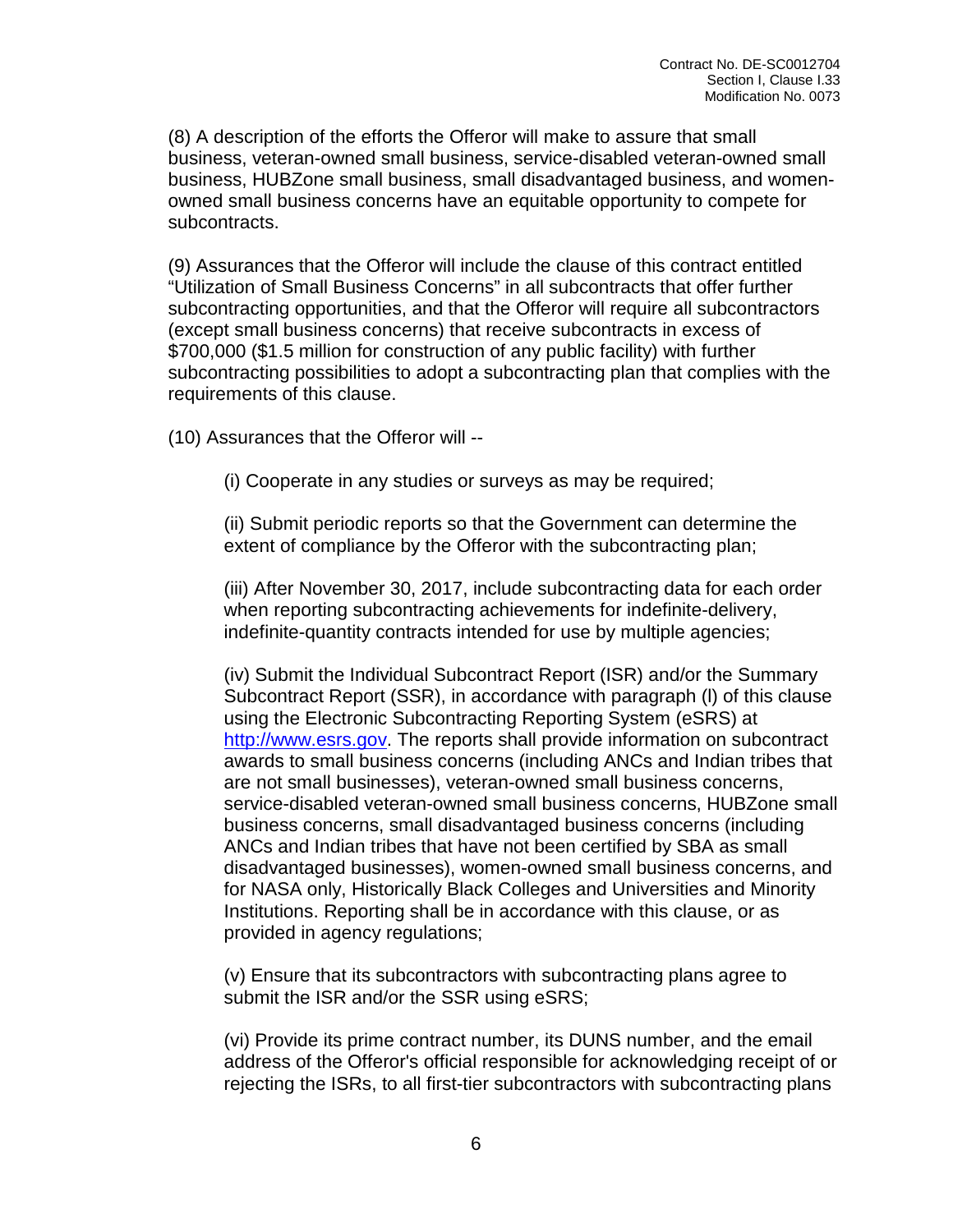(8) A description of the efforts the Offeror will make to assure that small business, veteran-owned small business, service-disabled veteran-owned small business, HUBZone small business, small disadvantaged business, and women-owned small business concerns have an equitable opportunity to compete for subcontracts.

(9) Assurances that the Offeror will include the clause of this contract entitled "Utilization of Small Business Concerns" in all subcontracts that offer further subcontracting opportunities, and that the Offeror will require all subcontractors (except small business concerns) that receive subcontracts in excess of $700,000 ($1.5 million for construction of any public facility) with further subcontracting possibilities to adopt a subcontracting plan that complies with the requirements of this clause.

(10) Assurances that the Offeror will --

(i) Cooperate in any studies or surveys as may be required;

(ii) Submit periodic reports so that the Government can determine the extent of compliance by the Offeror with the subcontracting plan;

(iii) After November 30, 2017, include subcontracting data for each order when reporting subcontracting achievements for indefinite-delivery, indefinite-quantity contracts intended for use by multiple agencies;

(iv) Submit the Individual Subcontract Report (ISR) and/or the Summary Subcontract Report (SSR), in accordance with paragraph (l) of this clause using the Electronic Subcontracting Reporting System (eSRS) at http://www.esrs.gov. The reports shall provide information on subcontract awards to small business concerns (including ANCs and Indian tribes that are not small businesses), veteran-owned small business concerns, service-disabled veteran-owned small business concerns, HUBZone small business concerns, small disadvantaged business concerns (including ANCs and Indian tribes that have not been certified by SBA as small disadvantaged businesses), women-owned small business concerns, and for NASA only, Historically Black Colleges and Universities and Minority Institutions. Reporting shall be in accordance with this clause, or as provided in agency regulations;

(v) Ensure that its subcontractors with subcontracting plans agree to submit the ISR and/or the SSR using eSRS;

(vi) Provide its prime contract number, its DUNS number, and the email address of the Offeror's official responsible for acknowledging receipt of or rejecting the ISRs, to all first-tier subcontractors with subcontracting plans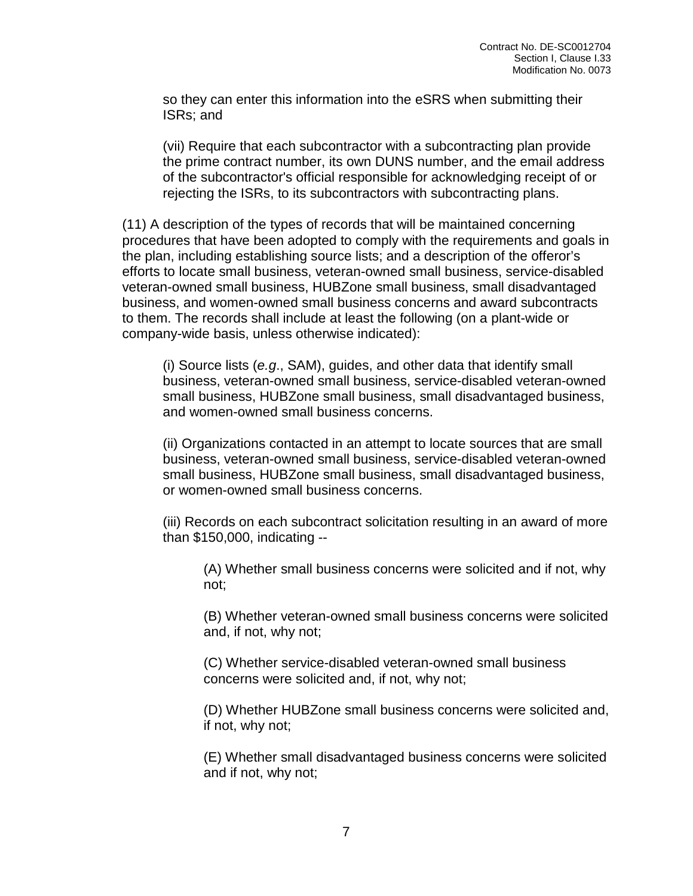so they can enter this information into the eSRS when submitting their ISRs; and

(vii) Require that each subcontractor with a subcontracting plan provide the prime contract number, its own DUNS number, and the email address of the subcontractor's official responsible for acknowledging receipt of or rejecting the ISRs, to its subcontractors with subcontracting plans.

(11) A description of the types of records that will be maintained concerning procedures that have been adopted to comply with the requirements and goals in the plan, including establishing source lists; and a description of the offeror's efforts to locate small business, veteran-owned small business, service-disabled veteran-owned small business, HUBZone small business, small disadvantaged business, and women-owned small business concerns and award subcontracts to them. The records shall include at least the following (on a plant-wide or company-wide basis, unless otherwise indicated):

(i) Source lists (*e.g*., SAM), guides, and other data that identify small business, veteran-owned small business, service-disabled veteran-owned small business, HUBZone small business, small disadvantaged business, and women-owned small business concerns.

(ii) Organizations contacted in an attempt to locate sources that are small business, veteran-owned small business, service-disabled veteran-owned small business, HUBZone small business, small disadvantaged business, or women-owned small business concerns.

(iii) Records on each subcontract solicitation resulting in an award of more than $150,000, indicating --

(A) Whether small business concerns were solicited and if not, why not;

(B) Whether veteran-owned small business concerns were solicited and, if not, why not;

(C) Whether service-disabled veteran-owned small business concerns were solicited and, if not, why not;

(D) Whether HUBZone small business concerns were solicited and, if not, why not;

(E) Whether small disadvantaged business concerns were solicited and if not, why not;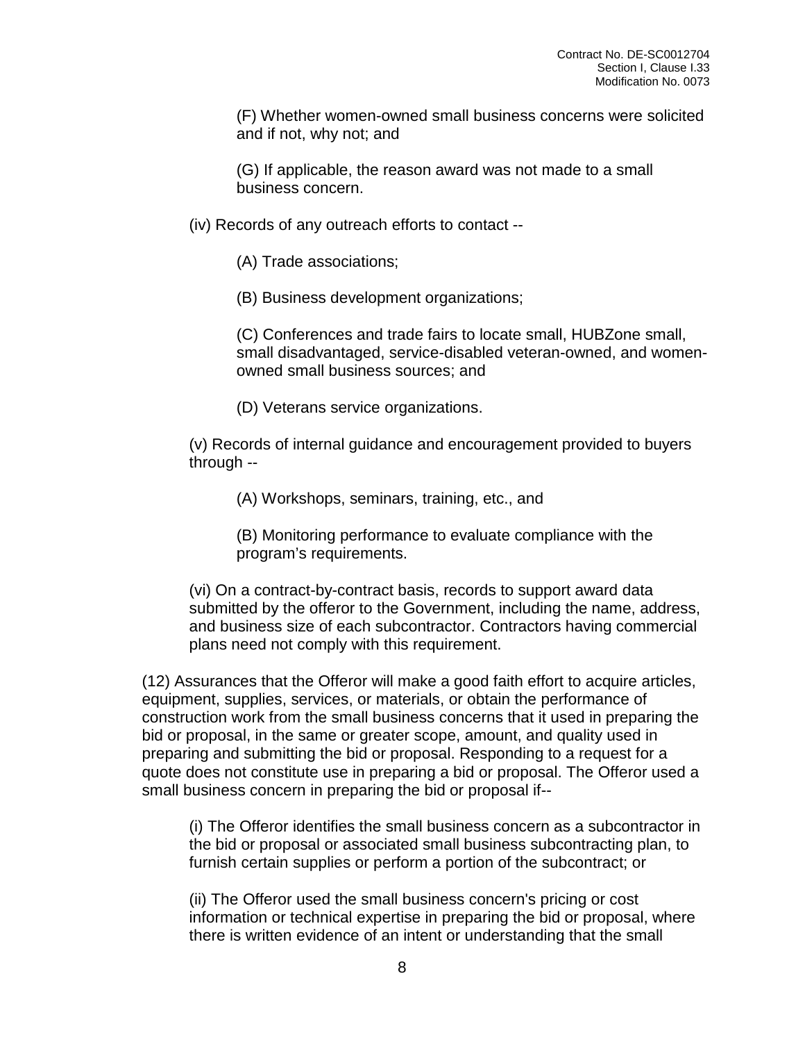(F) Whether women-owned small business concerns were solicited and if not, why not; and

(G) If applicable, the reason award was not made to a small business concern.

(iv) Records of any outreach efforts to contact --

(A) Trade associations;

(B) Business development organizations;

(C) Conferences and trade fairs to locate small, HUBZone small, small disadvantaged, service-disabled veteran-owned, and women-owned small business sources; and

(D) Veterans service organizations.

(v) Records of internal guidance and encouragement provided to buyers through --

(A) Workshops, seminars, training, etc., and

(B) Monitoring performance to evaluate compliance with the program's requirements.

(vi) On a contract-by-contract basis, records to support award data submitted by the offeror to the Government, including the name, address, and business size of each subcontractor. Contractors having commercial plans need not comply with this requirement.

(12) Assurances that the Offeror will make a good faith effort to acquire articles, equipment, supplies, services, or materials, or obtain the performance of construction work from the small business concerns that it used in preparing the bid or proposal, in the same or greater scope, amount, and quality used in preparing and submitting the bid or proposal. Responding to a request for a quote does not constitute use in preparing a bid or proposal. The Offeror used a small business concern in preparing the bid or proposal if--

(i) The Offeror identifies the small business concern as a subcontractor in the bid or proposal or associated small business subcontracting plan, to furnish certain supplies or perform a portion of the subcontract; or

(ii) The Offeror used the small business concern's pricing or cost information or technical expertise in preparing the bid or proposal, where there is written evidence of an intent or understanding that the small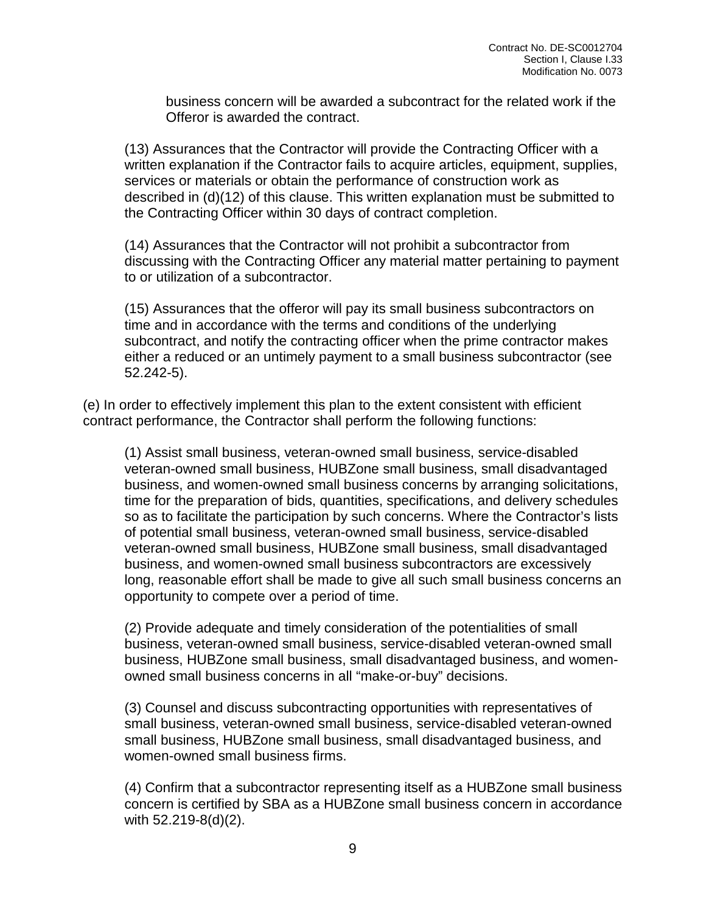business concern will be awarded a subcontract for the related work if the Offeror is awarded the contract.

(13) Assurances that the Contractor will provide the Contracting Officer with a written explanation if the Contractor fails to acquire articles, equipment, supplies, services or materials or obtain the performance of construction work as described in (d)(12) of this clause. This written explanation must be submitted to the Contracting Officer within 30 days of contract completion.

(14) Assurances that the Contractor will not prohibit a subcontractor from discussing with the Contracting Officer any material matter pertaining to payment to or utilization of a subcontractor.

(15) Assurances that the offeror will pay its small business subcontractors on time and in accordance with the terms and conditions of the underlying subcontract, and notify the contracting officer when the prime contractor makes either a reduced or an untimely payment to a small business subcontractor (see 52.242-5).

(e) In order to effectively implement this plan to the extent consistent with efficient contract performance, the Contractor shall perform the following functions:

(1) Assist small business, veteran-owned small business, service-disabled veteran-owned small business, HUBZone small business, small disadvantaged business, and women-owned small business concerns by arranging solicitations, time for the preparation of bids, quantities, specifications, and delivery schedules so as to facilitate the participation by such concerns. Where the Contractor's lists of potential small business, veteran-owned small business, service-disabled veteran-owned small business, HUBZone small business, small disadvantaged business, and women-owned small business subcontractors are excessively long, reasonable effort shall be made to give all such small business concerns an opportunity to compete over a period of time.

(2) Provide adequate and timely consideration of the potentialities of small business, veteran-owned small business, service-disabled veteran-owned small business, HUBZone small business, small disadvantaged business, and women-owned small business concerns in all "make-or-buy" decisions.

(3) Counsel and discuss subcontracting opportunities with representatives of small business, veteran-owned small business, service-disabled veteran-owned small business, HUBZone small business, small disadvantaged business, and women-owned small business firms.

(4) Confirm that a subcontractor representing itself as a HUBZone small business concern is certified by SBA as a HUBZone small business concern in accordance with 52.219-8(d)(2).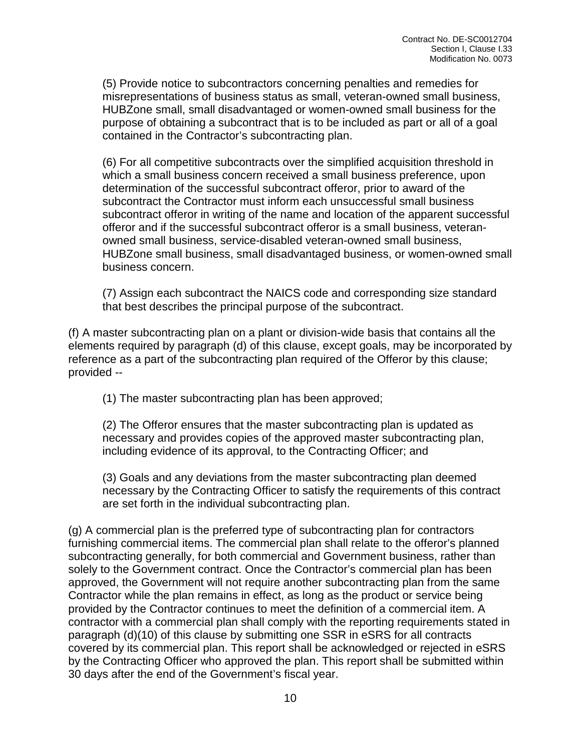(5) Provide notice to subcontractors concerning penalties and remedies for misrepresentations of business status as small, veteran-owned small business, HUBZone small, small disadvantaged or women-owned small business for the purpose of obtaining a subcontract that is to be included as part or all of a goal contained in the Contractor's subcontracting plan.

(6) For all competitive subcontracts over the simplified acquisition threshold in which a small business concern received a small business preference, upon determination of the successful subcontract offeror, prior to award of the subcontract the Contractor must inform each unsuccessful small business subcontract offeror in writing of the name and location of the apparent successful offeror and if the successful subcontract offeror is a small business, veteran-owned small business, service-disabled veteran-owned small business, HUBZone small business, small disadvantaged business, or women-owned small business concern.

(7) Assign each subcontract the NAICS code and corresponding size standard that best describes the principal purpose of the subcontract.

(f) A master subcontracting plan on a plant or division-wide basis that contains all the elements required by paragraph (d) of this clause, except goals, may be incorporated by reference as a part of the subcontracting plan required of the Offeror by this clause; provided --

(1) The master subcontracting plan has been approved;

(2) The Offeror ensures that the master subcontracting plan is updated as necessary and provides copies of the approved master subcontracting plan, including evidence of its approval, to the Contracting Officer; and

(3) Goals and any deviations from the master subcontracting plan deemed necessary by the Contracting Officer to satisfy the requirements of this contract are set forth in the individual subcontracting plan.

(g) A commercial plan is the preferred type of subcontracting plan for contractors furnishing commercial items. The commercial plan shall relate to the offeror's planned subcontracting generally, for both commercial and Government business, rather than solely to the Government contract. Once the Contractor's commercial plan has been approved, the Government will not require another subcontracting plan from the same Contractor while the plan remains in effect, as long as the product or service being provided by the Contractor continues to meet the definition of a commercial item. A contractor with a commercial plan shall comply with the reporting requirements stated in paragraph (d)(10) of this clause by submitting one SSR in eSRS for all contracts covered by its commercial plan. This report shall be acknowledged or rejected in eSRS by the Contracting Officer who approved the plan. This report shall be submitted within 30 days after the end of the Government's fiscal year.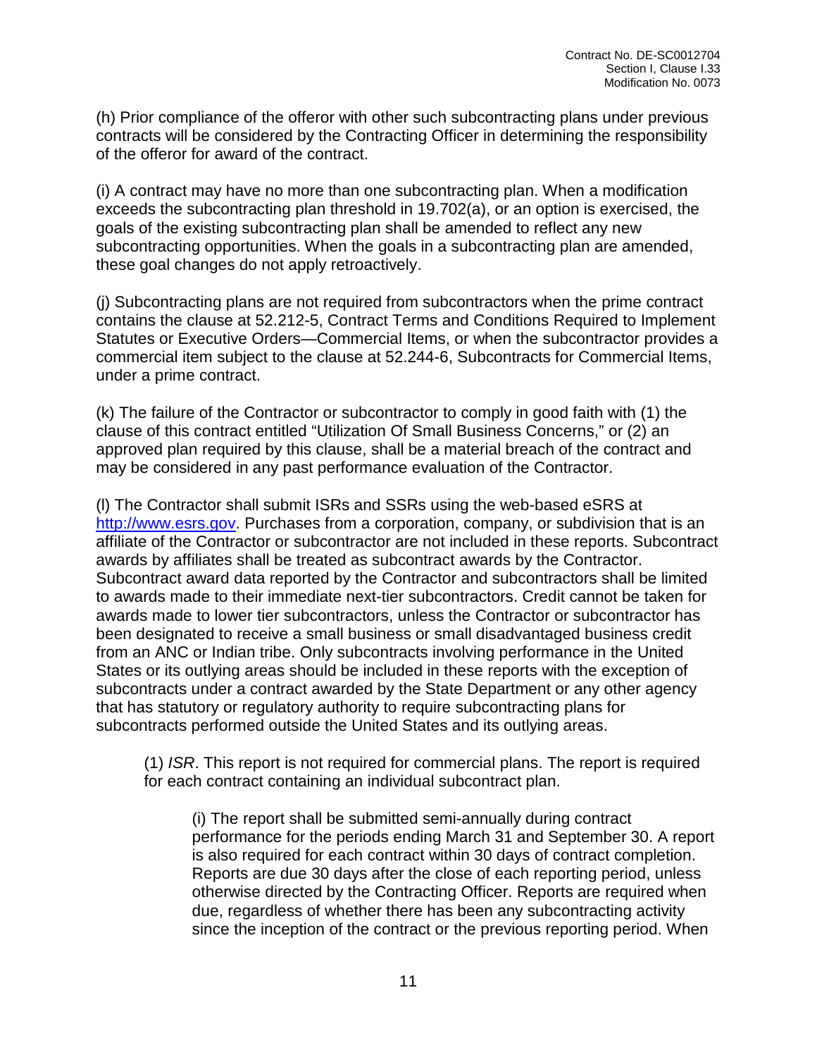(h) Prior compliance of the offeror with other such subcontracting plans under previous contracts will be considered by the Contracting Officer in determining the responsibility of the offeror for award of the contract.

(i) A contract may have no more than one subcontracting plan. When a modification exceeds the subcontracting plan threshold in 19.702(a), or an option is exercised, the goals of the existing subcontracting plan shall be amended to reflect any new subcontracting opportunities. When the goals in a subcontracting plan are amended, these goal changes do not apply retroactively.

(j) Subcontracting plans are not required from subcontractors when the prime contract contains the clause at 52.212-5, Contract Terms and Conditions Required to Implement Statutes or Executive Orders—Commercial Items, or when the subcontractor provides a commercial item subject to the clause at 52.244-6, Subcontracts for Commercial Items, under a prime contract.

(k) The failure of the Contractor or subcontractor to comply in good faith with (1) the clause of this contract entitled "Utilization Of Small Business Concerns," or (2) an approved plan required by this clause, shall be a material breach of the contract and may be considered in any past performance evaluation of the Contractor.

(l) The Contractor shall submit ISRs and SSRs using the web-based eSRS at http://www.esrs.gov. Purchases from a corporation, company, or subdivision that is an affiliate of the Contractor or subcontractor are not included in these reports. Subcontract awards by affiliates shall be treated as subcontract awards by the Contractor. Subcontract award data reported by the Contractor and subcontractors shall be limited to awards made to their immediate next-tier subcontractors. Credit cannot be taken for awards made to lower tier subcontractors, unless the Contractor or subcontractor has been designated to receive a small business or small disadvantaged business credit from an ANC or Indian tribe. Only subcontracts involving performance in the United States or its outlying areas should be included in these reports with the exception of subcontracts under a contract awarded by the State Department or any other agency that has statutory or regulatory authority to require subcontracting plans for subcontracts performed outside the United States and its outlying areas.

(1) *ISR*. This report is not required for commercial plans. The report is required for each contract containing an individual subcontract plan.

(i) The report shall be submitted semi-annually during contract performance for the periods ending March 31 and September 30. A report is also required for each contract within 30 days of contract completion. Reports are due 30 days after the close of each reporting period, unless otherwise directed by the Contracting Officer. Reports are required when due, regardless of whether there has been any subcontracting activity since the inception of the contract or the previous reporting period. When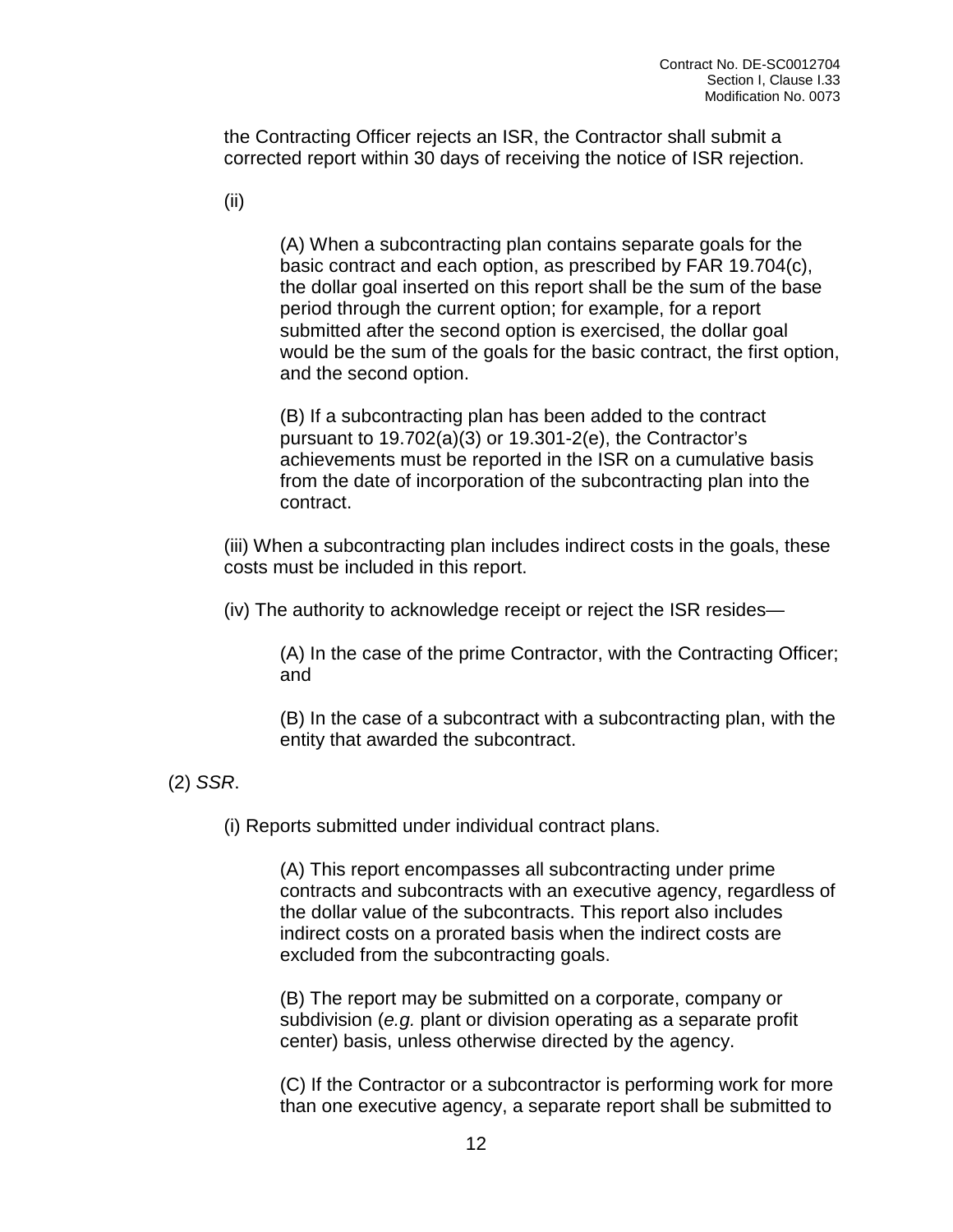the Contracting Officer rejects an ISR, the Contractor shall submit a corrected report within 30 days of receiving the notice of ISR rejection.

(ii)

(A) When a subcontracting plan contains separate goals for the basic contract and each option, as prescribed by FAR 19.704(c), the dollar goal inserted on this report shall be the sum of the base period through the current option; for example, for a report submitted after the second option is exercised, the dollar goal would be the sum of the goals for the basic contract, the first option, and the second option.

(B) If a subcontracting plan has been added to the contract pursuant to 19.702(a)(3) or 19.301-2(e), the Contractor's achievements must be reported in the ISR on a cumulative basis from the date of incorporation of the subcontracting plan into the contract.

(iii) When a subcontracting plan includes indirect costs in the goals, these costs must be included in this report.

(iv) The authority to acknowledge receipt or reject the ISR resides—

(A) In the case of the prime Contractor, with the Contracting Officer; and

(B) In the case of a subcontract with a subcontracting plan, with the entity that awarded the subcontract.

(2) *SSR*.

(i) Reports submitted under individual contract plans.

(A) This report encompasses all subcontracting under prime contracts and subcontracts with an executive agency, regardless of the dollar value of the subcontracts. This report also includes indirect costs on a prorated basis when the indirect costs are excluded from the subcontracting goals.

(B) The report may be submitted on a corporate, company or subdivision (*e.g.* plant or division operating as a separate profit center) basis, unless otherwise directed by the agency.

(C) If the Contractor or a subcontractor is performing work for more than one executive agency, a separate report shall be submitted to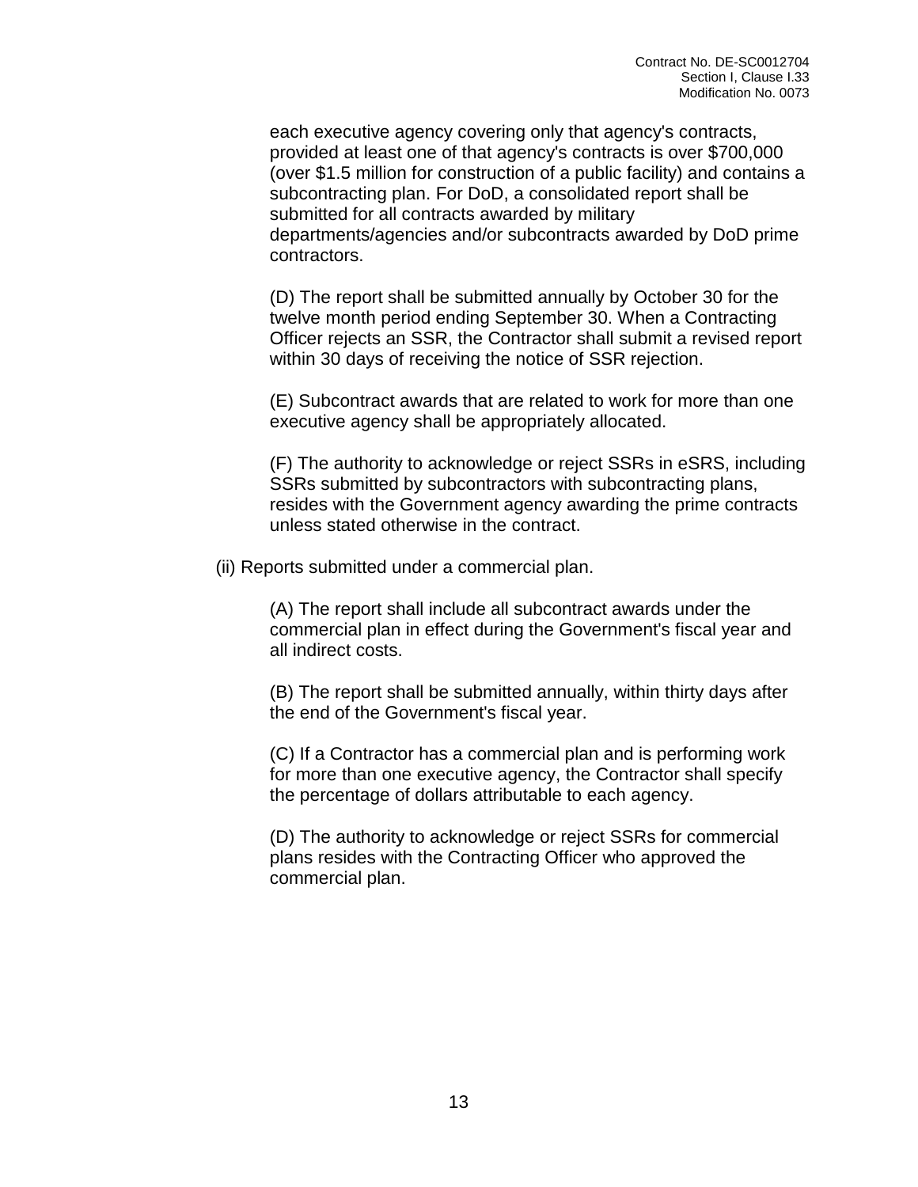each executive agency covering only that agency's contracts, provided at least one of that agency's contracts is over $700,000 (over $1.5 million for construction of a public facility) and contains a subcontracting plan. For DoD, a consolidated report shall be submitted for all contracts awarded by military departments/agencies and/or subcontracts awarded by DoD prime contractors.

(D) The report shall be submitted annually by October 30 for the twelve month period ending September 30. When a Contracting Officer rejects an SSR, the Contractor shall submit a revised report within 30 days of receiving the notice of SSR rejection.

(E) Subcontract awards that are related to work for more than one executive agency shall be appropriately allocated.

(F) The authority to acknowledge or reject SSRs in eSRS, including SSRs submitted by subcontractors with subcontracting plans, resides with the Government agency awarding the prime contracts unless stated otherwise in the contract.

(ii) Reports submitted under a commercial plan.

(A) The report shall include all subcontract awards under the commercial plan in effect during the Government's fiscal year and all indirect costs.

(B) The report shall be submitted annually, within thirty days after the end of the Government's fiscal year.

(C) If a Contractor has a commercial plan and is performing work for more than one executive agency, the Contractor shall specify the percentage of dollars attributable to each agency.

(D) The authority to acknowledge or reject SSRs for commercial plans resides with the Contracting Officer who approved the commercial plan.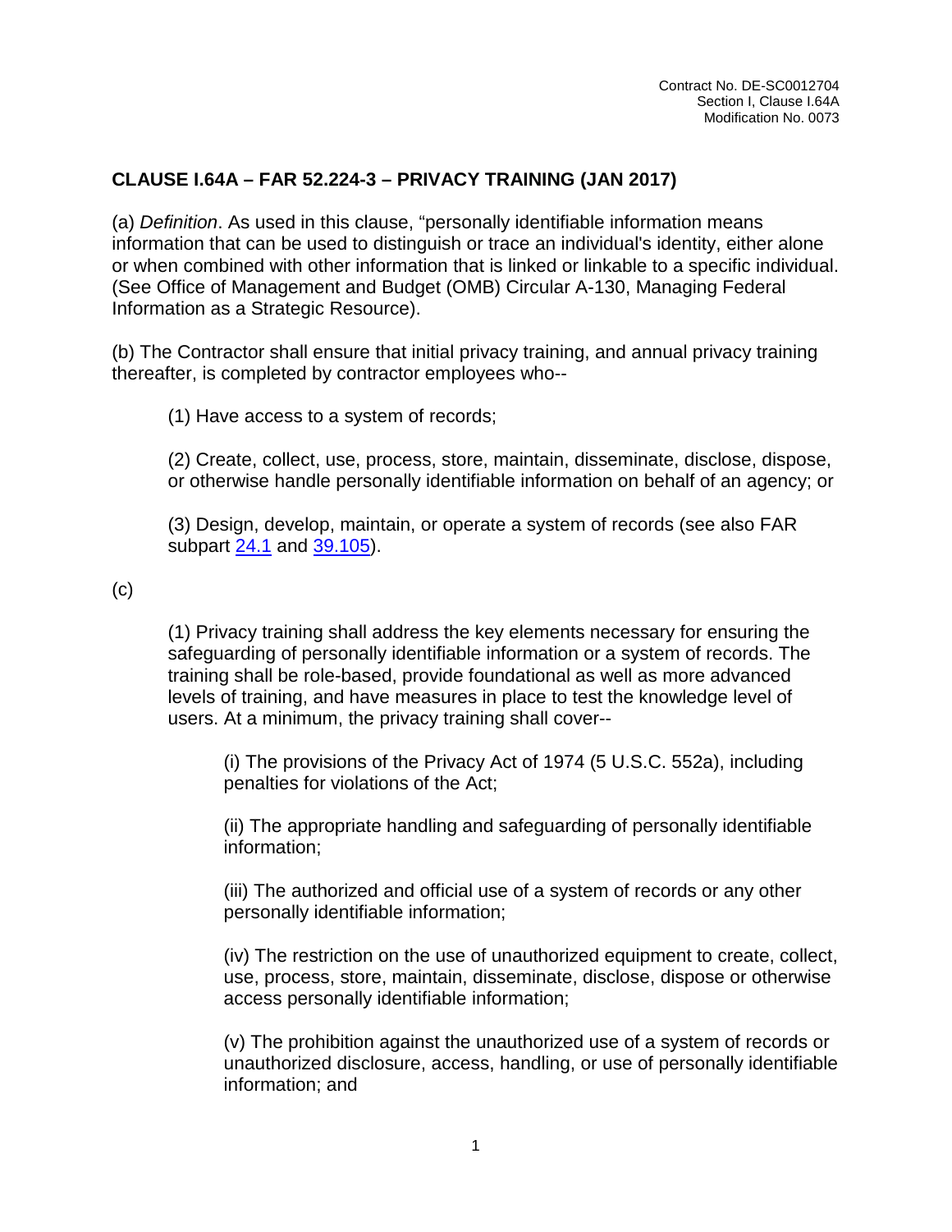## CLAUSE I.64A – FAR 52.224-3 – PRIVACY TRAINING (JAN 2017)

(a) *Definition*. As used in this clause, "personally identifiable information means information that can be used to distinguish or trace an individual's identity, either alone or when combined with other information that is linked or linkable to a specific individual. (See Office of Management and Budget (OMB) Circular A-130, Managing Federal Information as a Strategic Resource).

(b) The Contractor shall ensure that initial privacy training, and annual privacy training thereafter, is completed by contractor employees who--

(1) Have access to a system of records;

(2) Create, collect, use, process, store, maintain, disseminate, disclose, dispose, or otherwise handle personally identifiable information on behalf of an agency; or

(3) Design, develop, maintain, or operate a system of records (see also FAR subpart 24.1 and 39.105).

(c)

(1) Privacy training shall address the key elements necessary for ensuring the safeguarding of personally identifiable information or a system of records. The training shall be role-based, provide foundational as well as more advanced levels of training, and have measures in place to test the knowledge level of users. At a minimum, the privacy training shall cover--

(i) The provisions of the Privacy Act of 1974 (5 U.S.C. 552a), including penalties for violations of the Act;

(ii) The appropriate handling and safeguarding of personally identifiable information;

(iii) The authorized and official use of a system of records or any other personally identifiable information;

(iv) The restriction on the use of unauthorized equipment to create, collect, use, process, store, maintain, disseminate, disclose, dispose or otherwise access personally identifiable information;

(v) The prohibition against the unauthorized use of a system of records or unauthorized disclosure, access, handling, or use of personally identifiable information; and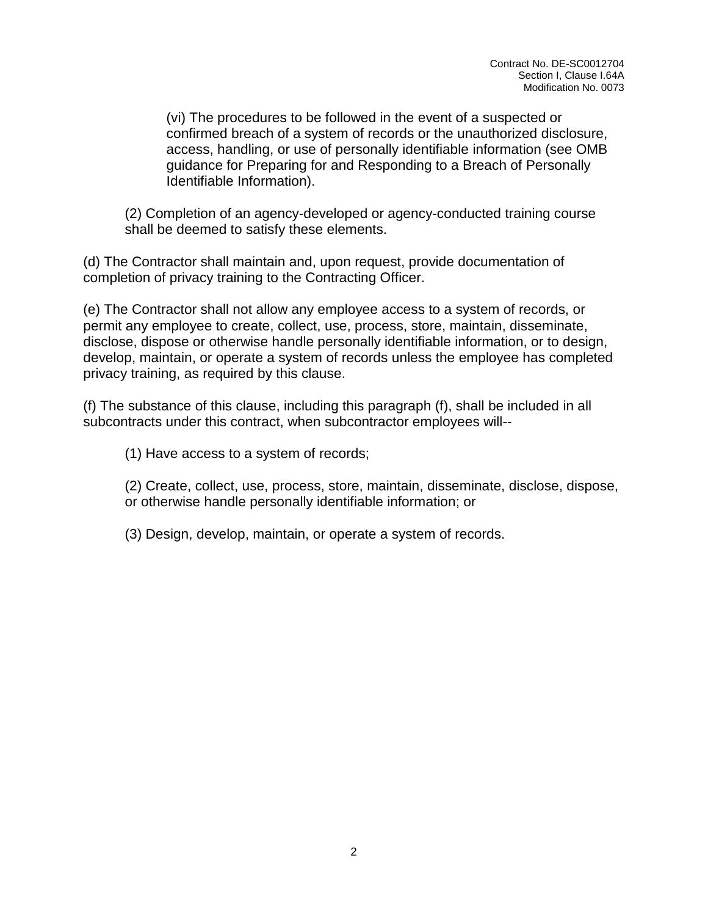(vi) The procedures to be followed in the event of a suspected or confirmed breach of a system of records or the unauthorized disclosure, access, handling, or use of personally identifiable information (see OMB guidance for Preparing for and Responding to a Breach of Personally Identifiable Information).

(2) Completion of an agency-developed or agency-conducted training course shall be deemed to satisfy these elements.

(d) The Contractor shall maintain and, upon request, provide documentation of completion of privacy training to the Contracting Officer.

(e) The Contractor shall not allow any employee access to a system of records, or permit any employee to create, collect, use, process, store, maintain, disseminate, disclose, dispose or otherwise handle personally identifiable information, or to design, develop, maintain, or operate a system of records unless the employee has completed privacy training, as required by this clause.

(f) The substance of this clause, including this paragraph (f), shall be included in all subcontracts under this contract, when subcontractor employees will--

(1) Have access to a system of records;

(2) Create, collect, use, process, store, maintain, disseminate, disclose, dispose, or otherwise handle personally identifiable information; or

(3) Design, develop, maintain, or operate a system of records.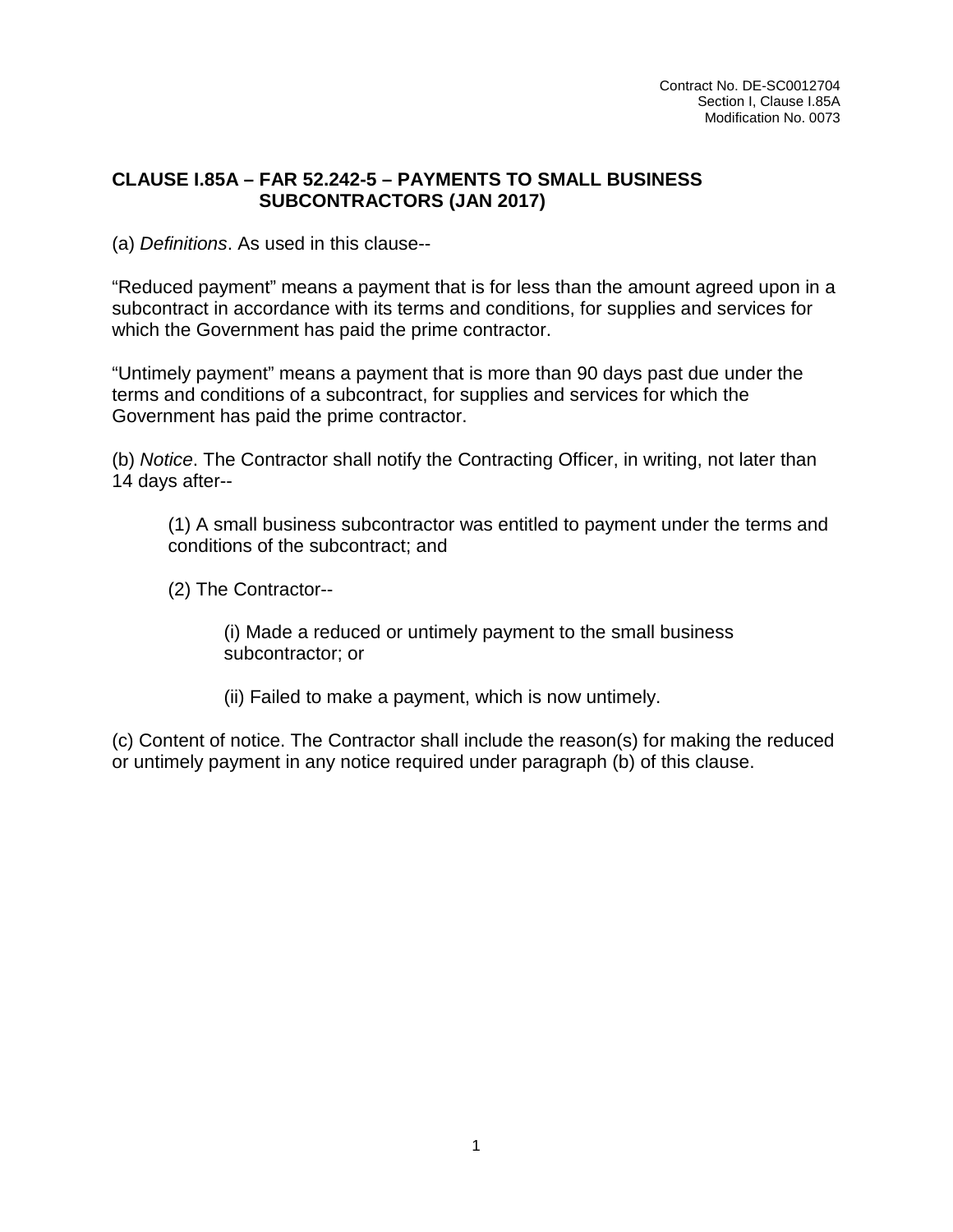## CLAUSE I.85A – FAR 52.242-5 – PAYMENTS TO SMALL BUSINESS SUBCONTRACTORS (JAN 2017)

(a) *Definitions*. As used in this clause--

"Reduced payment" means a payment that is for less than the amount agreed upon in a subcontract in accordance with its terms and conditions, for supplies and services for which the Government has paid the prime contractor.

"Untimely payment" means a payment that is more than 90 days past due under the terms and conditions of a subcontract, for supplies and services for which the Government has paid the prime contractor.

(b) *Notice*. The Contractor shall notify the Contracting Officer, in writing, not later than 14 days after--

(1) A small business subcontractor was entitled to payment under the terms and conditions of the subcontract; and

(2) The Contractor--

(i) Made a reduced or untimely payment to the small business subcontractor; or

(ii) Failed to make a payment, which is now untimely.

(c) Content of notice. The Contractor shall include the reason(s) for making the reduced or untimely payment in any notice required under paragraph (b) of this clause.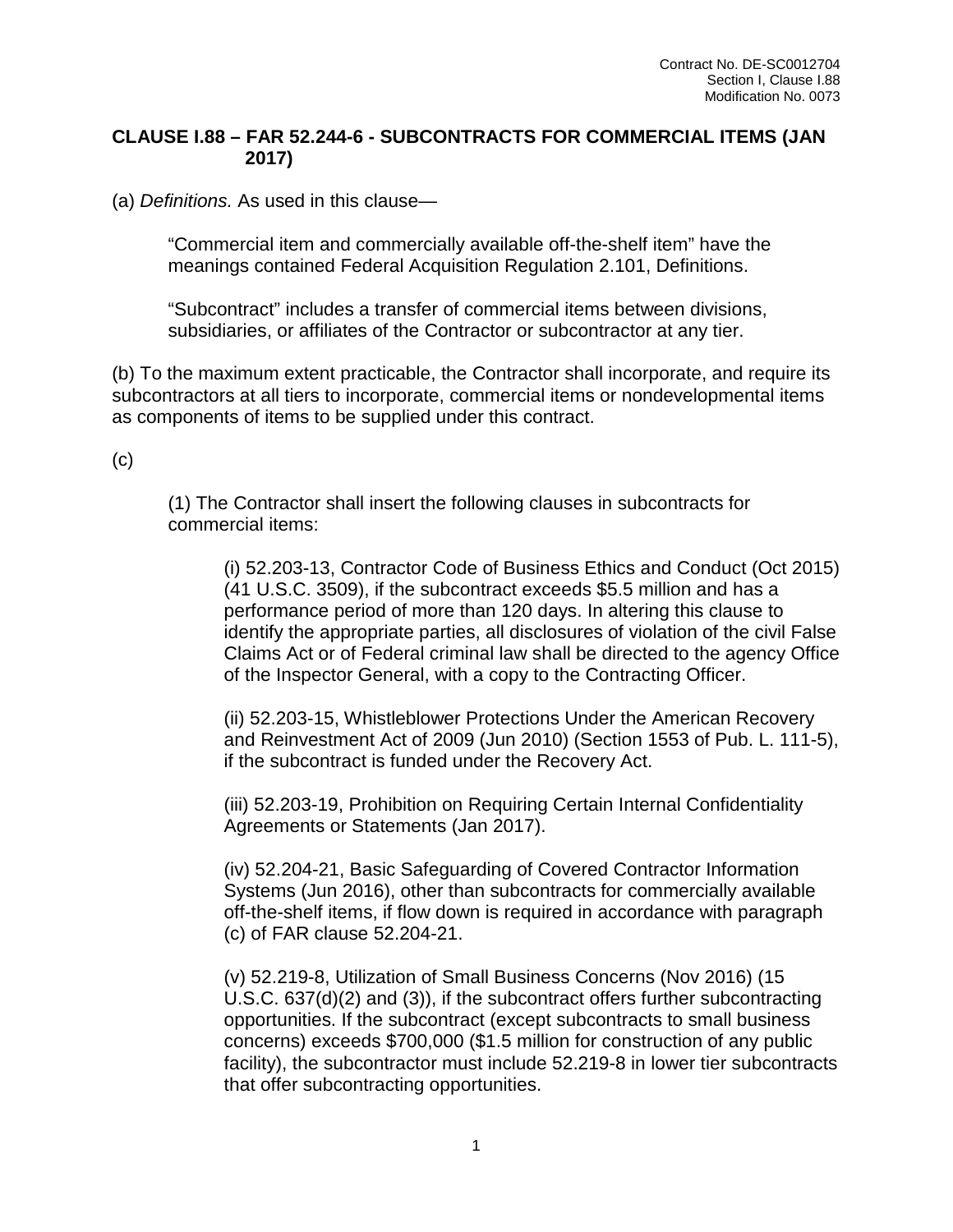## CLAUSE I.88 – FAR 52.244-6 - SUBCONTRACTS FOR COMMERCIAL ITEMS (JAN 2017)

(a) *Definitions.* As used in this clause—

“Commercial item and commercially available off-the-shelf item” have the meanings contained Federal Acquisition Regulation 2.101, Definitions.

“Subcontract” includes a transfer of commercial items between divisions, subsidiaries, or affiliates of the Contractor or subcontractor at any tier.

(b) To the maximum extent practicable, the Contractor shall incorporate, and require its subcontractors at all tiers to incorporate, commercial items or nondevelopmental items as components of items to be supplied under this contract.

(c)

(1) The Contractor shall insert the following clauses in subcontracts for commercial items:

(i) 52.203-13, Contractor Code of Business Ethics and Conduct (Oct 2015) (41 U.S.C. 3509), if the subcontract exceeds $5.5 million and has a performance period of more than 120 days. In altering this clause to identify the appropriate parties, all disclosures of violation of the civil False Claims Act or of Federal criminal law shall be directed to the agency Office of the Inspector General, with a copy to the Contracting Officer.

(ii) 52.203-15, Whistleblower Protections Under the American Recovery and Reinvestment Act of 2009 (Jun 2010) (Section 1553 of Pub. L. 111-5), if the subcontract is funded under the Recovery Act.

(iii) 52.203-19, Prohibition on Requiring Certain Internal Confidentiality Agreements or Statements (Jan 2017).

(iv) 52.204-21, Basic Safeguarding of Covered Contractor Information Systems (Jun 2016), other than subcontracts for commercially available off-the-shelf items, if flow down is required in accordance with paragraph (c) of FAR clause 52.204-21.

(v) 52.219-8, Utilization of Small Business Concerns (Nov 2016) (15 U.S.C. 637(d)(2) and (3)), if the subcontract offers further subcontracting opportunities. If the subcontract (except subcontracts to small business concerns) exceeds $700,000 ($1.5 million for construction of any public facility), the subcontractor must include 52.219-8 in lower tier subcontracts that offer subcontracting opportunities.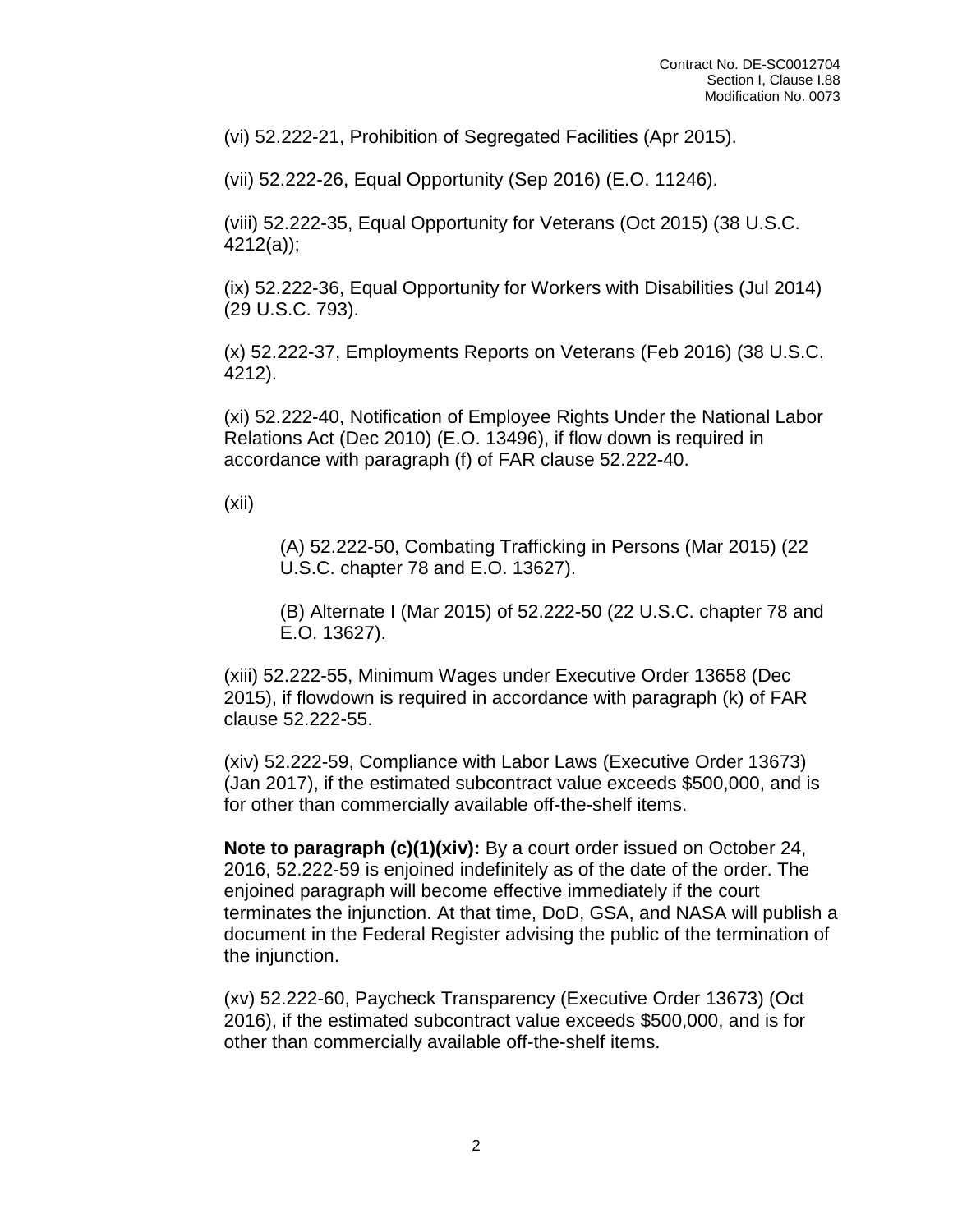(vi) 52.222-21, Prohibition of Segregated Facilities (Apr 2015).

(vii) 52.222-26, Equal Opportunity (Sep 2016) (E.O. 11246).

(viii) 52.222-35, Equal Opportunity for Veterans (Oct 2015) (38 U.S.C. 4212(a));

(ix) 52.222-36, Equal Opportunity for Workers with Disabilities (Jul 2014) (29 U.S.C. 793).

(x) 52.222-37, Employments Reports on Veterans (Feb 2016) (38 U.S.C. 4212).

(xi) 52.222-40, Notification of Employee Rights Under the National Labor Relations Act (Dec 2010) (E.O. 13496), if flow down is required in accordance with paragraph (f) of FAR clause 52.222-40.

(xii)

> (A) 52.222-50, Combating Trafficking in Persons (Mar 2015) (22 U.S.C. chapter 78 and E.O. 13627).
>
> (B) Alternate I (Mar 2015) of 52.222-50 (22 U.S.C. chapter 78 and E.O. 13627).

(xiii) 52.222-55, Minimum Wages under Executive Order 13658 (Dec 2015), if flowdown is required in accordance with paragraph (k) of FAR clause 52.222-55.

(xiv) 52.222-59, Compliance with Labor Laws (Executive Order 13673) (Jan 2017), if the estimated subcontract value exceeds $500,000, and is for other than commercially available off-the-shelf items.

**Note to paragraph (c)(1)(xiv):** By a court order issued on October 24, 2016, 52.222-59 is enjoined indefinitely as of the date of the order. The enjoined paragraph will become effective immediately if the court terminates the injunction. At that time, DoD, GSA, and NASA will publish a document in the Federal Register advising the public of the termination of the injunction.

(xv) 52.222-60, Paycheck Transparency (Executive Order 13673) (Oct 2016), if the estimated subcontract value exceeds $500,000, and is for other than commercially available off-the-shelf items.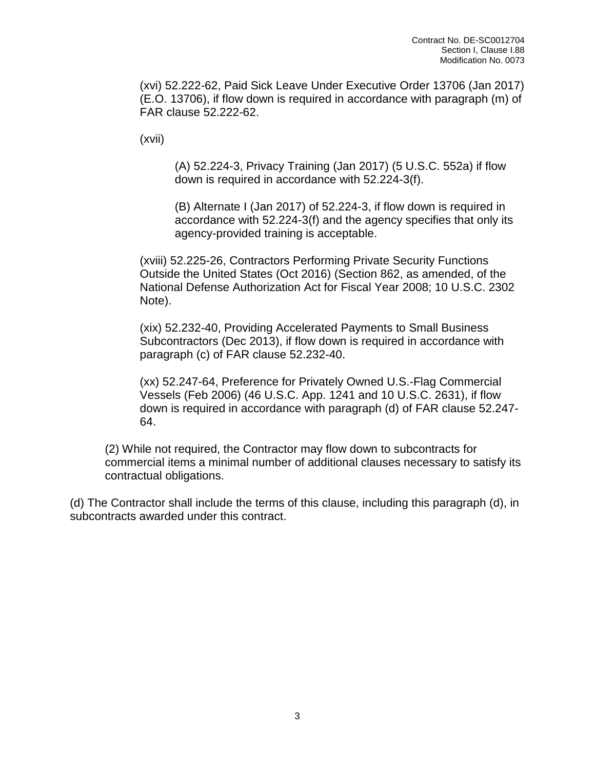(xvi) 52.222-62, Paid Sick Leave Under Executive Order 13706 (Jan 2017) (E.O. 13706), if flow down is required in accordance with paragraph (m) of FAR clause 52.222-62.

(xvii)

(A) 52.224-3, Privacy Training (Jan 2017) (5 U.S.C. 552a) if flow down is required in accordance with 52.224-3(f).

(B) Alternate I (Jan 2017) of 52.224-3, if flow down is required in accordance with 52.224-3(f) and the agency specifies that only its agency-provided training is acceptable.

(xviii) 52.225-26, Contractors Performing Private Security Functions Outside the United States (Oct 2016) (Section 862, as amended, of the National Defense Authorization Act for Fiscal Year 2008; 10 U.S.C. 2302 Note).

(xix) 52.232-40, Providing Accelerated Payments to Small Business Subcontractors (Dec 2013), if flow down is required in accordance with paragraph (c) of FAR clause 52.232-40.

(xx) 52.247-64, Preference for Privately Owned U.S.-Flag Commercial Vessels (Feb 2006) (46 U.S.C. App. 1241 and 10 U.S.C. 2631), if flow down is required in accordance with paragraph (d) of FAR clause 52.247-64.

(2) While not required, the Contractor may flow down to subcontracts for commercial items a minimal number of additional clauses necessary to satisfy its contractual obligations.

(d) The Contractor shall include the terms of this clause, including this paragraph (d), in subcontracts awarded under this contract.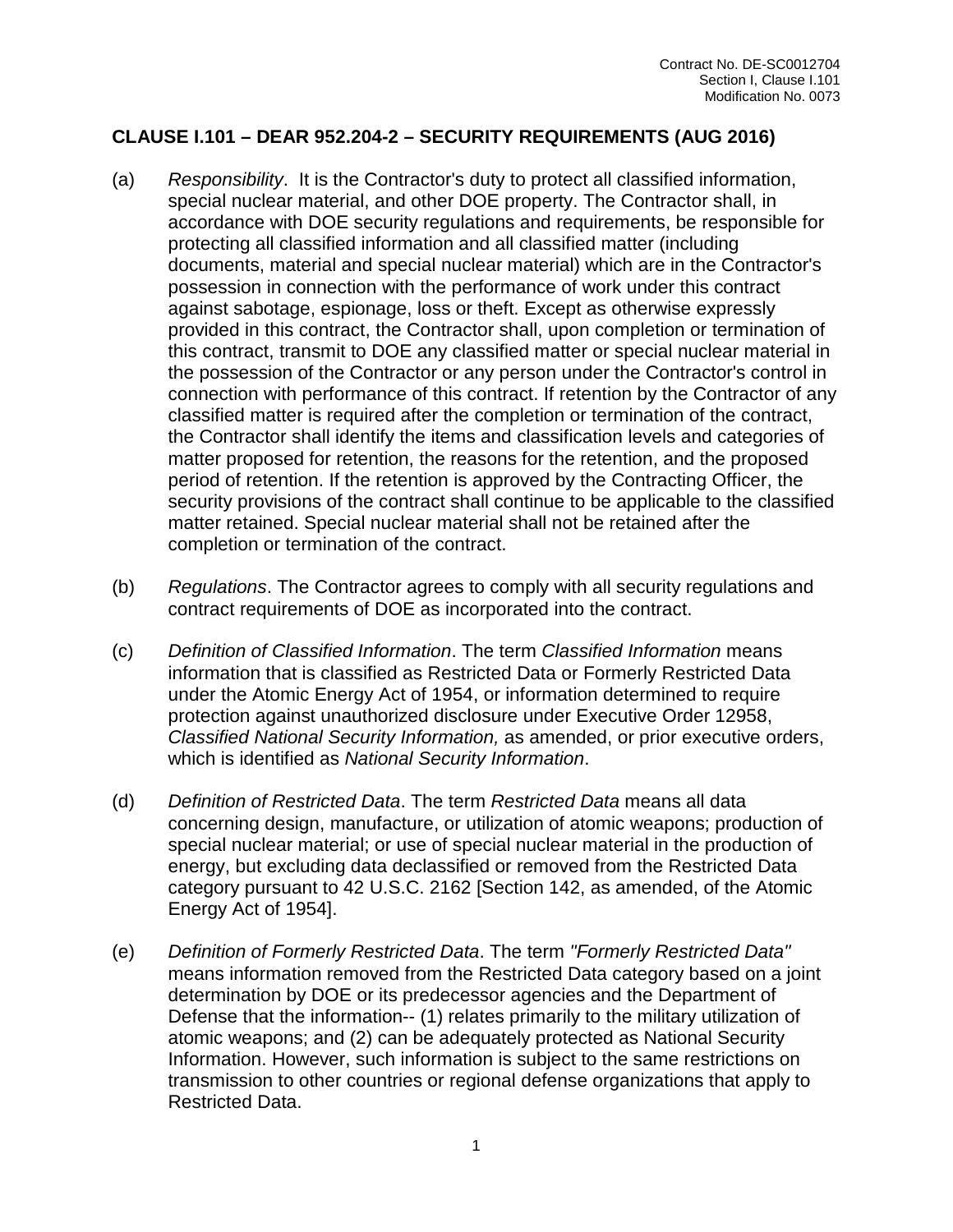## CLAUSE I.101 – DEAR 952.204-2 – SECURITY REQUIREMENTS (AUG 2016)

(a) *Responsibility*. It is the Contractor's duty to protect all classified information, special nuclear material, and other DOE property. The Contractor shall, in accordance with DOE security regulations and requirements, be responsible for protecting all classified information and all classified matter (including documents, material and special nuclear material) which are in the Contractor's possession in connection with the performance of work under this contract against sabotage, espionage, loss or theft. Except as otherwise expressly provided in this contract, the Contractor shall, upon completion or termination of this contract, transmit to DOE any classified matter or special nuclear material in the possession of the Contractor or any person under the Contractor's control in connection with performance of this contract. If retention by the Contractor of any classified matter is required after the completion or termination of the contract, the Contractor shall identify the items and classification levels and categories of matter proposed for retention, the reasons for the retention, and the proposed period of retention. If the retention is approved by the Contracting Officer, the security provisions of the contract shall continue to be applicable to the classified matter retained. Special nuclear material shall not be retained after the completion or termination of the contract.

(b) *Regulations*. The Contractor agrees to comply with all security regulations and contract requirements of DOE as incorporated into the contract.

(c) *Definition of Classified Information*. The term *Classified Information* means information that is classified as Restricted Data or Formerly Restricted Data under the Atomic Energy Act of 1954, or information determined to require protection against unauthorized disclosure under Executive Order 12958, *Classified National Security Information,* as amended, or prior executive orders, which is identified as *National Security Information*.

(d) *Definition of Restricted Data*. The term *Restricted Data* means all data concerning design, manufacture, or utilization of atomic weapons; production of special nuclear material; or use of special nuclear material in the production of energy, but excluding data declassified or removed from the Restricted Data category pursuant to 42 U.S.C. 2162 [Section 142, as amended, of the Atomic Energy Act of 1954].

(e) *Definition of Formerly Restricted Data*. The term *"Formerly Restricted Data"* means information removed from the Restricted Data category based on a joint determination by DOE or its predecessor agencies and the Department of Defense that the information-- (1) relates primarily to the military utilization of atomic weapons; and (2) can be adequately protected as National Security Information. However, such information is subject to the same restrictions on transmission to other countries or regional defense organizations that apply to Restricted Data.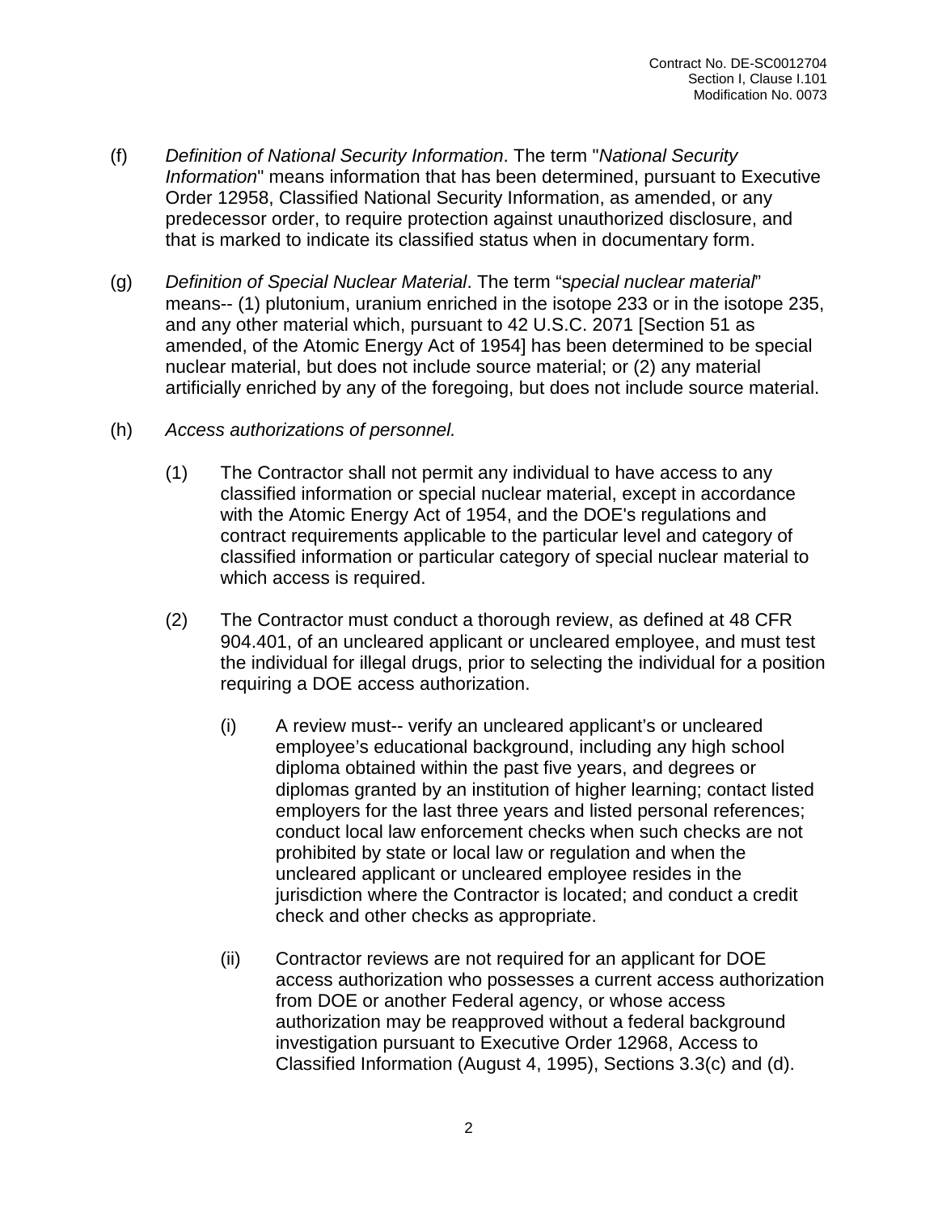(f) *Definition of National Security Information*. The term "*National Security Information*" means information that has been determined, pursuant to Executive Order 12958, Classified National Security Information, as amended, or any predecessor order, to require protection against unauthorized disclosure, and that is marked to indicate its classified status when in documentary form.

(g) *Definition of Special Nuclear Material*. The term "s*pecial nuclear material*" means-- (1) plutonium, uranium enriched in the isotope 233 or in the isotope 235, and any other material which, pursuant to 42 U.S.C. 2071 [Section 51 as amended, of the Atomic Energy Act of 1954] has been determined to be special nuclear material, but does not include source material; or (2) any material artificially enriched by any of the foregoing, but does not include source material.

(h) *Access authorizations of personnel.*

(1) The Contractor shall not permit any individual to have access to any classified information or special nuclear material, except in accordance with the Atomic Energy Act of 1954, and the DOE's regulations and contract requirements applicable to the particular level and category of classified information or particular category of special nuclear material to which access is required.

(2) The Contractor must conduct a thorough review, as defined at 48 CFR 904.401, of an uncleared applicant or uncleared employee, and must test the individual for illegal drugs, prior to selecting the individual for a position requiring a DOE access authorization.

(i) A review must-- verify an uncleared applicant's or uncleared employee's educational background, including any high school diploma obtained within the past five years, and degrees or diplomas granted by an institution of higher learning; contact listed employers for the last three years and listed personal references; conduct local law enforcement checks when such checks are not prohibited by state or local law or regulation and when the uncleared applicant or uncleared employee resides in the jurisdiction where the Contractor is located; and conduct a credit check and other checks as appropriate.

(ii) Contractor reviews are not required for an applicant for DOE access authorization who possesses a current access authorization from DOE or another Federal agency, or whose access authorization may be reapproved without a federal background investigation pursuant to Executive Order 12968, Access to Classified Information (August 4, 1995), Sections 3.3(c) and (d).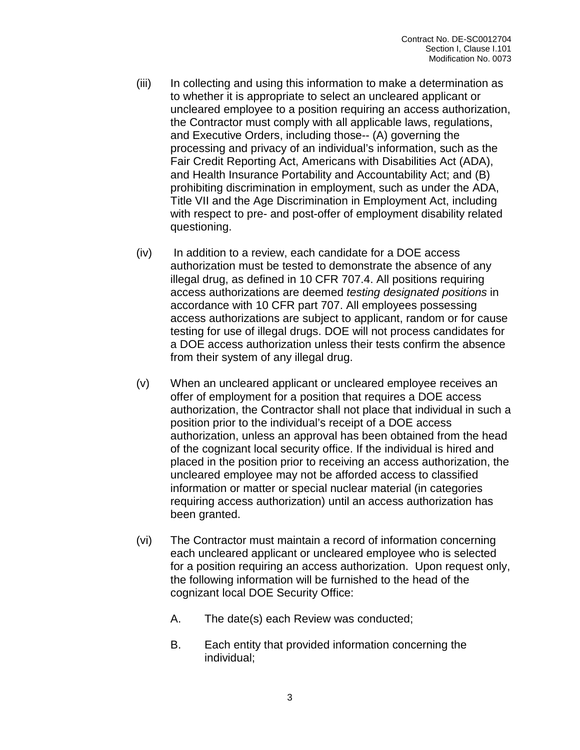(iii) In collecting and using this information to make a determination as to whether it is appropriate to select an uncleared applicant or uncleared employee to a position requiring an access authorization, the Contractor must comply with all applicable laws, regulations, and Executive Orders, including those-- (A) governing the processing and privacy of an individual's information, such as the Fair Credit Reporting Act, Americans with Disabilities Act (ADA), and Health Insurance Portability and Accountability Act; and (B) prohibiting discrimination in employment, such as under the ADA, Title VII and the Age Discrimination in Employment Act, including with respect to pre- and post-offer of employment disability related questioning.

(iv) In addition to a review, each candidate for a DOE access authorization must be tested to demonstrate the absence of any illegal drug, as defined in 10 CFR 707.4. All positions requiring access authorizations are deemed *testing designated positions* in accordance with 10 CFR part 707. All employees possessing access authorizations are subject to applicant, random or for cause testing for use of illegal drugs. DOE will not process candidates for a DOE access authorization unless their tests confirm the absence from their system of any illegal drug.

(v) When an uncleared applicant or uncleared employee receives an offer of employment for a position that requires a DOE access authorization, the Contractor shall not place that individual in such a position prior to the individual's receipt of a DOE access authorization, unless an approval has been obtained from the head of the cognizant local security office. If the individual is hired and placed in the position prior to receiving an access authorization, the uncleared employee may not be afforded access to classified information or matter or special nuclear material (in categories requiring access authorization) until an access authorization has been granted.

(vi) The Contractor must maintain a record of information concerning each uncleared applicant or uncleared employee who is selected for a position requiring an access authorization. Upon request only, the following information will be furnished to the head of the cognizant local DOE Security Office:

A. The date(s) each Review was conducted;

B. Each entity that provided information concerning the individual;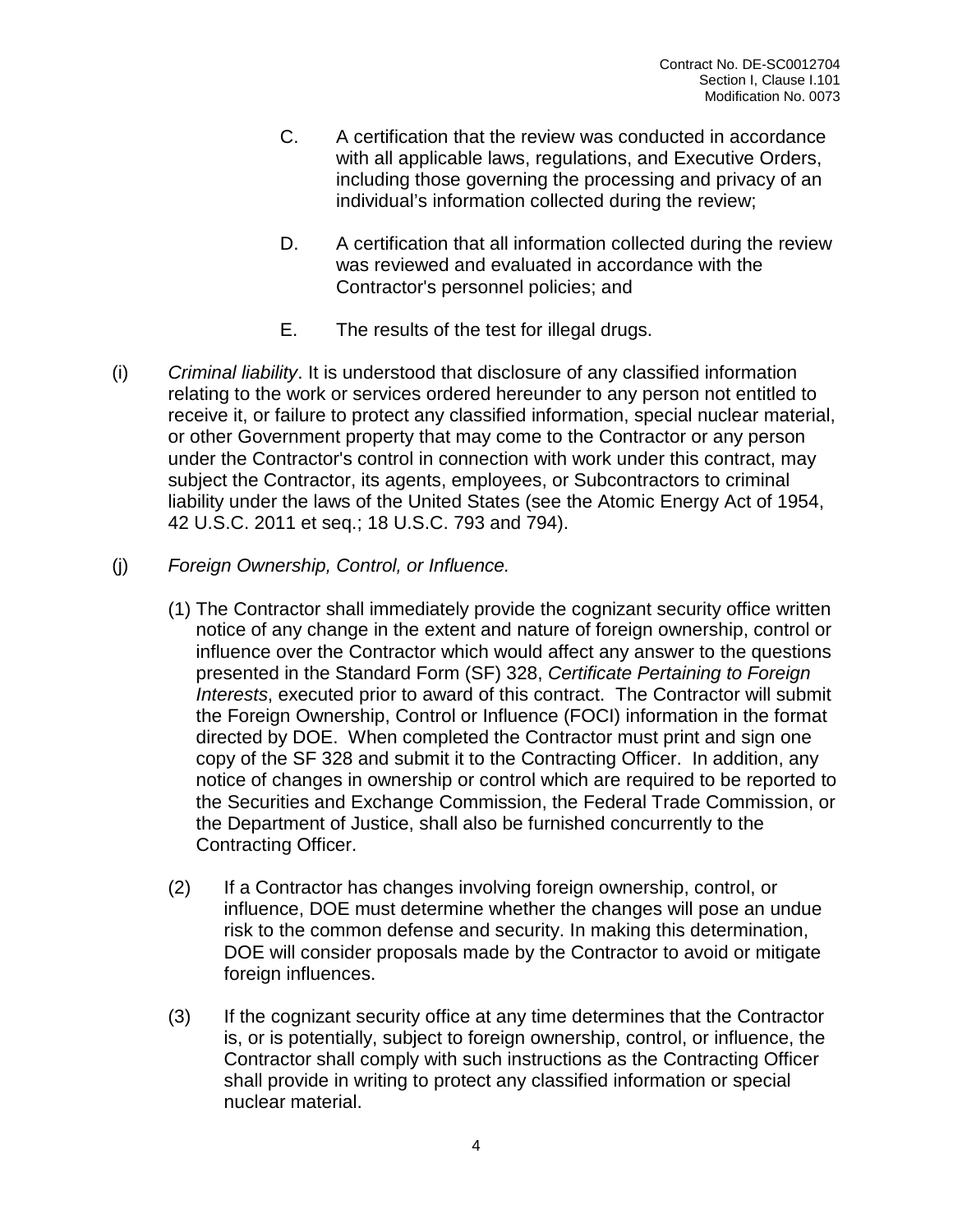C. A certification that the review was conducted in accordance with all applicable laws, regulations, and Executive Orders, including those governing the processing and privacy of an individual's information collected during the review;

D. A certification that all information collected during the review was reviewed and evaluated in accordance with the Contractor's personnel policies; and

E. The results of the test for illegal drugs.

(i) *Criminal liability*. It is understood that disclosure of any classified information relating to the work or services ordered hereunder to any person not entitled to receive it, or failure to protect any classified information, special nuclear material, or other Government property that may come to the Contractor or any person under the Contractor's control in connection with work under this contract, may subject the Contractor, its agents, employees, or Subcontractors to criminal liability under the laws of the United States (see the Atomic Energy Act of 1954, 42 U.S.C. 2011 et seq.; 18 U.S.C. 793 and 794).

(j) *Foreign Ownership, Control, or Influence.*

(1) The Contractor shall immediately provide the cognizant security office written notice of any change in the extent and nature of foreign ownership, control or influence over the Contractor which would affect any answer to the questions presented in the Standard Form (SF) 328, *Certificate Pertaining to Foreign Interests*, executed prior to award of this contract. The Contractor will submit the Foreign Ownership, Control or Influence (FOCI) information in the format directed by DOE. When completed the Contractor must print and sign one copy of the SF 328 and submit it to the Contracting Officer. In addition, any notice of changes in ownership or control which are required to be reported to the Securities and Exchange Commission, the Federal Trade Commission, or the Department of Justice, shall also be furnished concurrently to the Contracting Officer.

(2) If a Contractor has changes involving foreign ownership, control, or influence, DOE must determine whether the changes will pose an undue risk to the common defense and security. In making this determination, DOE will consider proposals made by the Contractor to avoid or mitigate foreign influences.

(3) If the cognizant security office at any time determines that the Contractor is, or is potentially, subject to foreign ownership, control, or influence, the Contractor shall comply with such instructions as the Contracting Officer shall provide in writing to protect any classified information or special nuclear material.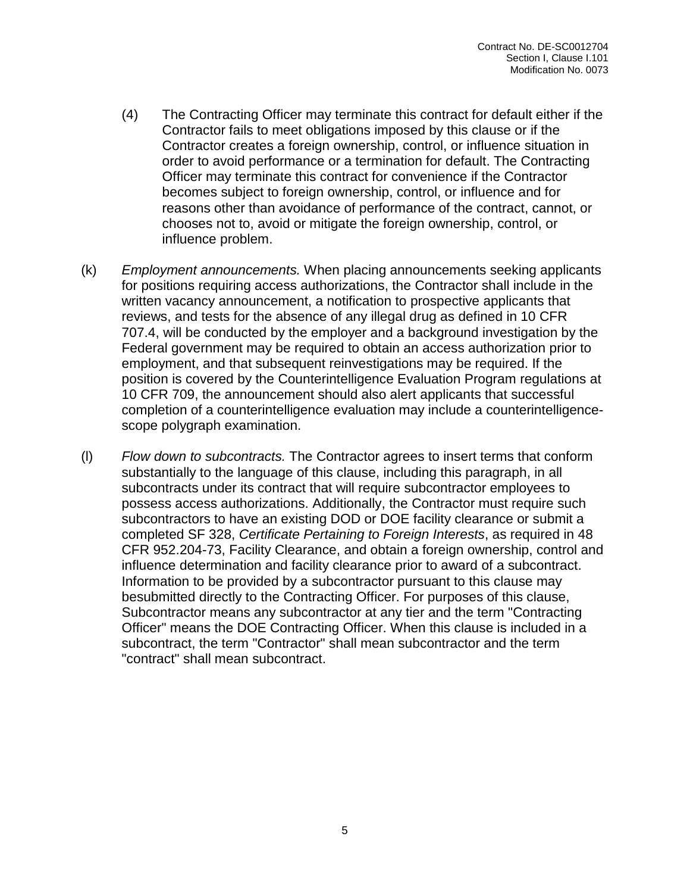(4) The Contracting Officer may terminate this contract for default either if the Contractor fails to meet obligations imposed by this clause or if the Contractor creates a foreign ownership, control, or influence situation in order to avoid performance or a termination for default. The Contracting Officer may terminate this contract for convenience if the Contractor becomes subject to foreign ownership, control, or influence and for reasons other than avoidance of performance of the contract, cannot, or chooses not to, avoid or mitigate the foreign ownership, control, or influence problem.

(k) *Employment announcements.* When placing announcements seeking applicants for positions requiring access authorizations, the Contractor shall include in the written vacancy announcement, a notification to prospective applicants that reviews, and tests for the absence of any illegal drug as defined in 10 CFR 707.4, will be conducted by the employer and a background investigation by the Federal government may be required to obtain an access authorization prior to employment, and that subsequent reinvestigations may be required. If the position is covered by the Counterintelligence Evaluation Program regulations at 10 CFR 709, the announcement should also alert applicants that successful completion of a counterintelligence evaluation may include a counterintelligence-scope polygraph examination.

(l) *Flow down to subcontracts.* The Contractor agrees to insert terms that conform substantially to the language of this clause, including this paragraph, in all subcontracts under its contract that will require subcontractor employees to possess access authorizations. Additionally, the Contractor must require such subcontractors to have an existing DOD or DOE facility clearance or submit a completed SF 328, *Certificate Pertaining to Foreign Interests*, as required in 48 CFR 952.204-73, Facility Clearance, and obtain a foreign ownership, control and influence determination and facility clearance prior to award of a subcontract. Information to be provided by a subcontractor pursuant to this clause may besubmitted directly to the Contracting Officer. For purposes of this clause, Subcontractor means any subcontractor at any tier and the term "Contracting Officer" means the DOE Contracting Officer. When this clause is included in a subcontract, the term "Contractor" shall mean subcontractor and the term "contract" shall mean subcontract.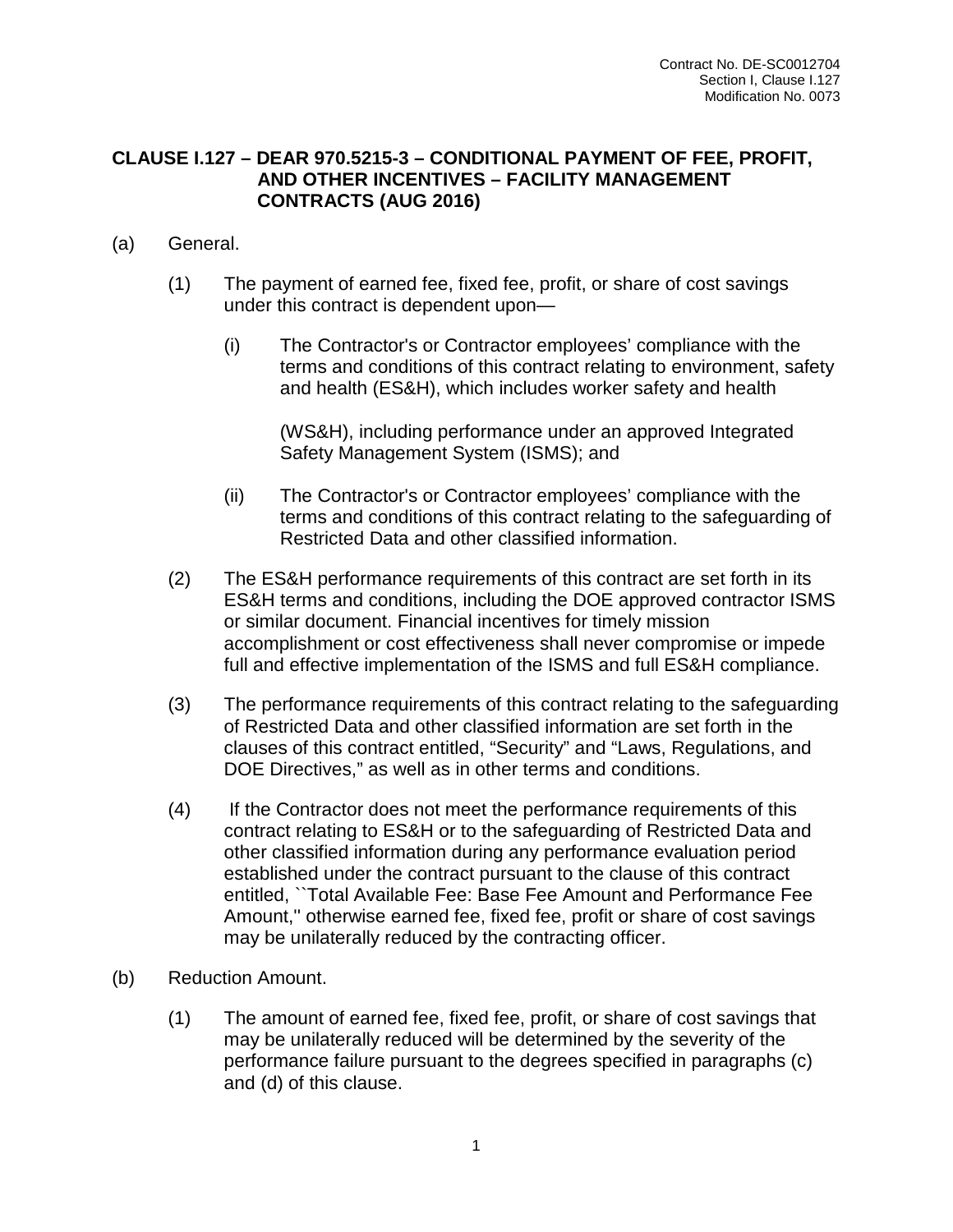## CLAUSE I.127 – DEAR 970.5215-3 – CONDITIONAL PAYMENT OF FEE, PROFIT, AND OTHER INCENTIVES – FACILITY MANAGEMENT CONTRACTS (AUG 2016)

(a) General.

(1) The payment of earned fee, fixed fee, profit, or share of cost savings under this contract is dependent upon—

(i) The Contractor's or Contractor employees' compliance with the terms and conditions of this contract relating to environment, safety and health (ES&H), which includes worker safety and health (WS&H), including performance under an approved Integrated Safety Management System (ISMS); and

(ii) The Contractor's or Contractor employees' compliance with the terms and conditions of this contract relating to the safeguarding of Restricted Data and other classified information.

(2) The ES&H performance requirements of this contract are set forth in its ES&H terms and conditions, including the DOE approved contractor ISMS or similar document. Financial incentives for timely mission accomplishment or cost effectiveness shall never compromise or impede full and effective implementation of the ISMS and full ES&H compliance.

(3) The performance requirements of this contract relating to the safeguarding of Restricted Data and other classified information are set forth in the clauses of this contract entitled, "Security" and "Laws, Regulations, and DOE Directives," as well as in other terms and conditions.

(4) If the Contractor does not meet the performance requirements of this contract relating to ES&H or to the safeguarding of Restricted Data and other classified information during any performance evaluation period established under the contract pursuant to the clause of this contract entitled, ``Total Available Fee: Base Fee Amount and Performance Fee Amount,'' otherwise earned fee, fixed fee, profit or share of cost savings may be unilaterally reduced by the contracting officer.

(b) Reduction Amount.

(1) The amount of earned fee, fixed fee, profit, or share of cost savings that may be unilaterally reduced will be determined by the severity of the performance failure pursuant to the degrees specified in paragraphs (c) and (d) of this clause.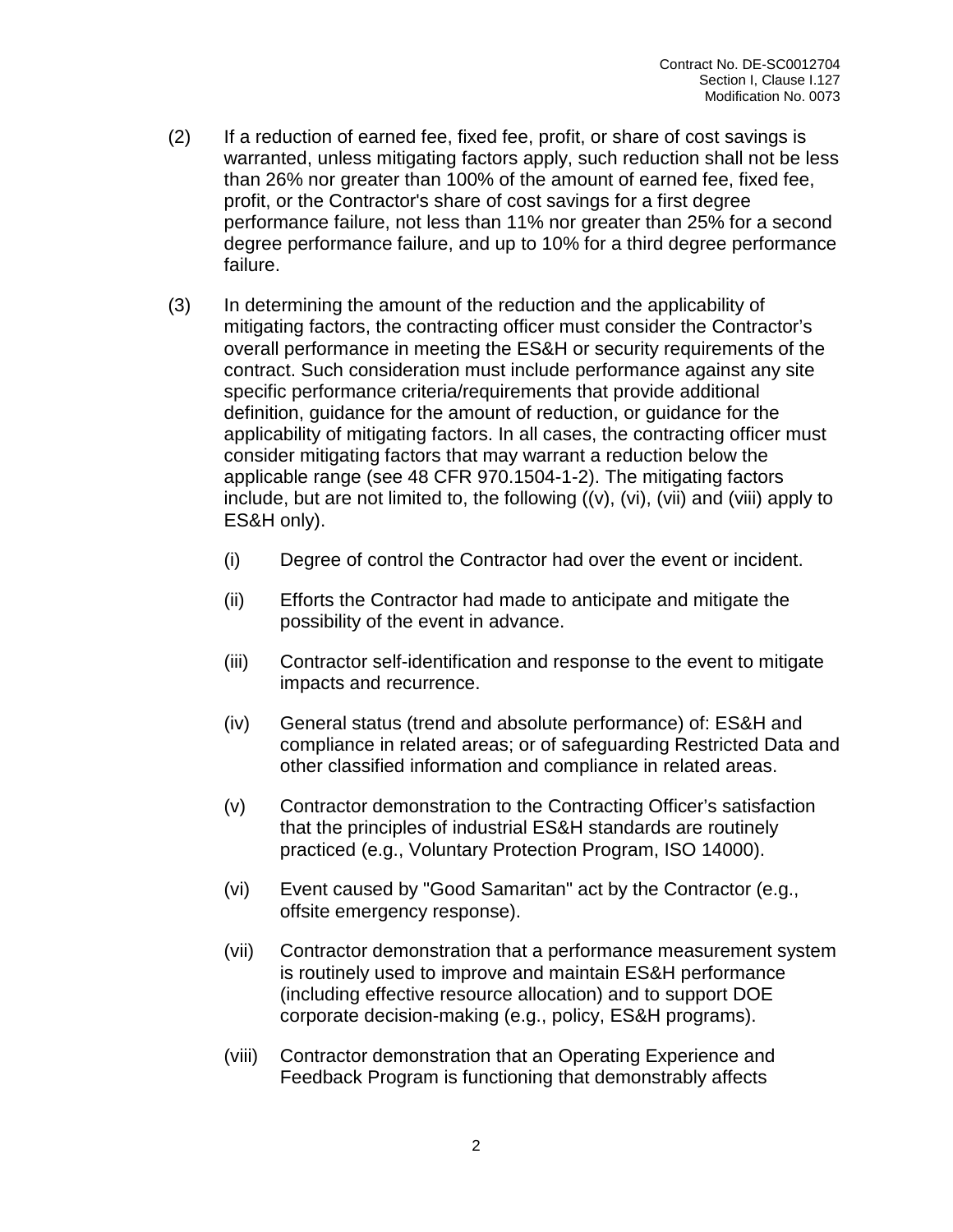(2) If a reduction of earned fee, fixed fee, profit, or share of cost savings is warranted, unless mitigating factors apply, such reduction shall not be less than 26% nor greater than 100% of the amount of earned fee, fixed fee, profit, or the Contractor's share of cost savings for a first degree performance failure, not less than 11% nor greater than 25% for a second degree performance failure, and up to 10% for a third degree performance failure.

(3) In determining the amount of the reduction and the applicability of mitigating factors, the contracting officer must consider the Contractor's overall performance in meeting the ES&H or security requirements of the contract. Such consideration must include performance against any site specific performance criteria/requirements that provide additional definition, guidance for the amount of reduction, or guidance for the applicability of mitigating factors. In all cases, the contracting officer must consider mitigating factors that may warrant a reduction below the applicable range (see 48 CFR 970.1504-1-2). The mitigating factors include, but are not limited to, the following ((v), (vi), (vii) and (viii) apply to ES&H only).

  (i) Degree of control the Contractor had over the event or incident.

  (ii) Efforts the Contractor had made to anticipate and mitigate the possibility of the event in advance.

  (iii) Contractor self-identification and response to the event to mitigate impacts and recurrence.

  (iv) General status (trend and absolute performance) of: ES&H and compliance in related areas; or of safeguarding Restricted Data and other classified information and compliance in related areas.

  (v) Contractor demonstration to the Contracting Officer's satisfaction that the principles of industrial ES&H standards are routinely practiced (e.g., Voluntary Protection Program, ISO 14000).

  (vi) Event caused by "Good Samaritan" act by the Contractor (e.g., offsite emergency response).

  (vii) Contractor demonstration that a performance measurement system is routinely used to improve and maintain ES&H performance (including effective resource allocation) and to support DOE corporate decision-making (e.g., policy, ES&H programs).

  (viii) Contractor demonstration that an Operating Experience and Feedback Program is functioning that demonstrably affects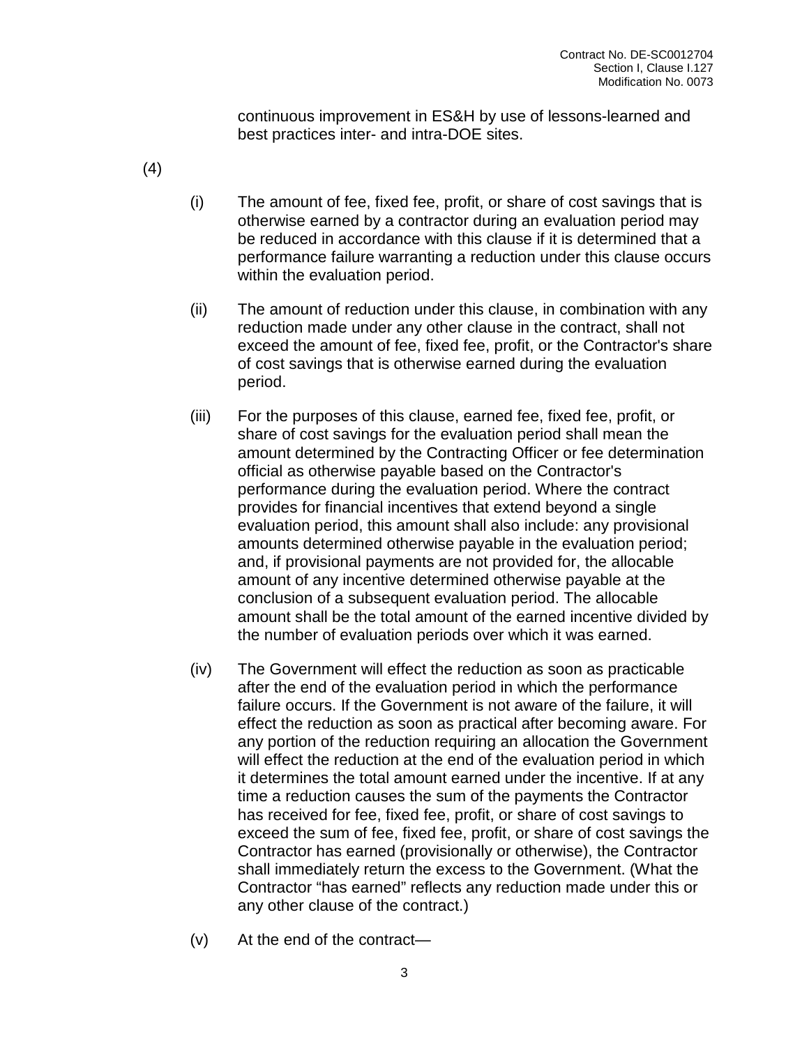continuous improvement in ES&H by use of lessons-learned and best practices inter- and intra-DOE sites.

(4)

(i) The amount of fee, fixed fee, profit, or share of cost savings that is otherwise earned by a contractor during an evaluation period may be reduced in accordance with this clause if it is determined that a performance failure warranting a reduction under this clause occurs within the evaluation period.

(ii) The amount of reduction under this clause, in combination with any reduction made under any other clause in the contract, shall not exceed the amount of fee, fixed fee, profit, or the Contractor's share of cost savings that is otherwise earned during the evaluation period.

(iii) For the purposes of this clause, earned fee, fixed fee, profit, or share of cost savings for the evaluation period shall mean the amount determined by the Contracting Officer or fee determination official as otherwise payable based on the Contractor's performance during the evaluation period. Where the contract provides for financial incentives that extend beyond a single evaluation period, this amount shall also include: any provisional amounts determined otherwise payable in the evaluation period; and, if provisional payments are not provided for, the allocable amount of any incentive determined otherwise payable at the conclusion of a subsequent evaluation period. The allocable amount shall be the total amount of the earned incentive divided by the number of evaluation periods over which it was earned.

(iv) The Government will effect the reduction as soon as practicable after the end of the evaluation period in which the performance failure occurs. If the Government is not aware of the failure, it will effect the reduction as soon as practical after becoming aware. For any portion of the reduction requiring an allocation the Government will effect the reduction at the end of the evaluation period in which it determines the total amount earned under the incentive. If at any time a reduction causes the sum of the payments the Contractor has received for fee, fixed fee, profit, or share of cost savings to exceed the sum of fee, fixed fee, profit, or share of cost savings the Contractor has earned (provisionally or otherwise), the Contractor shall immediately return the excess to the Government. (What the Contractor "has earned" reflects any reduction made under this or any other clause of the contract.)

(v) At the end of the contract—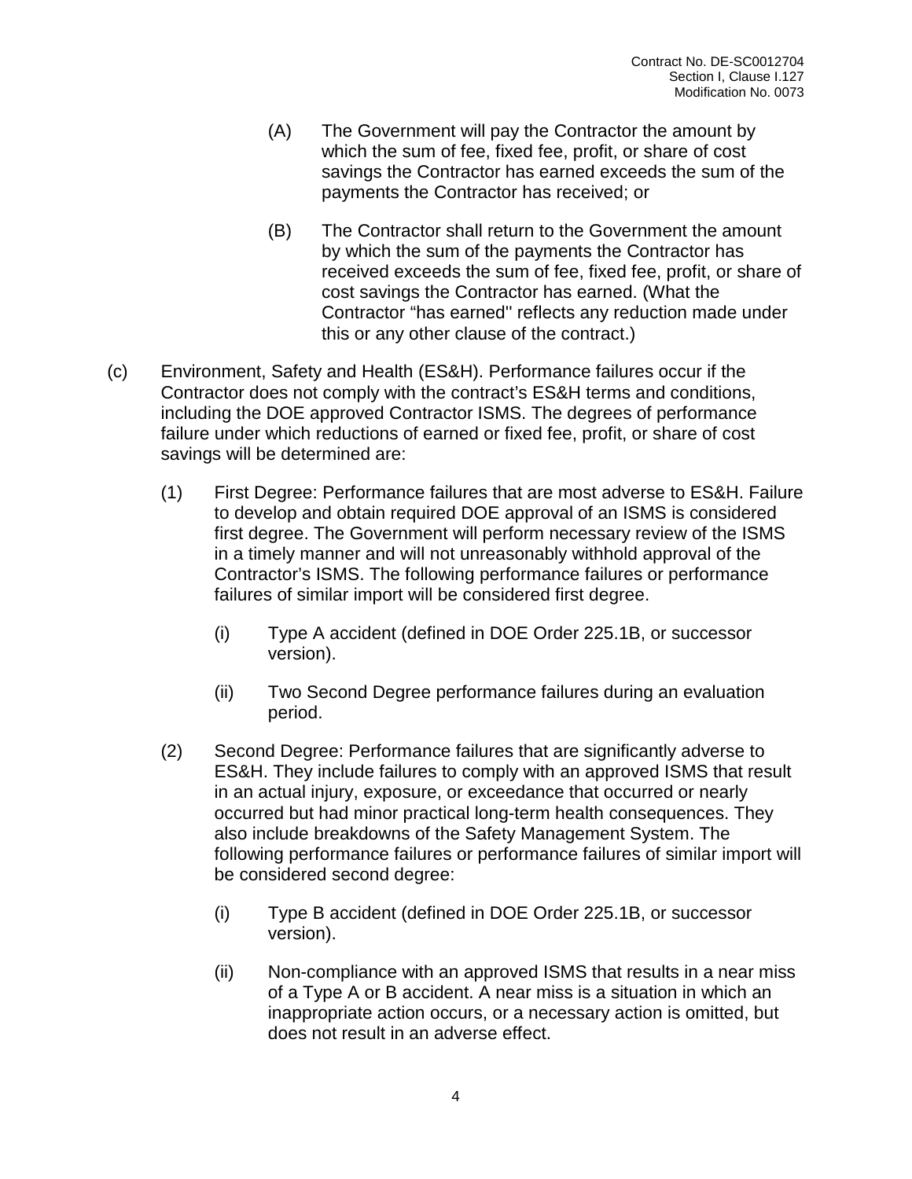(A) The Government will pay the Contractor the amount by which the sum of fee, fixed fee, profit, or share of cost savings the Contractor has earned exceeds the sum of the payments the Contractor has received; or

(B) The Contractor shall return to the Government the amount by which the sum of the payments the Contractor has received exceeds the sum of fee, fixed fee, profit, or share of cost savings the Contractor has earned. (What the Contractor "has earned" reflects any reduction made under this or any other clause of the contract.)

(c) Environment, Safety and Health (ES&H). Performance failures occur if the Contractor does not comply with the contract's ES&H terms and conditions, including the DOE approved Contractor ISMS. The degrees of performance failure under which reductions of earned or fixed fee, profit, or share of cost savings will be determined are:

(1) First Degree: Performance failures that are most adverse to ES&H. Failure to develop and obtain required DOE approval of an ISMS is considered first degree. The Government will perform necessary review of the ISMS in a timely manner and will not unreasonably withhold approval of the Contractor's ISMS. The following performance failures or performance failures of similar import will be considered first degree.

(i) Type A accident (defined in DOE Order 225.1B, or successor version).

(ii) Two Second Degree performance failures during an evaluation period.

(2) Second Degree: Performance failures that are significantly adverse to ES&H. They include failures to comply with an approved ISMS that result in an actual injury, exposure, or exceedance that occurred or nearly occurred but had minor practical long-term health consequences. They also include breakdowns of the Safety Management System. The following performance failures or performance failures of similar import will be considered second degree:

(i) Type B accident (defined in DOE Order 225.1B, or successor version).

(ii) Non-compliance with an approved ISMS that results in a near miss of a Type A or B accident. A near miss is a situation in which an inappropriate action occurs, or a necessary action is omitted, but does not result in an adverse effect.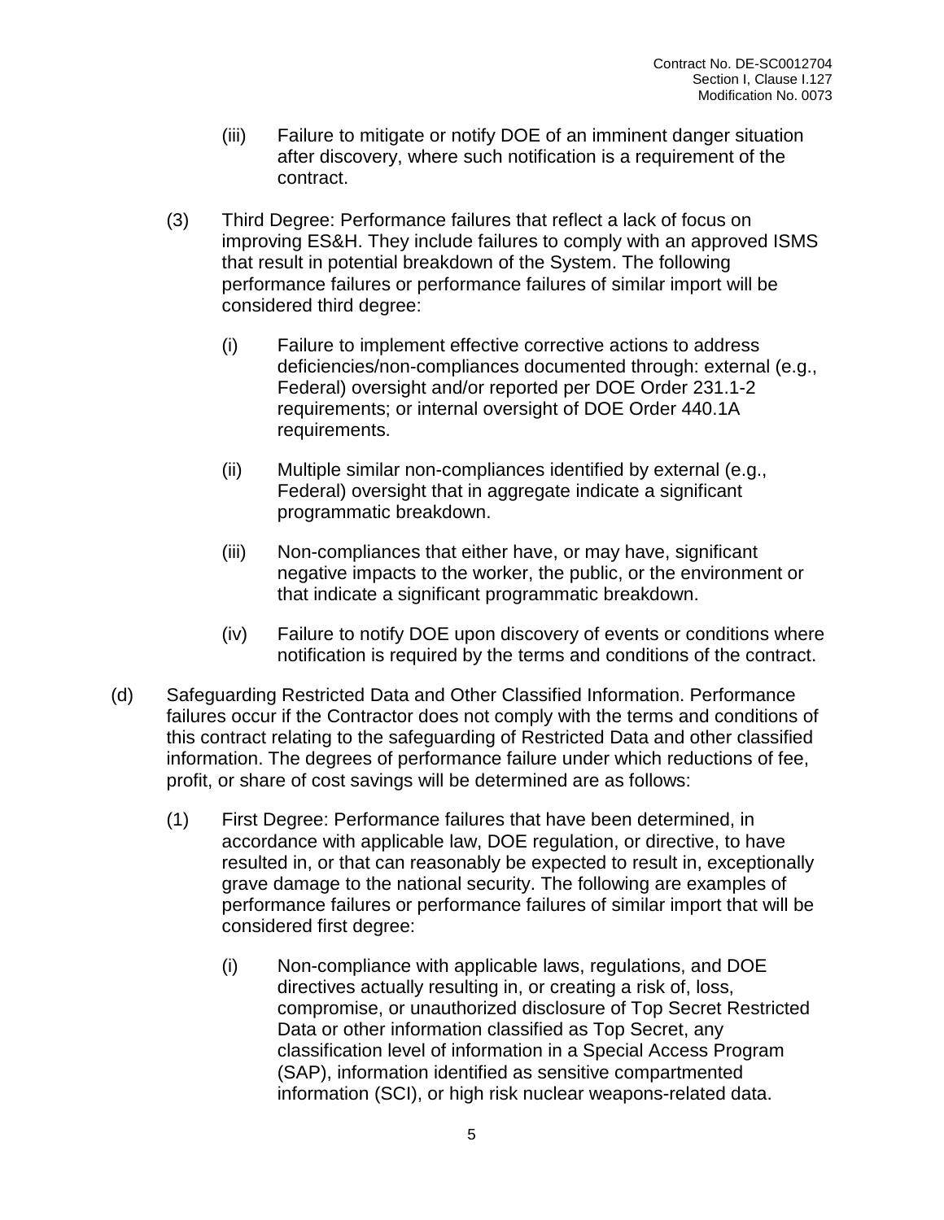(iii) Failure to mitigate or notify DOE of an imminent danger situation after discovery, where such notification is a requirement of the contract.

(3) Third Degree: Performance failures that reflect a lack of focus on improving ES&H. They include failures to comply with an approved ISMS that result in potential breakdown of the System. The following performance failures or performance failures of similar import will be considered third degree:

(i) Failure to implement effective corrective actions to address deficiencies/non-compliances documented through: external (e.g., Federal) oversight and/or reported per DOE Order 231.1-2 requirements; or internal oversight of DOE Order 440.1A requirements.

(ii) Multiple similar non-compliances identified by external (e.g., Federal) oversight that in aggregate indicate a significant programmatic breakdown.

(iii) Non-compliances that either have, or may have, significant negative impacts to the worker, the public, or the environment or that indicate a significant programmatic breakdown.

(iv) Failure to notify DOE upon discovery of events or conditions where notification is required by the terms and conditions of the contract.

(d) Safeguarding Restricted Data and Other Classified Information. Performance failures occur if the Contractor does not comply with the terms and conditions of this contract relating to the safeguarding of Restricted Data and other classified information. The degrees of performance failure under which reductions of fee, profit, or share of cost savings will be determined are as follows:

(1) First Degree: Performance failures that have been determined, in accordance with applicable law, DOE regulation, or directive, to have resulted in, or that can reasonably be expected to result in, exceptionally grave damage to the national security. The following are examples of performance failures or performance failures of similar import that will be considered first degree:

(i) Non-compliance with applicable laws, regulations, and DOE directives actually resulting in, or creating a risk of, loss, compromise, or unauthorized disclosure of Top Secret Restricted Data or other information classified as Top Secret, any classification level of information in a Special Access Program (SAP), information identified as sensitive compartmented information (SCI), or high risk nuclear weapons-related data.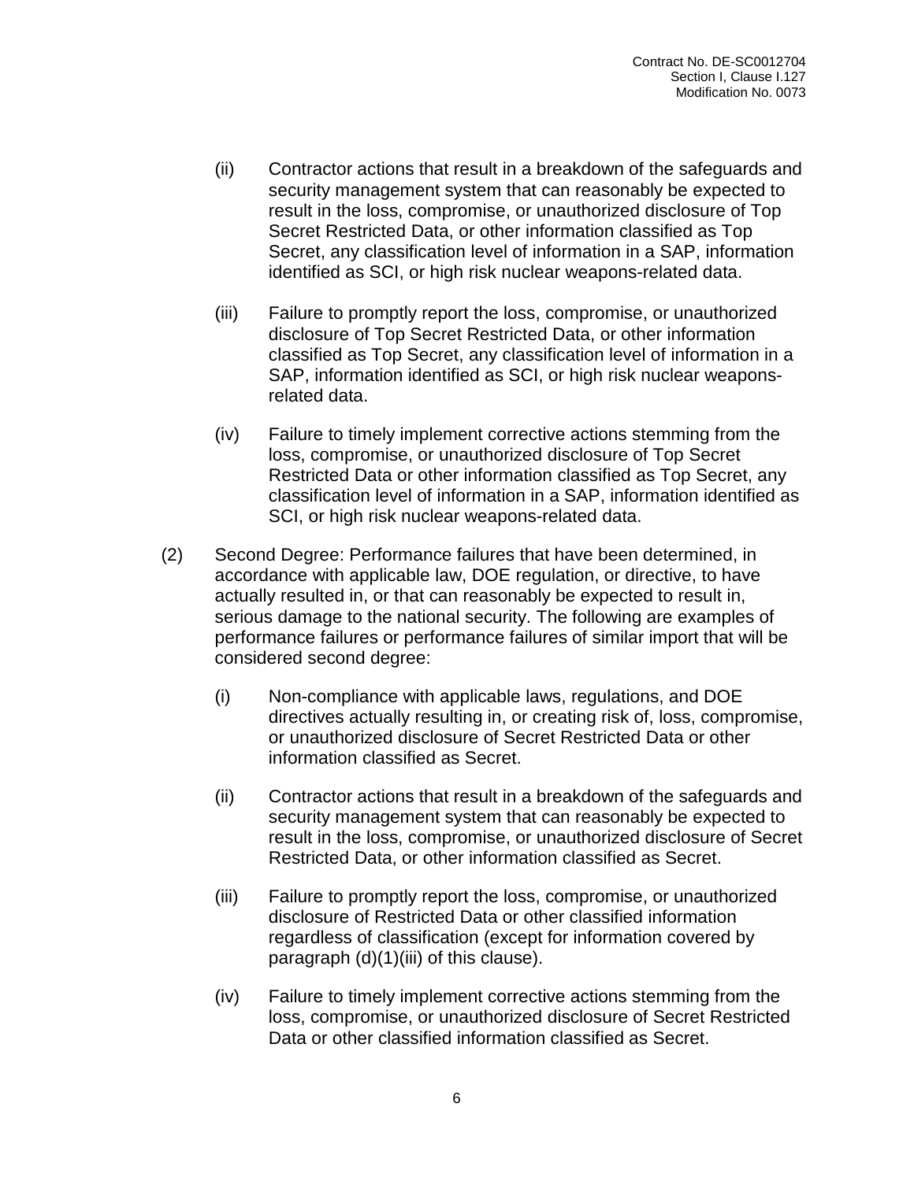(ii) Contractor actions that result in a breakdown of the safeguards and security management system that can reasonably be expected to result in the loss, compromise, or unauthorized disclosure of Top Secret Restricted Data, or other information classified as Top Secret, any classification level of information in a SAP, information identified as SCI, or high risk nuclear weapons-related data.

(iii) Failure to promptly report the loss, compromise, or unauthorized disclosure of Top Secret Restricted Data, or other information classified as Top Secret, any classification level of information in a SAP, information identified as SCI, or high risk nuclear weapons-related data.

(iv) Failure to timely implement corrective actions stemming from the loss, compromise, or unauthorized disclosure of Top Secret Restricted Data or other information classified as Top Secret, any classification level of information in a SAP, information identified as SCI, or high risk nuclear weapons-related data.

(2) Second Degree: Performance failures that have been determined, in accordance with applicable law, DOE regulation, or directive, to have actually resulted in, or that can reasonably be expected to result in, serious damage to the national security. The following are examples of performance failures or performance failures of similar import that will be considered second degree:

(i) Non-compliance with applicable laws, regulations, and DOE directives actually resulting in, or creating risk of, loss, compromise, or unauthorized disclosure of Secret Restricted Data or other information classified as Secret.

(ii) Contractor actions that result in a breakdown of the safeguards and security management system that can reasonably be expected to result in the loss, compromise, or unauthorized disclosure of Secret Restricted Data, or other information classified as Secret.

(iii) Failure to promptly report the loss, compromise, or unauthorized disclosure of Restricted Data or other classified information regardless of classification (except for information covered by paragraph (d)(1)(iii) of this clause).

(iv) Failure to timely implement corrective actions stemming from the loss, compromise, or unauthorized disclosure of Secret Restricted Data or other classified information classified as Secret.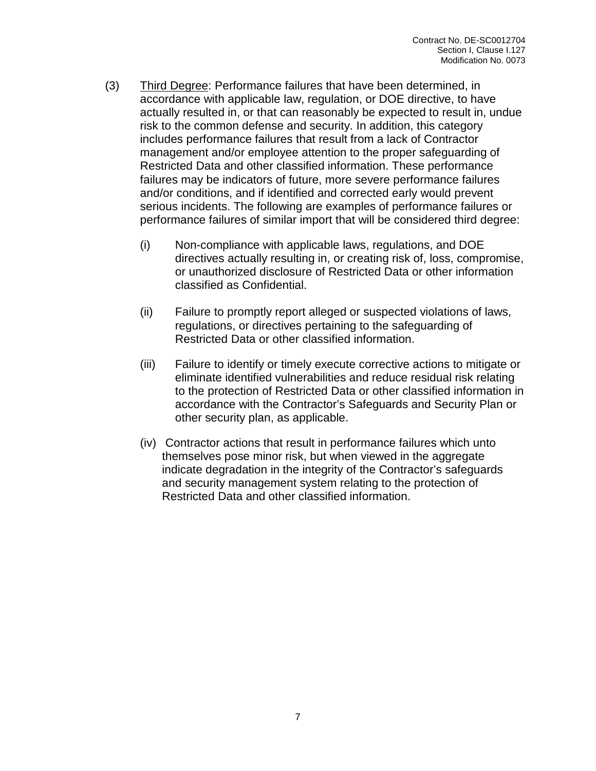(3) <u>Third Degree</u>: Performance failures that have been determined, in accordance with applicable law, regulation, or DOE directive, to have actually resulted in, or that can reasonably be expected to result in, undue risk to the common defense and security. In addition, this category includes performance failures that result from a lack of Contractor management and/or employee attention to the proper safeguarding of Restricted Data and other classified information. These performance failures may be indicators of future, more severe performance failures and/or conditions, and if identified and corrected early would prevent serious incidents. The following are examples of performance failures or performance failures of similar import that will be considered third degree:

(i) Non-compliance with applicable laws, regulations, and DOE directives actually resulting in, or creating risk of, loss, compromise, or unauthorized disclosure of Restricted Data or other information classified as Confidential.

(ii) Failure to promptly report alleged or suspected violations of laws, regulations, or directives pertaining to the safeguarding of Restricted Data or other classified information.

(iii) Failure to identify or timely execute corrective actions to mitigate or eliminate identified vulnerabilities and reduce residual risk relating to the protection of Restricted Data or other classified information in accordance with the Contractor's Safeguards and Security Plan or other security plan, as applicable.

(iv) Contractor actions that result in performance failures which unto themselves pose minor risk, but when viewed in the aggregate indicate degradation in the integrity of the Contractor's safeguards and security management system relating to the protection of Restricted Data and other classified information.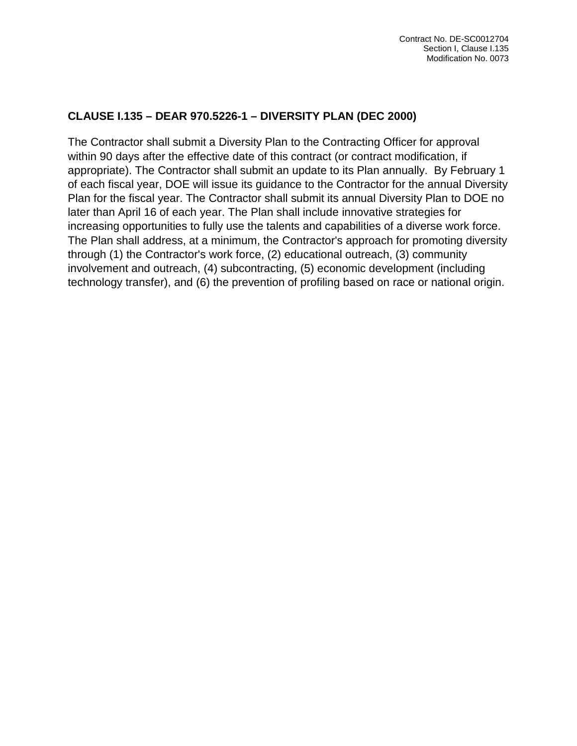**CLAUSE I.135 – DEAR 970.5226-1 – DIVERSITY PLAN (DEC 2000)**

The Contractor shall submit a Diversity Plan to the Contracting Officer for approval within 90 days after the effective date of this contract (or contract modification, if appropriate). The Contractor shall submit an update to its Plan annually. By February 1 of each fiscal year, DOE will issue its guidance to the Contractor for the annual Diversity Plan for the fiscal year. The Contractor shall submit its annual Diversity Plan to DOE no later than April 16 of each year. The Plan shall include innovative strategies for increasing opportunities to fully use the talents and capabilities of a diverse work force. The Plan shall address, at a minimum, the Contractor's approach for promoting diversity through (1) the Contractor's work force, (2) educational outreach, (3) community involvement and outreach, (4) subcontracting, (5) economic development (including technology transfer), and (6) the prevention of profiling based on race or national origin.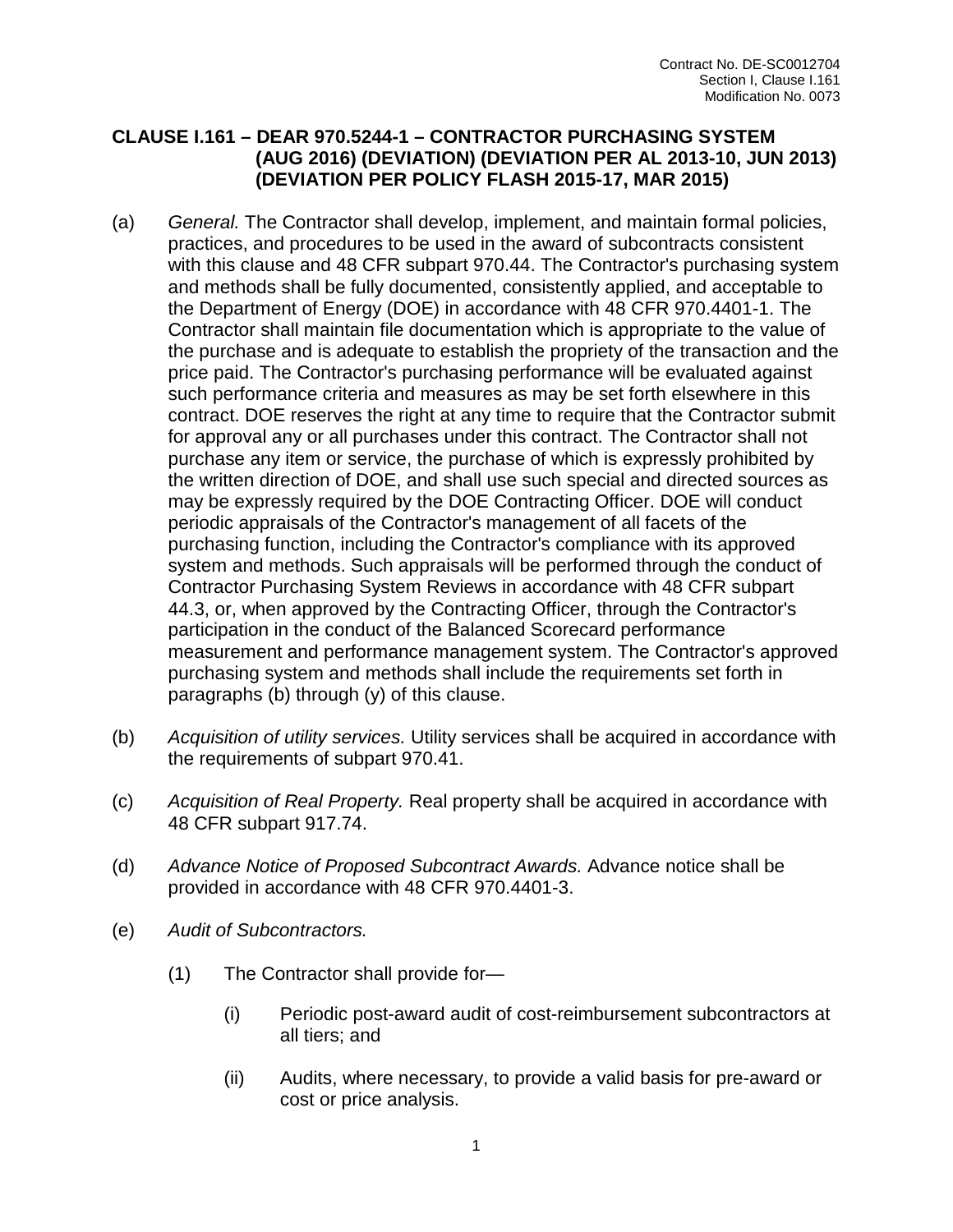## CLAUSE I.161 – DEAR 970.5244-1 – CONTRACTOR PURCHASING SYSTEM (AUG 2016) (DEVIATION) (DEVIATION PER AL 2013-10, JUN 2013) (DEVIATION PER POLICY FLASH 2015-17, MAR 2015)

(a) *General.* The Contractor shall develop, implement, and maintain formal policies, practices, and procedures to be used in the award of subcontracts consistent with this clause and 48 CFR subpart 970.44. The Contractor's purchasing system and methods shall be fully documented, consistently applied, and acceptable to the Department of Energy (DOE) in accordance with 48 CFR 970.4401-1. The Contractor shall maintain file documentation which is appropriate to the value of the purchase and is adequate to establish the propriety of the transaction and the price paid. The Contractor's purchasing performance will be evaluated against such performance criteria and measures as may be set forth elsewhere in this contract. DOE reserves the right at any time to require that the Contractor submit for approval any or all purchases under this contract. The Contractor shall not purchase any item or service, the purchase of which is expressly prohibited by the written direction of DOE, and shall use such special and directed sources as may be expressly required by the DOE Contracting Officer. DOE will conduct periodic appraisals of the Contractor's management of all facets of the purchasing function, including the Contractor's compliance with its approved system and methods. Such appraisals will be performed through the conduct of Contractor Purchasing System Reviews in accordance with 48 CFR subpart 44.3, or, when approved by the Contracting Officer, through the Contractor's participation in the conduct of the Balanced Scorecard performance measurement and performance management system. The Contractor's approved purchasing system and methods shall include the requirements set forth in paragraphs (b) through (y) of this clause.

(b) *Acquisition of utility services.* Utility services shall be acquired in accordance with the requirements of subpart 970.41.

(c) *Acquisition of Real Property.* Real property shall be acquired in accordance with 48 CFR subpart 917.74.

(d) *Advance Notice of Proposed Subcontract Awards.* Advance notice shall be provided in accordance with 48 CFR 970.4401-3.

(e) *Audit of Subcontractors.*

(1) The Contractor shall provide for—

(i) Periodic post-award audit of cost-reimbursement subcontractors at all tiers; and

(ii) Audits, where necessary, to provide a valid basis for pre-award or cost or price analysis.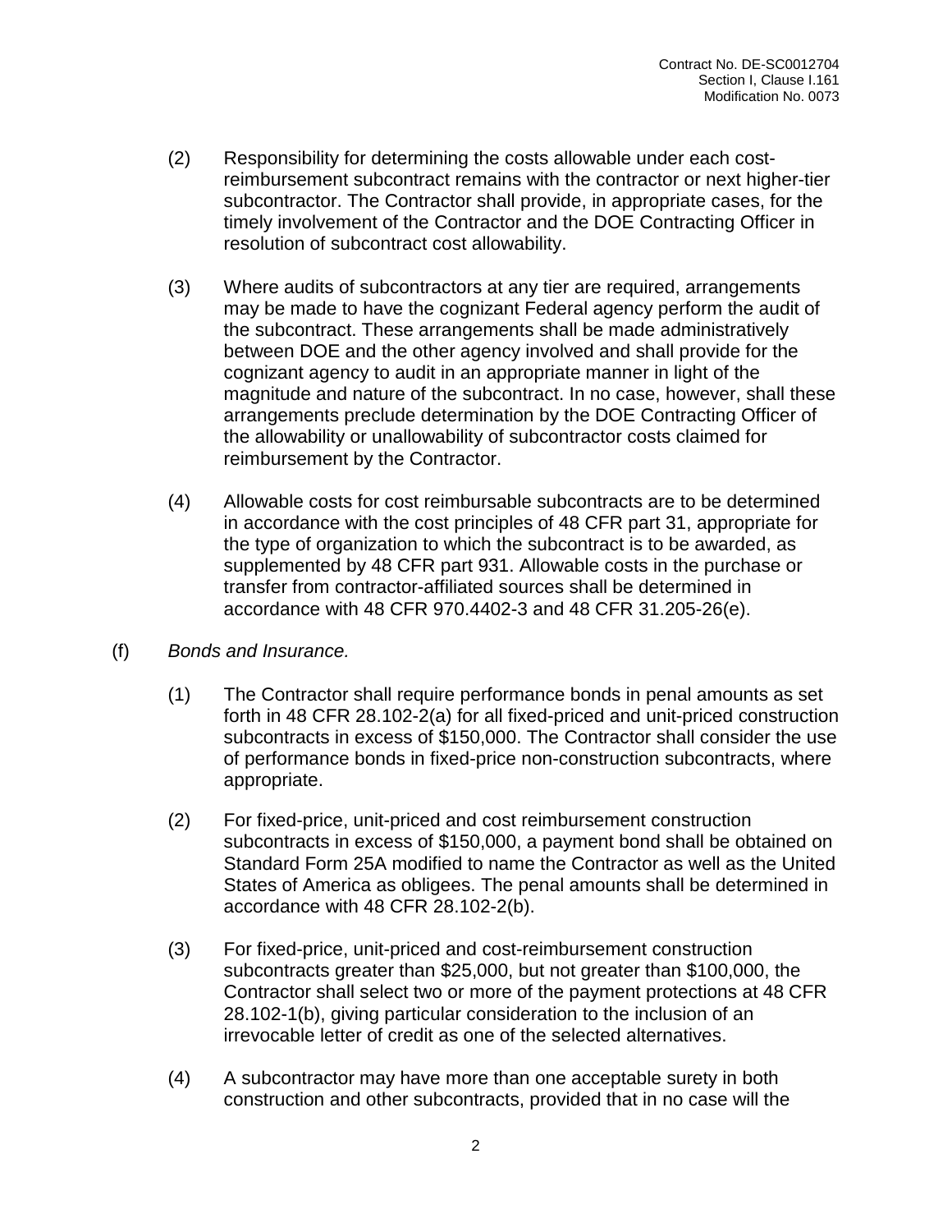(2) Responsibility for determining the costs allowable under each cost-reimbursement subcontract remains with the contractor or next higher-tier subcontractor. The Contractor shall provide, in appropriate cases, for the timely involvement of the Contractor and the DOE Contracting Officer in resolution of subcontract cost allowability.

(3) Where audits of subcontractors at any tier are required, arrangements may be made to have the cognizant Federal agency perform the audit of the subcontract. These arrangements shall be made administratively between DOE and the other agency involved and shall provide for the cognizant agency to audit in an appropriate manner in light of the magnitude and nature of the subcontract. In no case, however, shall these arrangements preclude determination by the DOE Contracting Officer of the allowability or unallowability of subcontractor costs claimed for reimbursement by the Contractor.

(4) Allowable costs for cost reimbursable subcontracts are to be determined in accordance with the cost principles of 48 CFR part 31, appropriate for the type of organization to which the subcontract is to be awarded, as supplemented by 48 CFR part 931. Allowable costs in the purchase or transfer from contractor-affiliated sources shall be determined in accordance with 48 CFR 970.4402-3 and 48 CFR 31.205-26(e).

(f) *Bonds and Insurance.*

(1) The Contractor shall require performance bonds in penal amounts as set forth in 48 CFR 28.102-2(a) for all fixed-priced and unit-priced construction subcontracts in excess of $150,000. The Contractor shall consider the use of performance bonds in fixed-price non-construction subcontracts, where appropriate.

(2) For fixed-price, unit-priced and cost reimbursement construction subcontracts in excess of $150,000, a payment bond shall be obtained on Standard Form 25A modified to name the Contractor as well as the United States of America as obligees. The penal amounts shall be determined in accordance with 48 CFR 28.102-2(b).

(3) For fixed-price, unit-priced and cost-reimbursement construction subcontracts greater than $25,000, but not greater than $100,000, the Contractor shall select two or more of the payment protections at 48 CFR 28.102-1(b), giving particular consideration to the inclusion of an irrevocable letter of credit as one of the selected alternatives.

(4) A subcontractor may have more than one acceptable surety in both construction and other subcontracts, provided that in no case will the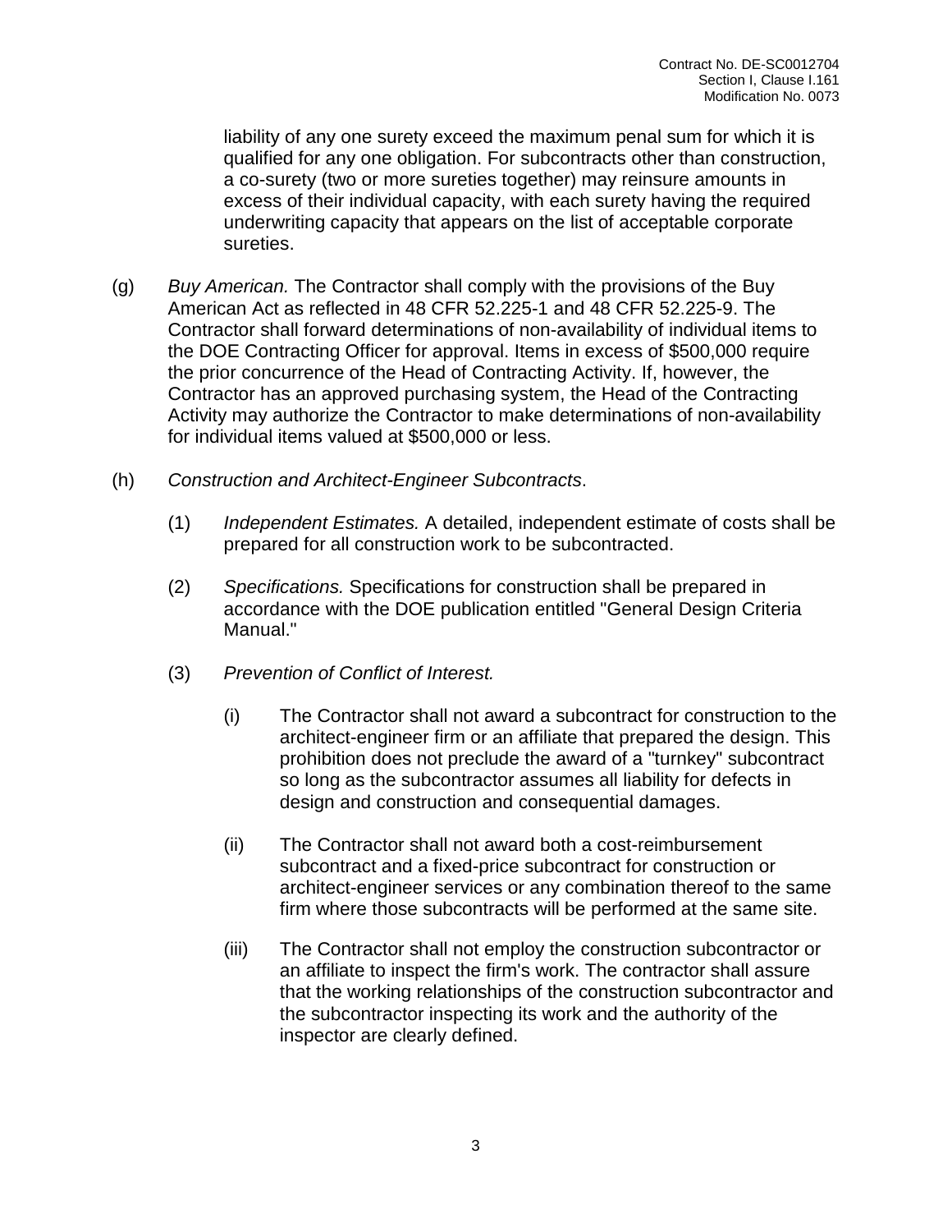liability of any one surety exceed the maximum penal sum for which it is qualified for any one obligation. For subcontracts other than construction, a co-surety (two or more sureties together) may reinsure amounts in excess of their individual capacity, with each surety having the required underwriting capacity that appears on the list of acceptable corporate sureties.

(g) *Buy American.* The Contractor shall comply with the provisions of the Buy American Act as reflected in 48 CFR 52.225-1 and 48 CFR 52.225-9. The Contractor shall forward determinations of non-availability of individual items to the DOE Contracting Officer for approval. Items in excess of $500,000 require the prior concurrence of the Head of Contracting Activity. If, however, the Contractor has an approved purchasing system, the Head of the Contracting Activity may authorize the Contractor to make determinations of non-availability for individual items valued at $500,000 or less.

(h) *Construction and Architect-Engineer Subcontracts*.

(1) *Independent Estimates.* A detailed, independent estimate of costs shall be prepared for all construction work to be subcontracted.

(2) *Specifications.* Specifications for construction shall be prepared in accordance with the DOE publication entitled "General Design Criteria Manual."

(3) *Prevention of Conflict of Interest.*

(i) The Contractor shall not award a subcontract for construction to the architect-engineer firm or an affiliate that prepared the design. This prohibition does not preclude the award of a "turnkey" subcontract so long as the subcontractor assumes all liability for defects in design and construction and consequential damages.

(ii) The Contractor shall not award both a cost-reimbursement subcontract and a fixed-price subcontract for construction or architect-engineer services or any combination thereof to the same firm where those subcontracts will be performed at the same site.

(iii) The Contractor shall not employ the construction subcontractor or an affiliate to inspect the firm's work. The contractor shall assure that the working relationships of the construction subcontractor and the subcontractor inspecting its work and the authority of the inspector are clearly defined.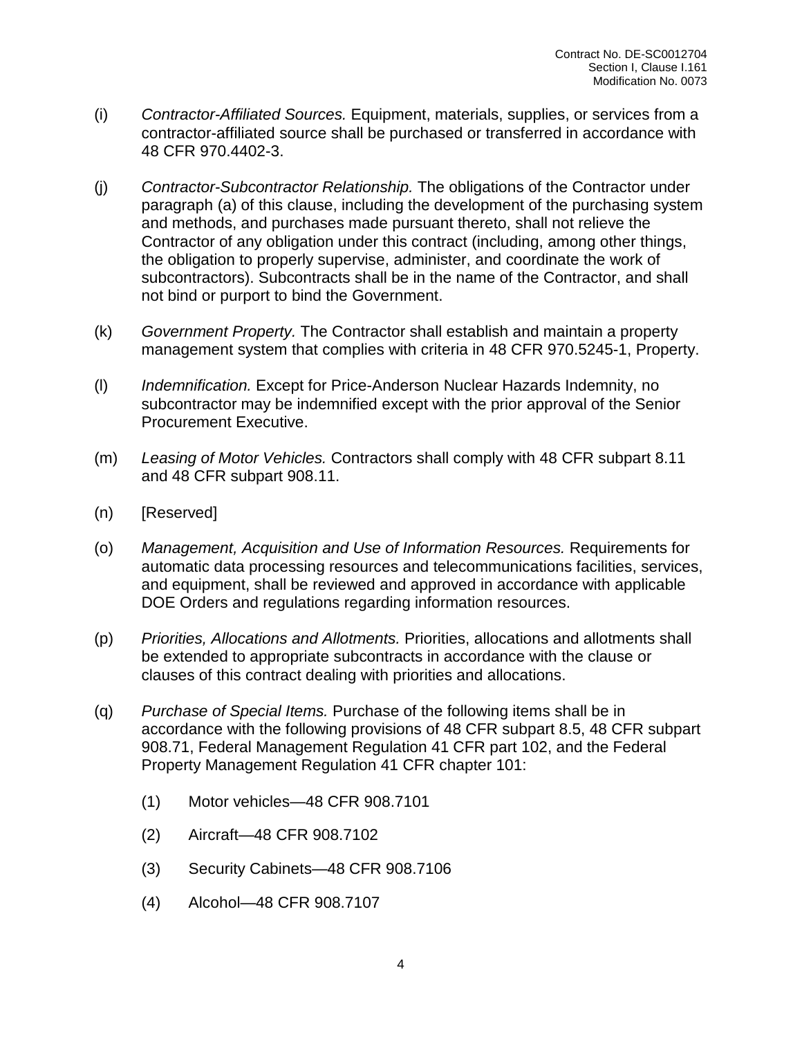(i) *Contractor-Affiliated Sources.* Equipment, materials, supplies, or services from a contractor-affiliated source shall be purchased or transferred in accordance with 48 CFR 970.4402-3.

(j) *Contractor-Subcontractor Relationship.* The obligations of the Contractor under paragraph (a) of this clause, including the development of the purchasing system and methods, and purchases made pursuant thereto, shall not relieve the Contractor of any obligation under this contract (including, among other things, the obligation to properly supervise, administer, and coordinate the work of subcontractors). Subcontracts shall be in the name of the Contractor, and shall not bind or purport to bind the Government.

(k) *Government Property.* The Contractor shall establish and maintain a property management system that complies with criteria in 48 CFR 970.5245-1, Property.

(l) *Indemnification.* Except for Price-Anderson Nuclear Hazards Indemnity, no subcontractor may be indemnified except with the prior approval of the Senior Procurement Executive.

(m) *Leasing of Motor Vehicles.* Contractors shall comply with 48 CFR subpart 8.11 and 48 CFR subpart 908.11.

(n) [Reserved]

(o) *Management, Acquisition and Use of Information Resources.* Requirements for automatic data processing resources and telecommunications facilities, services, and equipment, shall be reviewed and approved in accordance with applicable DOE Orders and regulations regarding information resources.

(p) *Priorities, Allocations and Allotments.* Priorities, allocations and allotments shall be extended to appropriate subcontracts in accordance with the clause or clauses of this contract dealing with priorities and allocations.

(q) *Purchase of Special Items.* Purchase of the following items shall be in accordance with the following provisions of 48 CFR subpart 8.5, 48 CFR subpart 908.71, Federal Management Regulation 41 CFR part 102, and the Federal Property Management Regulation 41 CFR chapter 101:

  (1) Motor vehicles—48 CFR 908.7101

  (2) Aircraft—48 CFR 908.7102

  (3) Security Cabinets—48 CFR 908.7106

  (4) Alcohol—48 CFR 908.7107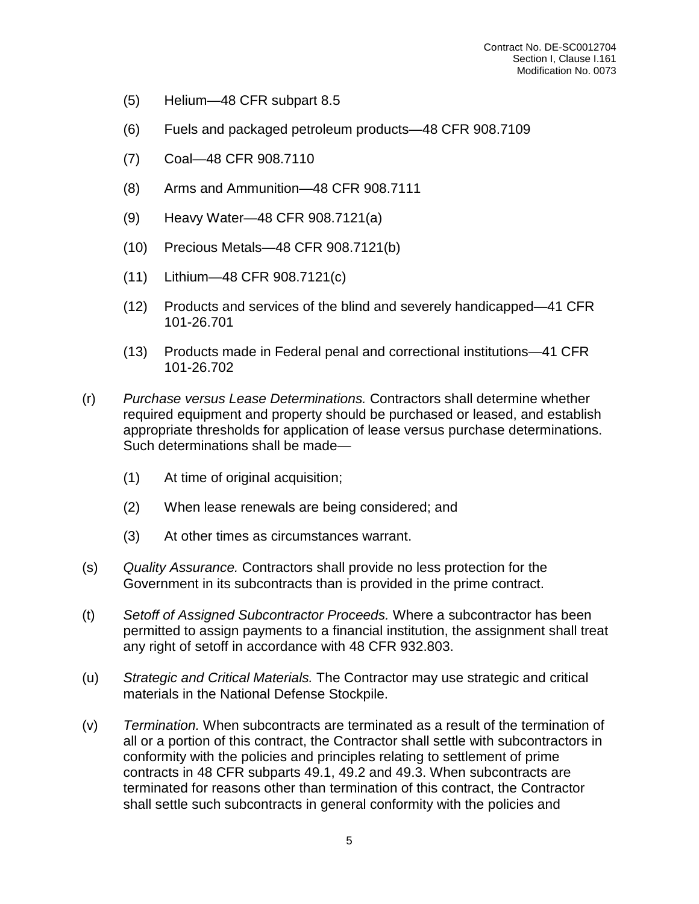(5) Helium—48 CFR subpart 8.5

(6) Fuels and packaged petroleum products—48 CFR 908.7109

(7) Coal—48 CFR 908.7110

(8) Arms and Ammunition—48 CFR 908.7111

(9) Heavy Water—48 CFR 908.7121(a)

(10) Precious Metals—48 CFR 908.7121(b)

(11) Lithium—48 CFR 908.7121(c)

(12) Products and services of the blind and severely handicapped—41 CFR 101-26.701

(13) Products made in Federal penal and correctional institutions—41 CFR 101-26.702

(r) *Purchase versus Lease Determinations.* Contractors shall determine whether required equipment and property should be purchased or leased, and establish appropriate thresholds for application of lease versus purchase determinations. Such determinations shall be made—

(1) At time of original acquisition;

(2) When lease renewals are being considered; and

(3) At other times as circumstances warrant.

(s) *Quality Assurance.* Contractors shall provide no less protection for the Government in its subcontracts than is provided in the prime contract.

(t) *Setoff of Assigned Subcontractor Proceeds.* Where a subcontractor has been permitted to assign payments to a financial institution, the assignment shall treat any right of setoff in accordance with 48 CFR 932.803.

(u) *Strategic and Critical Materials.* The Contractor may use strategic and critical materials in the National Defense Stockpile.

(v) *Termination.* When subcontracts are terminated as a result of the termination of all or a portion of this contract, the Contractor shall settle with subcontractors in conformity with the policies and principles relating to settlement of prime contracts in 48 CFR subparts 49.1, 49.2 and 49.3. When subcontracts are terminated for reasons other than termination of this contract, the Contractor shall settle such subcontracts in general conformity with the policies and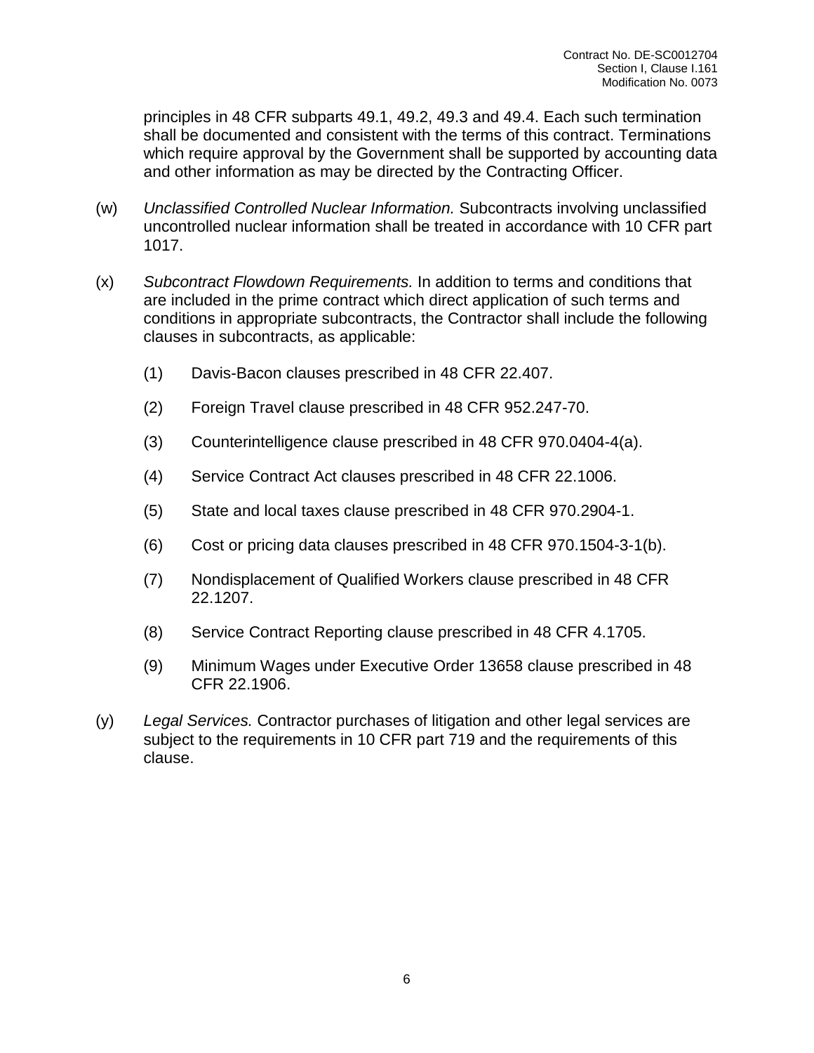principles in 48 CFR subparts 49.1, 49.2, 49.3 and 49.4. Each such termination shall be documented and consistent with the terms of this contract. Terminations which require approval by the Government shall be supported by accounting data and other information as may be directed by the Contracting Officer.

(w) *Unclassified Controlled Nuclear Information.* Subcontracts involving unclassified uncontrolled nuclear information shall be treated in accordance with 10 CFR part 1017.

(x) *Subcontract Flowdown Requirements.* In addition to terms and conditions that are included in the prime contract which direct application of such terms and conditions in appropriate subcontracts, the Contractor shall include the following clauses in subcontracts, as applicable:

(1) Davis-Bacon clauses prescribed in 48 CFR 22.407.

(2) Foreign Travel clause prescribed in 48 CFR 952.247-70.

(3) Counterintelligence clause prescribed in 48 CFR 970.0404-4(a).

(4) Service Contract Act clauses prescribed in 48 CFR 22.1006.

(5) State and local taxes clause prescribed in 48 CFR 970.2904-1.

(6) Cost or pricing data clauses prescribed in 48 CFR 970.1504-3-1(b).

(7) Nondisplacement of Qualified Workers clause prescribed in 48 CFR 22.1207.

(8) Service Contract Reporting clause prescribed in 48 CFR 4.1705.

(9) Minimum Wages under Executive Order 13658 clause prescribed in 48 CFR 22.1906.

(y) *Legal Services.* Contractor purchases of litigation and other legal services are subject to the requirements in 10 CFR part 719 and the requirements of this clause.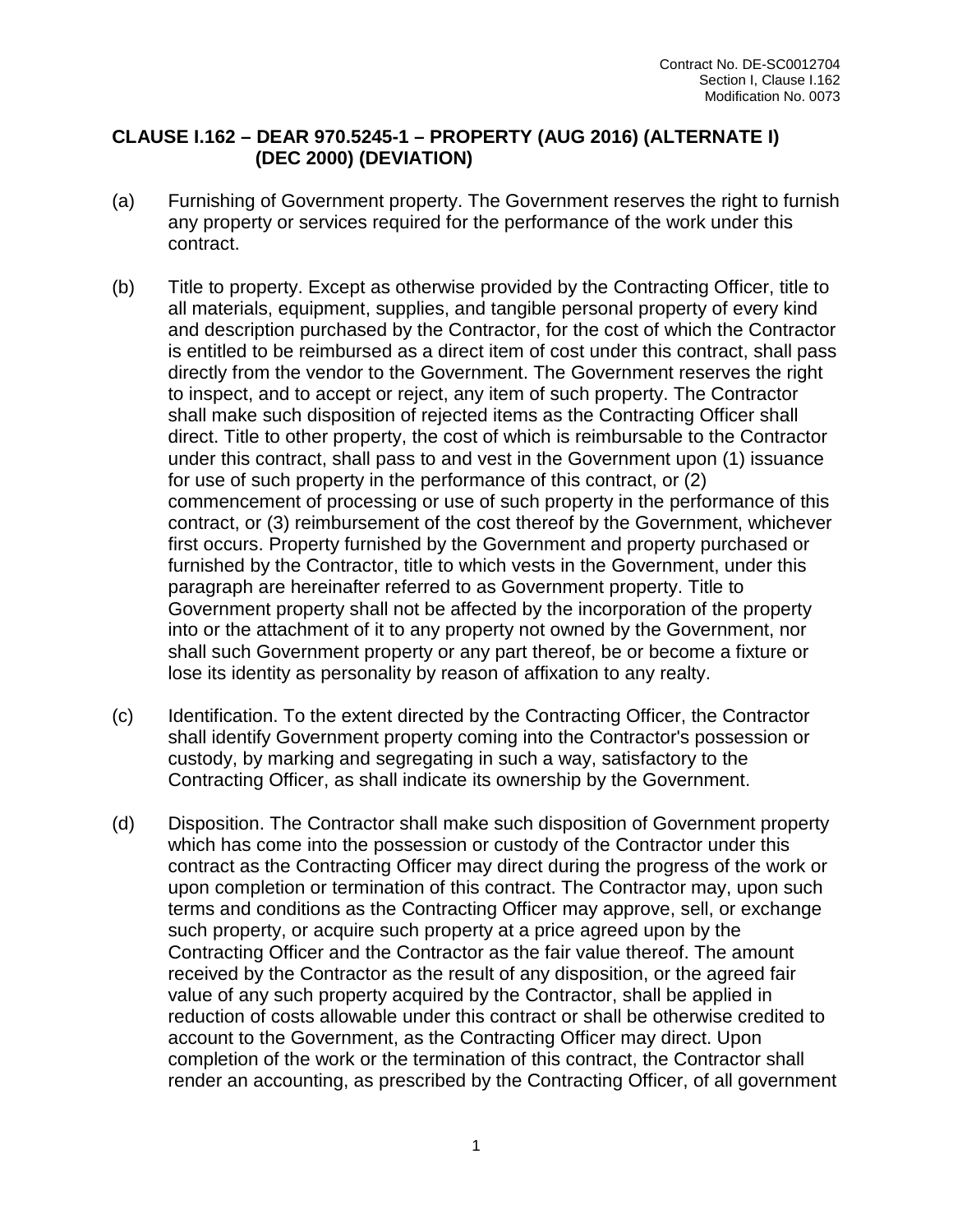## CLAUSE I.162 – DEAR 970.5245-1 – PROPERTY (AUG 2016) (ALTERNATE I) (DEC 2000) (DEVIATION)

(a) Furnishing of Government property. The Government reserves the right to furnish any property or services required for the performance of the work under this contract.

(b) Title to property. Except as otherwise provided by the Contracting Officer, title to all materials, equipment, supplies, and tangible personal property of every kind and description purchased by the Contractor, for the cost of which the Contractor is entitled to be reimbursed as a direct item of cost under this contract, shall pass directly from the vendor to the Government. The Government reserves the right to inspect, and to accept or reject, any item of such property. The Contractor shall make such disposition of rejected items as the Contracting Officer shall direct. Title to other property, the cost of which is reimbursable to the Contractor under this contract, shall pass to and vest in the Government upon (1) issuance for use of such property in the performance of this contract, or (2) commencement of processing or use of such property in the performance of this contract, or (3) reimbursement of the cost thereof by the Government, whichever first occurs. Property furnished by the Government and property purchased or furnished by the Contractor, title to which vests in the Government, under this paragraph are hereinafter referred to as Government property. Title to Government property shall not be affected by the incorporation of the property into or the attachment of it to any property not owned by the Government, nor shall such Government property or any part thereof, be or become a fixture or lose its identity as personality by reason of affixation to any realty.

(c) Identification. To the extent directed by the Contracting Officer, the Contractor shall identify Government property coming into the Contractor's possession or custody, by marking and segregating in such a way, satisfactory to the Contracting Officer, as shall indicate its ownership by the Government.

(d) Disposition. The Contractor shall make such disposition of Government property which has come into the possession or custody of the Contractor under this contract as the Contracting Officer may direct during the progress of the work or upon completion or termination of this contract. The Contractor may, upon such terms and conditions as the Contracting Officer may approve, sell, or exchange such property, or acquire such property at a price agreed upon by the Contracting Officer and the Contractor as the fair value thereof. The amount received by the Contractor as the result of any disposition, or the agreed fair value of any such property acquired by the Contractor, shall be applied in reduction of costs allowable under this contract or shall be otherwise credited to account to the Government, as the Contracting Officer may direct. Upon completion of the work or the termination of this contract, the Contractor shall render an accounting, as prescribed by the Contracting Officer, of all government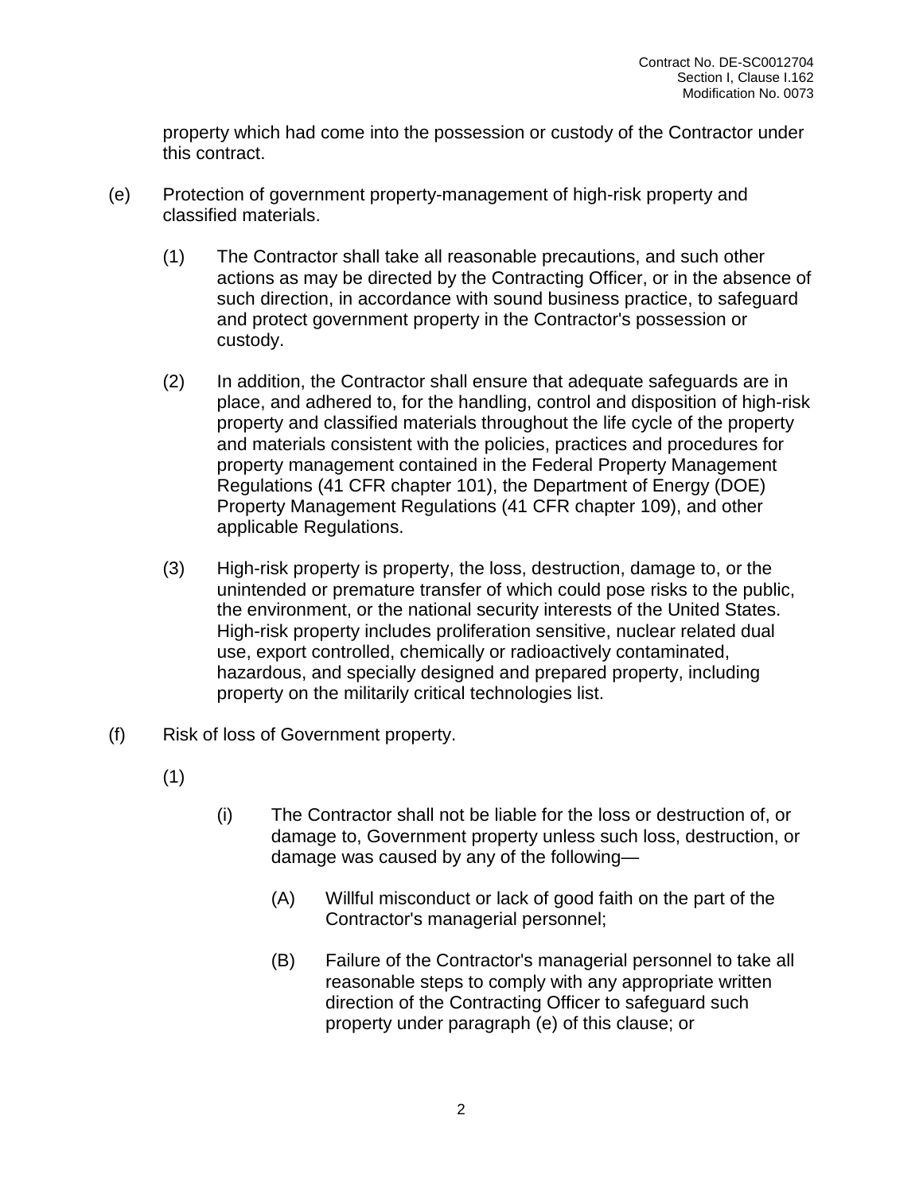property which had come into the possession or custody of the Contractor under this contract.

(e) Protection of government property-management of high-risk property and classified materials.

(1) The Contractor shall take all reasonable precautions, and such other actions as may be directed by the Contracting Officer, or in the absence of such direction, in accordance with sound business practice, to safeguard and protect government property in the Contractor's possession or custody.

(2) In addition, the Contractor shall ensure that adequate safeguards are in place, and adhered to, for the handling, control and disposition of high-risk property and classified materials throughout the life cycle of the property and materials consistent with the policies, practices and procedures for property management contained in the Federal Property Management Regulations (41 CFR chapter 101), the Department of Energy (DOE) Property Management Regulations (41 CFR chapter 109), and other applicable Regulations.

(3) High-risk property is property, the loss, destruction, damage to, or the unintended or premature transfer of which could pose risks to the public, the environment, or the national security interests of the United States. High-risk property includes proliferation sensitive, nuclear related dual use, export controlled, chemically or radioactively contaminated, hazardous, and specially designed and prepared property, including property on the militarily critical technologies list.

(f) Risk of loss of Government property.

(1)

(i) The Contractor shall not be liable for the loss or destruction of, or damage to, Government property unless such loss, destruction, or damage was caused by any of the following—

(A) Willful misconduct or lack of good faith on the part of the Contractor's managerial personnel;

(B) Failure of the Contractor's managerial personnel to take all reasonable steps to comply with any appropriate written direction of the Contracting Officer to safeguard such property under paragraph (e) of this clause; or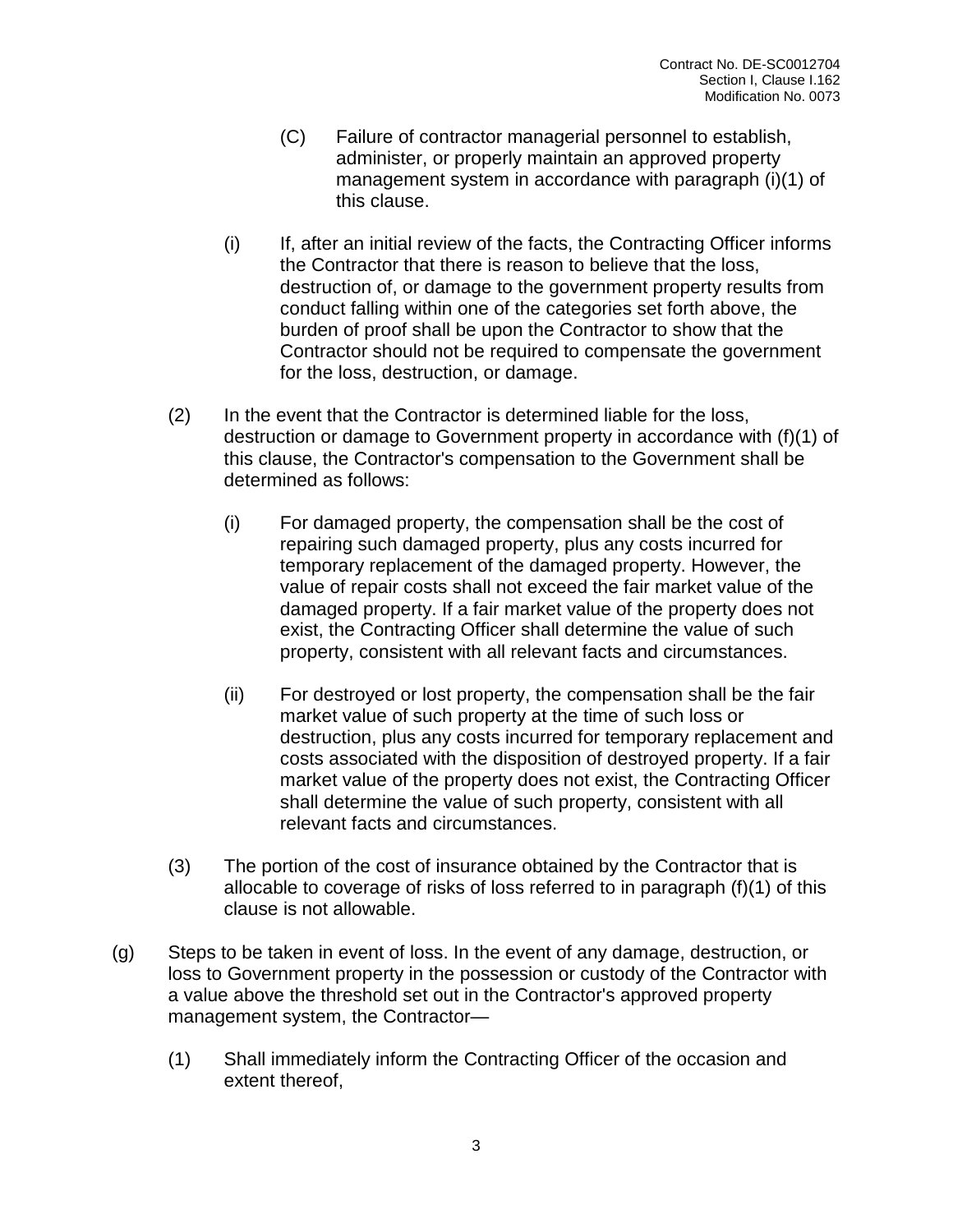(C) Failure of contractor managerial personnel to establish, administer, or properly maintain an approved property management system in accordance with paragraph (i)(1) of this clause.

(i) If, after an initial review of the facts, the Contracting Officer informs the Contractor that there is reason to believe that the loss, destruction of, or damage to the government property results from conduct falling within one of the categories set forth above, the burden of proof shall be upon the Contractor to show that the Contractor should not be required to compensate the government for the loss, destruction, or damage.

(2) In the event that the Contractor is determined liable for the loss, destruction or damage to Government property in accordance with (f)(1) of this clause, the Contractor's compensation to the Government shall be determined as follows:

(i) For damaged property, the compensation shall be the cost of repairing such damaged property, plus any costs incurred for temporary replacement of the damaged property. However, the value of repair costs shall not exceed the fair market value of the damaged property. If a fair market value of the property does not exist, the Contracting Officer shall determine the value of such property, consistent with all relevant facts and circumstances.

(ii) For destroyed or lost property, the compensation shall be the fair market value of such property at the time of such loss or destruction, plus any costs incurred for temporary replacement and costs associated with the disposition of destroyed property. If a fair market value of the property does not exist, the Contracting Officer shall determine the value of such property, consistent with all relevant facts and circumstances.

(3) The portion of the cost of insurance obtained by the Contractor that is allocable to coverage of risks of loss referred to in paragraph (f)(1) of this clause is not allowable.

(g) Steps to be taken in event of loss. In the event of any damage, destruction, or loss to Government property in the possession or custody of the Contractor with a value above the threshold set out in the Contractor's approved property management system, the Contractor—

(1) Shall immediately inform the Contracting Officer of the occasion and extent thereof,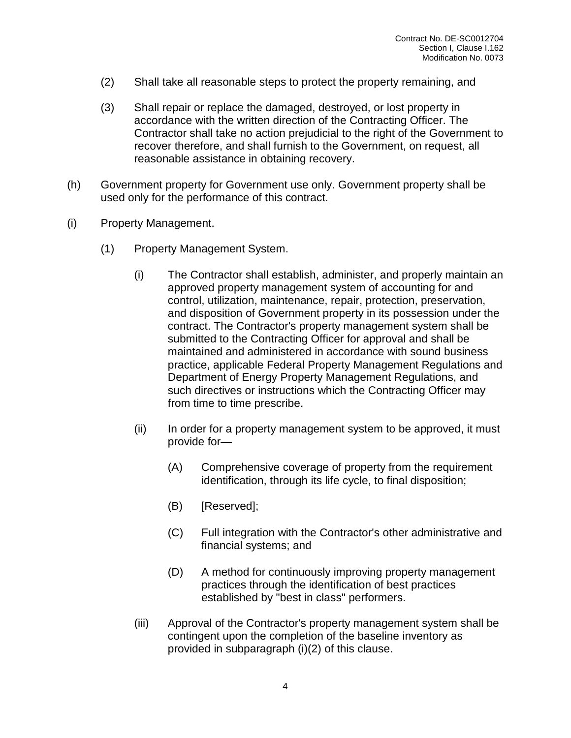(2) Shall take all reasonable steps to protect the property remaining, and

(3) Shall repair or replace the damaged, destroyed, or lost property in accordance with the written direction of the Contracting Officer. The Contractor shall take no action prejudicial to the right of the Government to recover therefore, and shall furnish to the Government, on request, all reasonable assistance in obtaining recovery.

(h) Government property for Government use only. Government property shall be used only for the performance of this contract.

(i) Property Management.

(1) Property Management System.

(i) The Contractor shall establish, administer, and properly maintain an approved property management system of accounting for and control, utilization, maintenance, repair, protection, preservation, and disposition of Government property in its possession under the contract. The Contractor's property management system shall be submitted to the Contracting Officer for approval and shall be maintained and administered in accordance with sound business practice, applicable Federal Property Management Regulations and Department of Energy Property Management Regulations, and such directives or instructions which the Contracting Officer may from time to time prescribe.

(ii) In order for a property management system to be approved, it must provide for—

(A) Comprehensive coverage of property from the requirement identification, through its life cycle, to final disposition;

(B) [Reserved];

(C) Full integration with the Contractor's other administrative and financial systems; and

(D) A method for continuously improving property management practices through the identification of best practices established by "best in class" performers.

(iii) Approval of the Contractor's property management system shall be contingent upon the completion of the baseline inventory as provided in subparagraph (i)(2) of this clause.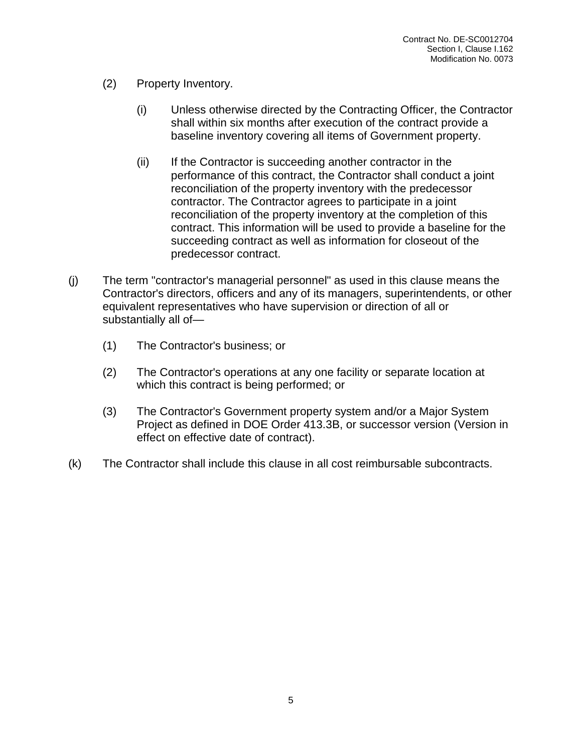(2) Property Inventory.

(i) Unless otherwise directed by the Contracting Officer, the Contractor shall within six months after execution of the contract provide a baseline inventory covering all items of Government property.

(ii) If the Contractor is succeeding another contractor in the performance of this contract, the Contractor shall conduct a joint reconciliation of the property inventory with the predecessor contractor. The Contractor agrees to participate in a joint reconciliation of the property inventory at the completion of this contract. This information will be used to provide a baseline for the succeeding contract as well as information for closeout of the predecessor contract.

(j) The term "contractor's managerial personnel" as used in this clause means the Contractor's directors, officers and any of its managers, superintendents, or other equivalent representatives who have supervision or direction of all or substantially all of—

(1) The Contractor's business; or

(2) The Contractor's operations at any one facility or separate location at which this contract is being performed; or

(3) The Contractor's Government property system and/or a Major System Project as defined in DOE Order 413.3B, or successor version (Version in effect on effective date of contract).

(k) The Contractor shall include this clause in all cost reimbursable subcontracts.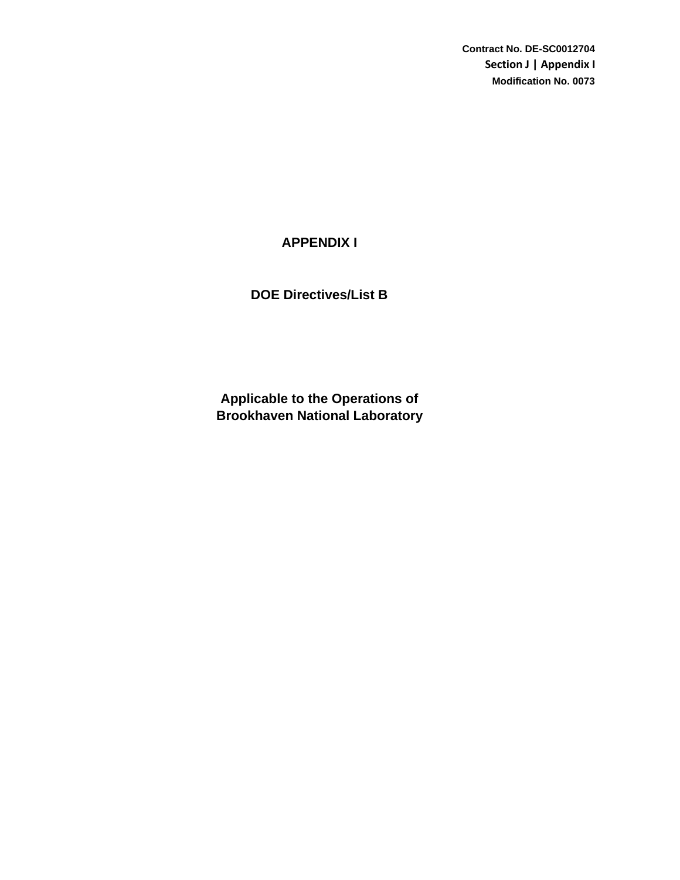Contract No. DE-SC0012704
Section J | Appendix I
Modification No. 0073

# APPENDIX I

## DOE Directives/List B

**Applicable to the Operations of Brookhaven National Laboratory**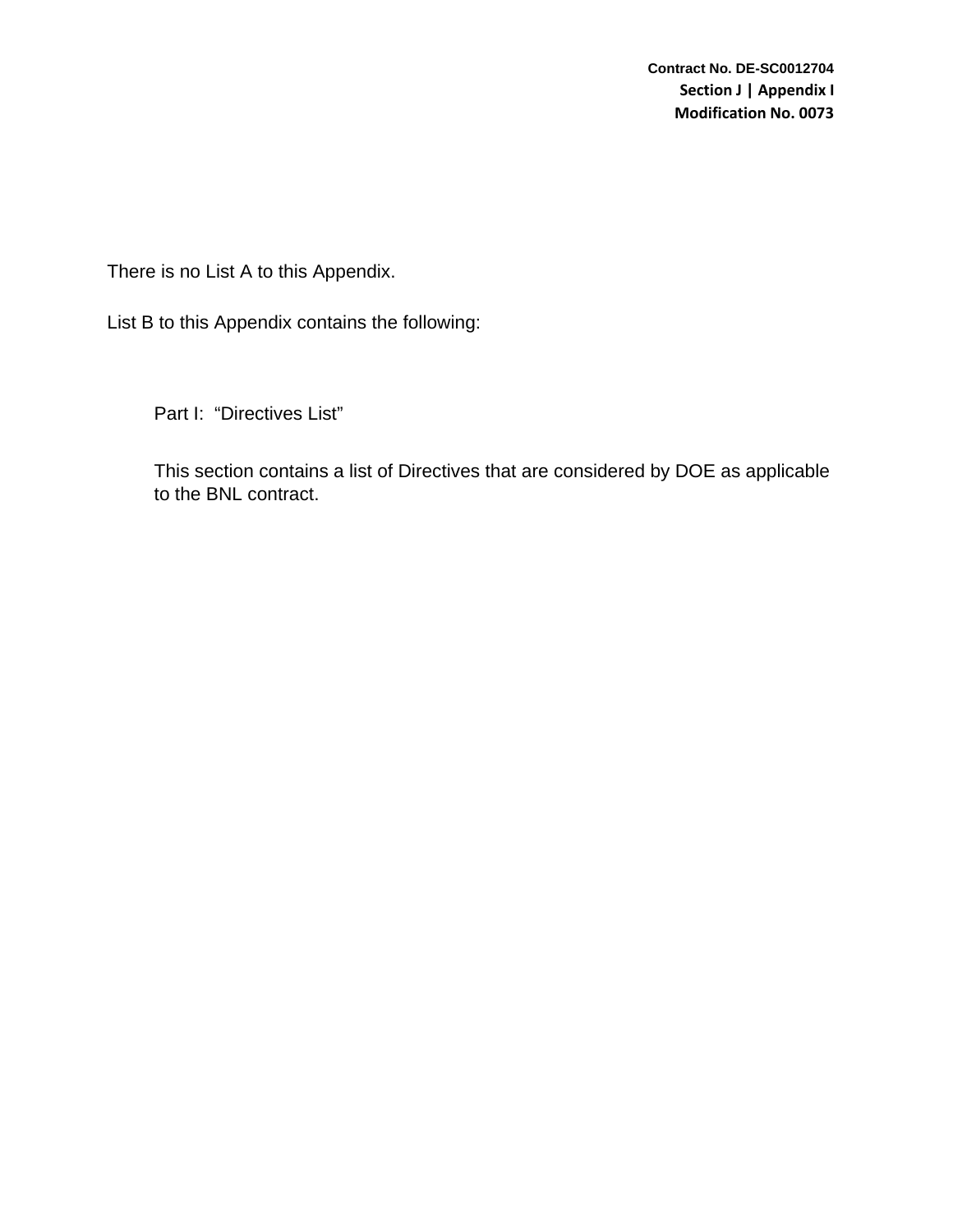There is no List A to this Appendix.

List B to this Appendix contains the following:

Part I: "Directives List"

This section contains a list of Directives that are considered by DOE as applicable to the BNL contract.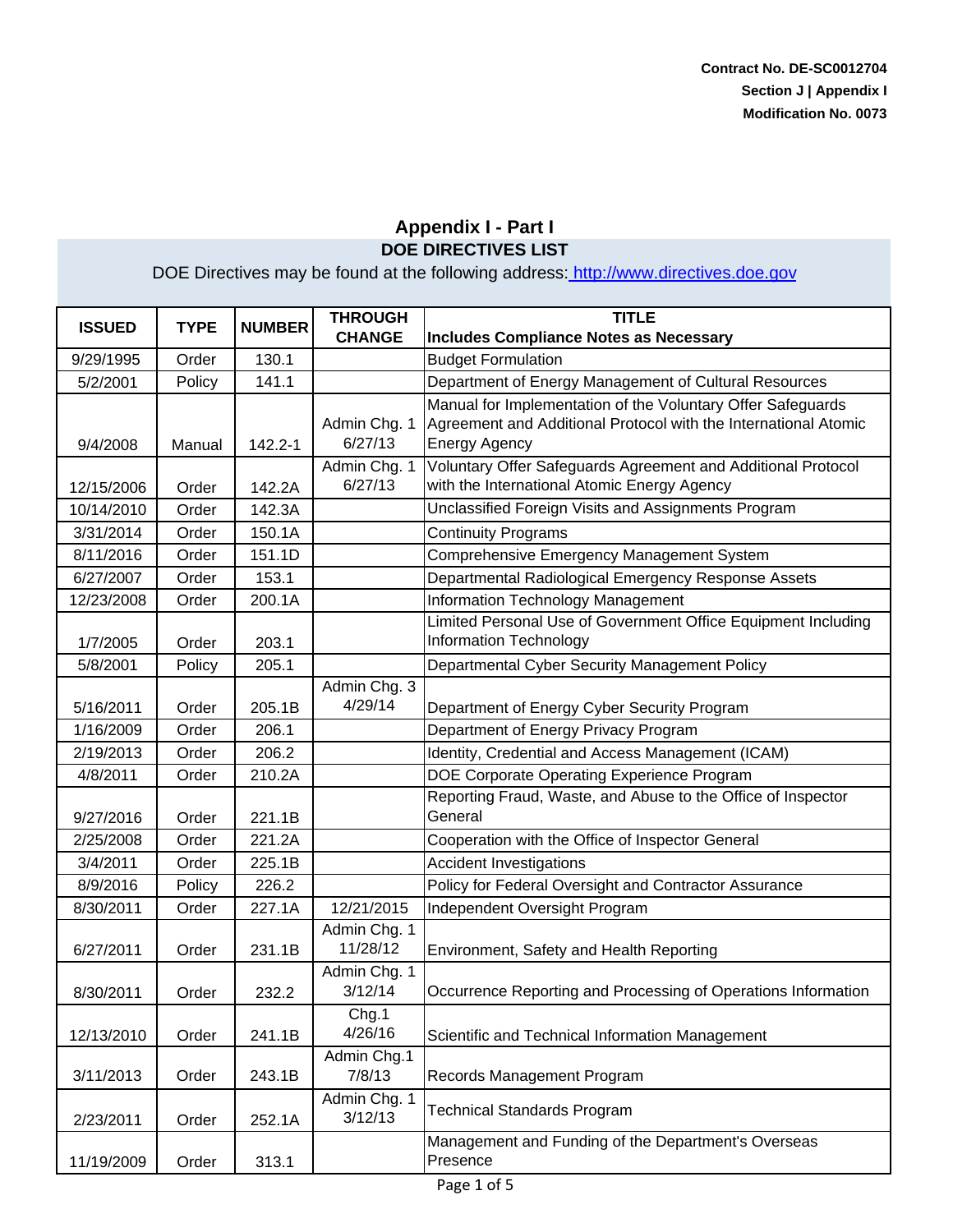Contract No. DE-SC0012704
Section J | Appendix I
Modification No. 0073

## Appendix I - Part I

### DOE DIRECTIVES LIST

DOE Directives may be found at the following address: http://www.directives.doe.gov

| ISSUED | TYPE | NUMBER | THROUGH CHANGE | TITLE Includes Compliance Notes as Necessary |
|---|---|---|---|---|
| 9/29/1995 | Order | 130.1 | | Budget Formulation |
| 5/2/2001 | Policy | 141.1 | | Department of Energy Management of Cultural Resources |
| 9/4/2008 | Manual | 142.2-1 | Admin Chg. 1 6/27/13 | Manual for Implementation of the Voluntary Offer Safeguards Agreement and Additional Protocol with the International Atomic Energy Agency |
| 12/15/2006 | Order | 142.2A | Admin Chg. 1 6/27/13 | Voluntary Offer Safeguards Agreement and Additional Protocol with the International Atomic Energy Agency |
| 10/14/2010 | Order | 142.3A | | Unclassified Foreign Visits and Assignments Program |
| 3/31/2014 | Order | 150.1A | | Continuity Programs |
| 8/11/2016 | Order | 151.1D | | Comprehensive Emergency Management System |
| 6/27/2007 | Order | 153.1 | | Departmental Radiological Emergency Response Assets |
| 12/23/2008 | Order | 200.1A | | Information Technology Management |
| 1/7/2005 | Order | 203.1 | | Limited Personal Use of Government Office Equipment Including Information Technology |
| 5/8/2001 | Policy | 205.1 | | Departmental Cyber Security Management Policy |
| 5/16/2011 | Order | 205.1B | Admin Chg. 3 4/29/14 | Department of Energy Cyber Security Program |
| 1/16/2009 | Order | 206.1 | | Department of Energy Privacy Program |
| 2/19/2013 | Order | 206.2 | | Identity, Credential and Access Management (ICAM) |
| 4/8/2011 | Order | 210.2A | | DOE Corporate Operating Experience Program |
| 9/27/2016 | Order | 221.1B | | Reporting Fraud, Waste, and Abuse to the Office of Inspector General |
| 2/25/2008 | Order | 221.2A | | Cooperation with the Office of Inspector General |
| 3/4/2011 | Order | 225.1B | | Accident Investigations |
| 8/9/2016 | Policy | 226.2 | | Policy for Federal Oversight and Contractor Assurance |
| 8/30/2011 | Order | 227.1A | 12/21/2015 | Independent Oversight Program |
| 6/27/2011 | Order | 231.1B | Admin Chg. 1 11/28/12 | Environment, Safety and Health Reporting |
| 8/30/2011 | Order | 232.2 | Admin Chg. 1 3/12/14 | Occurrence Reporting and Processing of Operations Information |
| 12/13/2010 | Order | 241.1B | Chg.1 4/26/16 | Scientific and Technical Information Management |
| 3/11/2013 | Order | 243.1B | Admin Chg.1 7/8/13 | Records Management Program |
| 2/23/2011 | Order | 252.1A | Admin Chg. 1 3/12/13 | Technical Standards Program |
| 11/19/2009 | Order | 313.1 | | Management and Funding of the Department's Overseas Presence |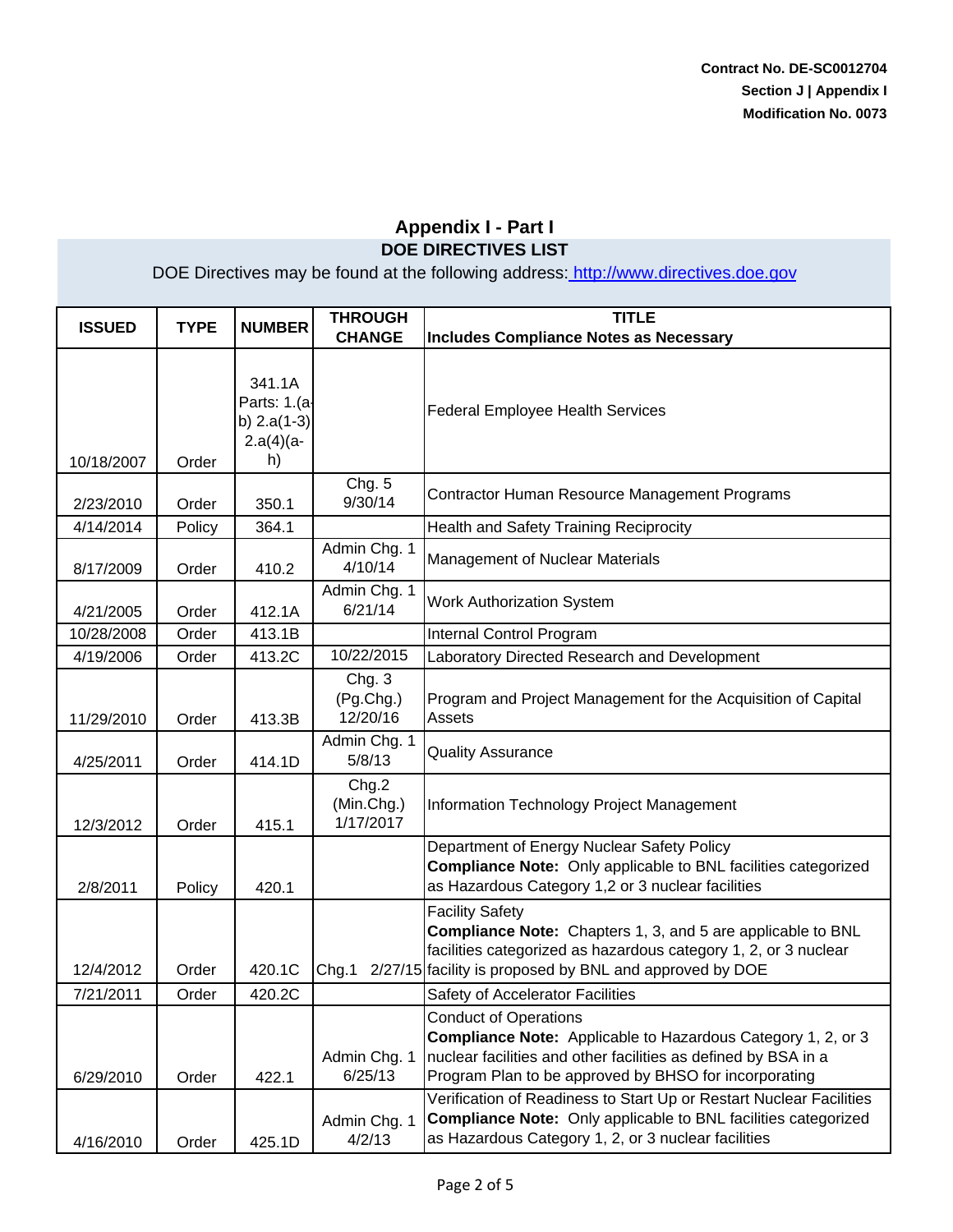Contract No. DE-SC0012704
Section J | Appendix I
Modification No. 0073

## Appendix I - Part I

### DOE DIRECTIVES LIST

DOE Directives may be found at the following address: http://www.directives.doe.gov

| ISSUED | TYPE | NUMBER | THROUGH CHANGE | TITLE<br>Includes Compliance Notes as Necessary |
|---|---|---|---|---|
| 10/18/2007 | Order | 341.1A Parts: 1.(a-b) 2.a(1-3) 2.a(4)(a-h) | | Federal Employee Health Services |
| 2/23/2010 | Order | 350.1 | Chg. 5 9/30/14 | Contractor Human Resource Management Programs |
| 4/14/2014 | Policy | 364.1 | | Health and Safety Training Reciprocity |
| 8/17/2009 | Order | 410.2 | Admin Chg. 1 4/10/14 | Management of Nuclear Materials |
| 4/21/2005 | Order | 412.1A | Admin Chg. 1 6/21/14 | Work Authorization System |
| 10/28/2008 | Order | 413.1B | | Internal Control Program |
| 4/19/2006 | Order | 413.2C | 10/22/2015 | Laboratory Directed Research and Development |
| 11/29/2010 | Order | 413.3B | Chg. 3 (Pg.Chg.) 12/20/16 | Program and Project Management for the Acquisition of Capital Assets |
| 4/25/2011 | Order | 414.1D | Admin Chg. 1 5/8/13 | Quality Assurance |
| 12/3/2012 | Order | 415.1 | Chg.2 (Min.Chg.) 1/17/2017 | Information Technology Project Management |
| 2/8/2011 | Policy | 420.1 | | Department of Energy Nuclear Safety Policy<br>**Compliance Note:** Only applicable to BNL facilities categorized as Hazardous Category 1,2 or 3 nuclear facilities |
| 12/4/2012 | Order | 420.1C | Chg.1 2/27/15 | Facility Safety<br>**Compliance Note:** Chapters 1, 3, and 5 are applicable to BNL facilities categorized as hazardous category 1, 2, or 3 nuclear facility is proposed by BNL and approved by DOE |
| 7/21/2011 | Order | 420.2C | | Safety of Accelerator Facilities |
| 6/29/2010 | Order | 422.1 | Admin Chg. 1 6/25/13 | Conduct of Operations<br>**Compliance Note:** Applicable to Hazardous Category 1, 2, or 3 nuclear facilities and other facilities as defined by BSA in a Program Plan to be approved by BHSO for incorporating |
| 4/16/2010 | Order | 425.1D | Admin Chg. 1 4/2/13 | Verification of Readiness to Start Up or Restart Nuclear Facilities<br>**Compliance Note:** Only applicable to BNL facilities categorized as Hazardous Category 1, 2, or 3 nuclear facilities |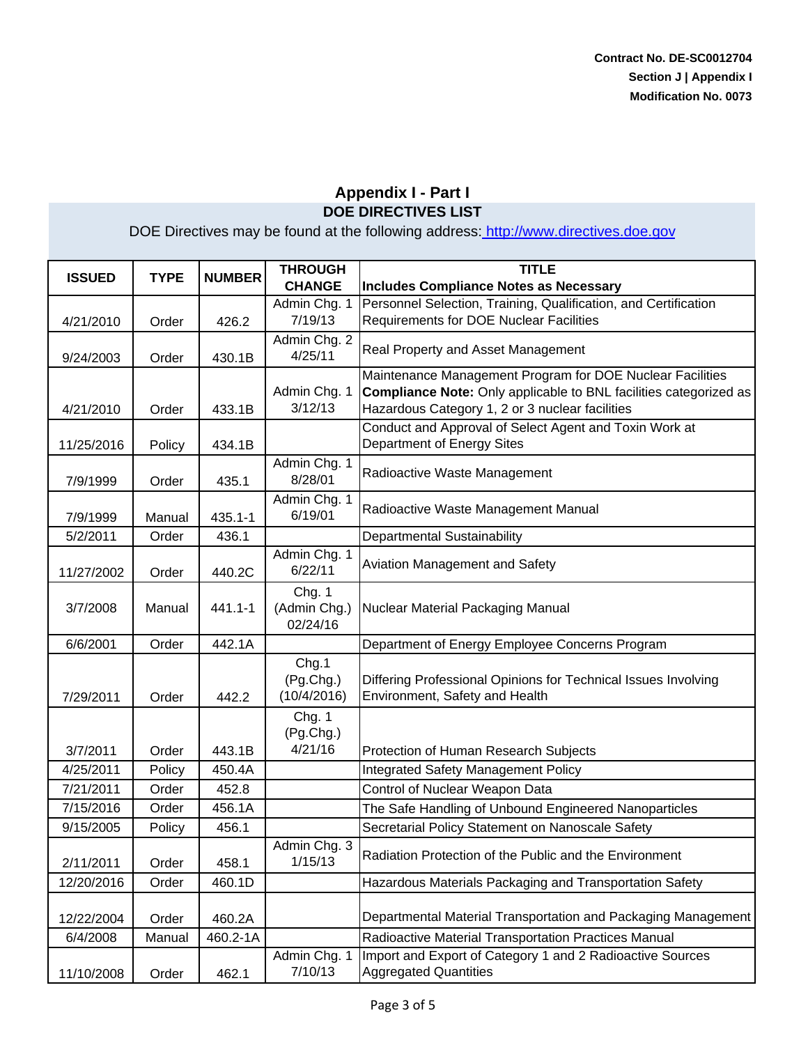Contract No. DE-SC0012704
Section J | Appendix I
Modification No. 0073

## Appendix I - Part I

### DOE DIRECTIVES LIST

DOE Directives may be found at the following address: http://www.directives.doe.gov

| ISSUED | TYPE | NUMBER | THROUGH CHANGE | TITLE<br>Includes Compliance Notes as Necessary |
|---|---|---|---|---|
| 4/21/2010 | Order | 426.2 | Admin Chg. 1 7/19/13 | Personnel Selection, Training, Qualification, and Certification Requirements for DOE Nuclear Facilities |
| 9/24/2003 | Order | 430.1B | Admin Chg. 2 4/25/11 | Real Property and Asset Management |
| 4/21/2010 | Order | 433.1B | Admin Chg. 1 3/12/13 | Maintenance Management Program for DOE Nuclear Facilities **Compliance Note:** Only applicable to BNL facilities categorized as Hazardous Category 1, 2 or 3 nuclear facilities |
| 11/25/2016 | Policy | 434.1B | | Conduct and Approval of Select Agent and Toxin Work at Department of Energy Sites |
| 7/9/1999 | Order | 435.1 | Admin Chg. 1 8/28/01 | Radioactive Waste Management |
| 7/9/1999 | Manual | 435.1-1 | Admin Chg. 1 6/19/01 | Radioactive Waste Management Manual |
| 5/2/2011 | Order | 436.1 | | Departmental Sustainability |
| 11/27/2002 | Order | 440.2C | Admin Chg. 1 6/22/11 | Aviation Management and Safety |
| 3/7/2008 | Manual | 441.1-1 | Chg. 1 (Admin Chg.) 02/24/16 | Nuclear Material Packaging Manual |
| 6/6/2001 | Order | 442.1A | | Department of Energy Employee Concerns Program |
| 7/29/2011 | Order | 442.2 | Chg.1 (Pg.Chg.) (10/4/2016) | Differing Professional Opinions for Technical Issues Involving Environment, Safety and Health |
| 3/7/2011 | Order | 443.1B | Chg. 1 (Pg.Chg.) 4/21/16 | Protection of Human Research Subjects |
| 4/25/2011 | Policy | 450.4A | | Integrated Safety Management Policy |
| 7/21/2011 | Order | 452.8 | | Control of Nuclear Weapon Data |
| 7/15/2016 | Order | 456.1A | | The Safe Handling of Unbound Engineered Nanoparticles |
| 9/15/2005 | Policy | 456.1 | | Secretarial Policy Statement on Nanoscale Safety |
| 2/11/2011 | Order | 458.1 | Admin Chg. 3 1/15/13 | Radiation Protection of the Public and the Environment |
| 12/20/2016 | Order | 460.1D | | Hazardous Materials Packaging and Transportation Safety |
| 12/22/2004 | Order | 460.2A | | Departmental Material Transportation and Packaging Management |
| 6/4/2008 | Manual | 460.2-1A | | Radioactive Material Transportation Practices Manual |
| 11/10/2008 | Order | 462.1 | Admin Chg. 1 7/10/13 | Import and Export of Category 1 and 2 Radioactive Sources Aggregated Quantities |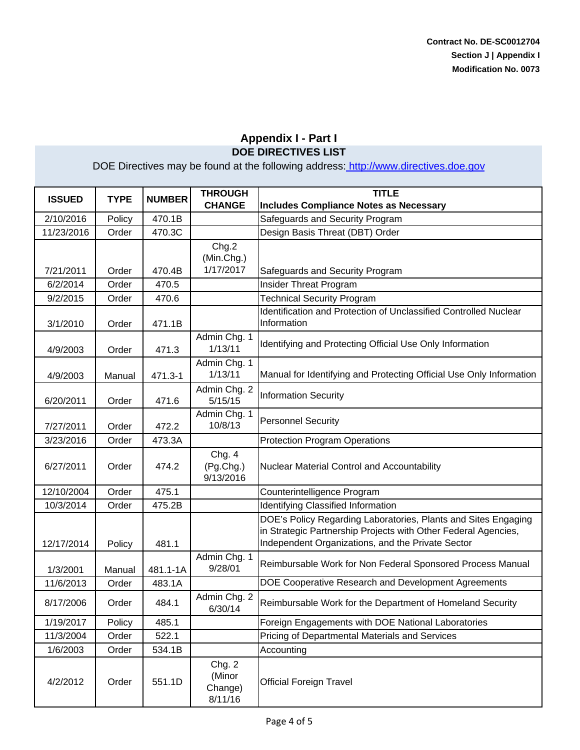Contract No. DE-SC0012704
Section J | Appendix I
Modification No. 0073

## Appendix I - Part I

### DOE DIRECTIVES LIST

DOE Directives may be found at the following address: http://www.directives.doe.gov

| ISSUED | TYPE | NUMBER | THROUGH CHANGE | TITLE<br>Includes Compliance Notes as Necessary |
|---|---|---|---|---|
| 2/10/2016 | Policy | 470.1B | | Safeguards and Security Program |
| 11/23/2016 | Order | 470.3C | | Design Basis Threat (DBT) Order |
| 7/21/2011 | Order | 470.4B | Chg.2 (Min.Chg.) 1/17/2017 | Safeguards and Security Program |
| 6/2/2014 | Order | 470.5 | | Insider Threat Program |
| 9/2/2015 | Order | 470.6 | | Technical Security Program |
| 3/1/2010 | Order | 471.1B | | Identification and Protection of Unclassified Controlled Nuclear Information |
| 4/9/2003 | Order | 471.3 | Admin Chg. 1 1/13/11 | Identifying and Protecting Official Use Only Information |
| 4/9/2003 | Manual | 471.3-1 | Admin Chg. 1 1/13/11 | Manual for Identifying and Protecting Official Use Only Information |
| 6/20/2011 | Order | 471.6 | Admin Chg. 2 5/15/15 | Information Security |
| 7/27/2011 | Order | 472.2 | Admin Chg. 1 10/8/13 | Personnel Security |
| 3/23/2016 | Order | 473.3A | | Protection Program Operations |
| 6/27/2011 | Order | 474.2 | Chg. 4 (Pg.Chg.) 9/13/2016 | Nuclear Material Control and Accountability |
| 12/10/2004 | Order | 475.1 | | Counterintelligence Program |
| 10/3/2014 | Order | 475.2B | | Identifying Classified Information |
| 12/17/2014 | Policy | 481.1 | | DOE's Policy Regarding Laboratories, Plants and Sites Engaging in Strategic Partnership Projects with Other Federal Agencies, Independent Organizations, and the Private Sector |
| 1/3/2001 | Manual | 481.1-1A | Admin Chg. 1 9/28/01 | Reimbursable Work for Non Federal Sponsored Process Manual |
| 11/6/2013 | Order | 483.1A | | DOE Cooperative Research and Development Agreements |
| 8/17/2006 | Order | 484.1 | Admin Chg. 2 6/30/14 | Reimbursable Work for the Department of Homeland Security |
| 1/19/2017 | Policy | 485.1 | | Foreign Engagements with DOE National Laboratories |
| 11/3/2004 | Order | 522.1 | | Pricing of Departmental Materials and Services |
| 1/6/2003 | Order | 534.1B | | Accounting |
| 4/2/2012 | Order | 551.1D | Chg. 2 (Minor Change) 8/11/16 | Official Foreign Travel |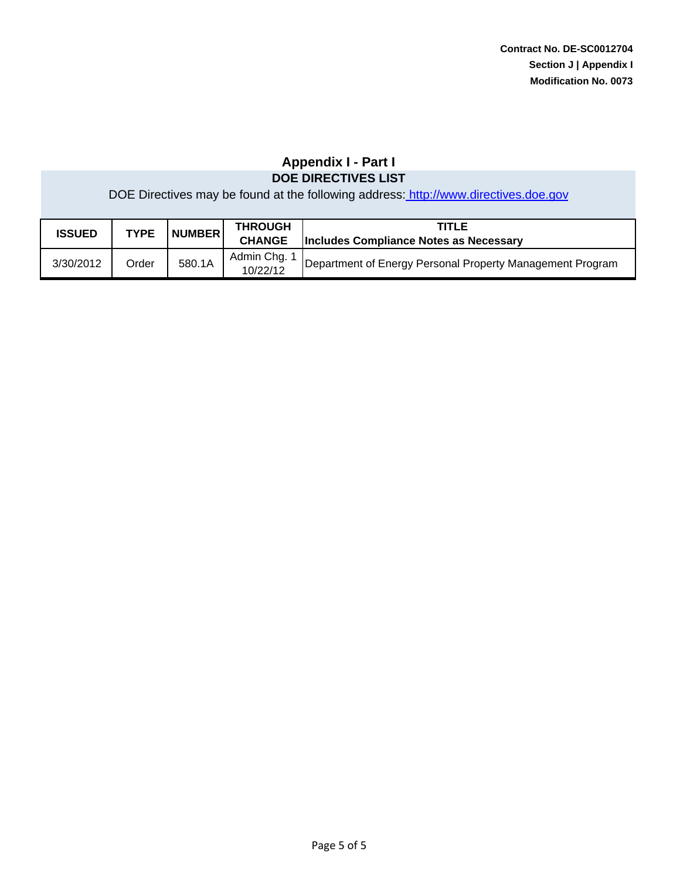**Contract No. DE-SC0012704**
**Section J | Appendix I**
**Modification No. 0073**

## Appendix I - Part I

### DOE DIRECTIVES LIST

DOE Directives may be found at the following address: http://www.directives.doe.gov

| ISSUED | TYPE | NUMBER | THROUGH CHANGE | TITLE Includes Compliance Notes as Necessary |
|---|---|---|---|---|
| 3/30/2012 | Order | 580.1A | Admin Chg. 1 10/22/12 | Department of Energy Personal Property Management Program |